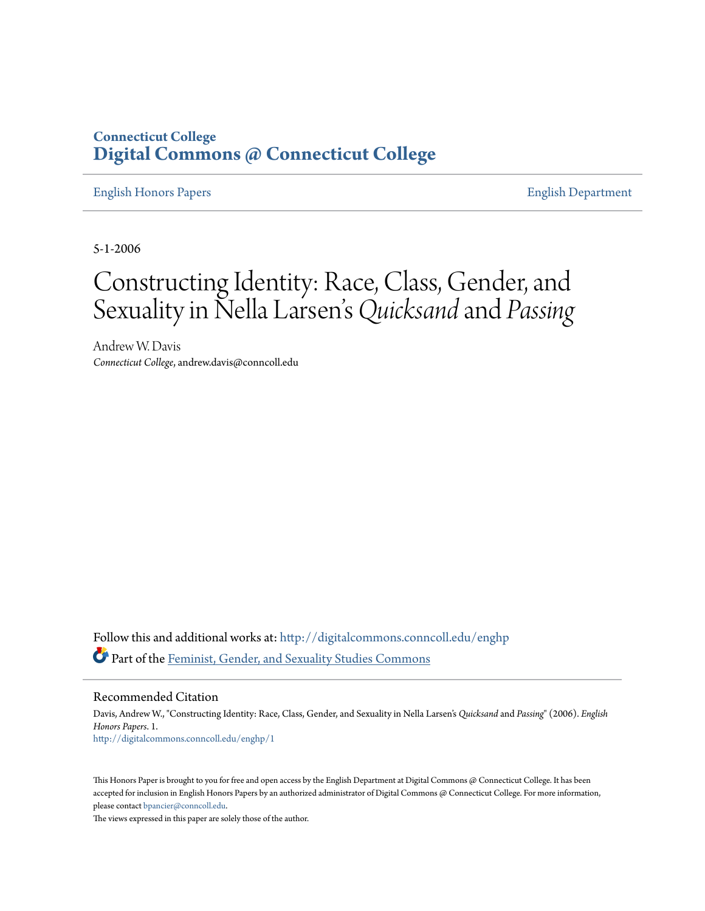Connecticut College
# Digital Commons @ Connecticut College

English Honors Papers | English Department

5-1-2006

# Constructing Identity: Race, Class, Gender, and Sexuality in Nella Larsen's *Quicksand* and *Passing*

Andrew W. Davis
*Connecticut College*, andrew.davis@conncoll.edu

Follow this and additional works at: http://digitalcommons.conncoll.edu/enghp

Part of the Feminist, Gender, and Sexuality Studies Commons

## Recommended Citation

Davis, Andrew W., "Constructing Identity: Race, Class, Gender, and Sexuality in Nella Larsen's *Quicksand* and *Passing*" (2006). *English Honors Papers*. 1.
http://digitalcommons.conncoll.edu/enghp/1

This Honors Paper is brought to you for free and open access by the English Department at Digital Commons @ Connecticut College. It has been accepted for inclusion in English Honors Papers by an authorized administrator of Digital Commons @ Connecticut College. For more information, please contact bpancier@conncoll.edu.
The views expressed in this paper are solely those of the author.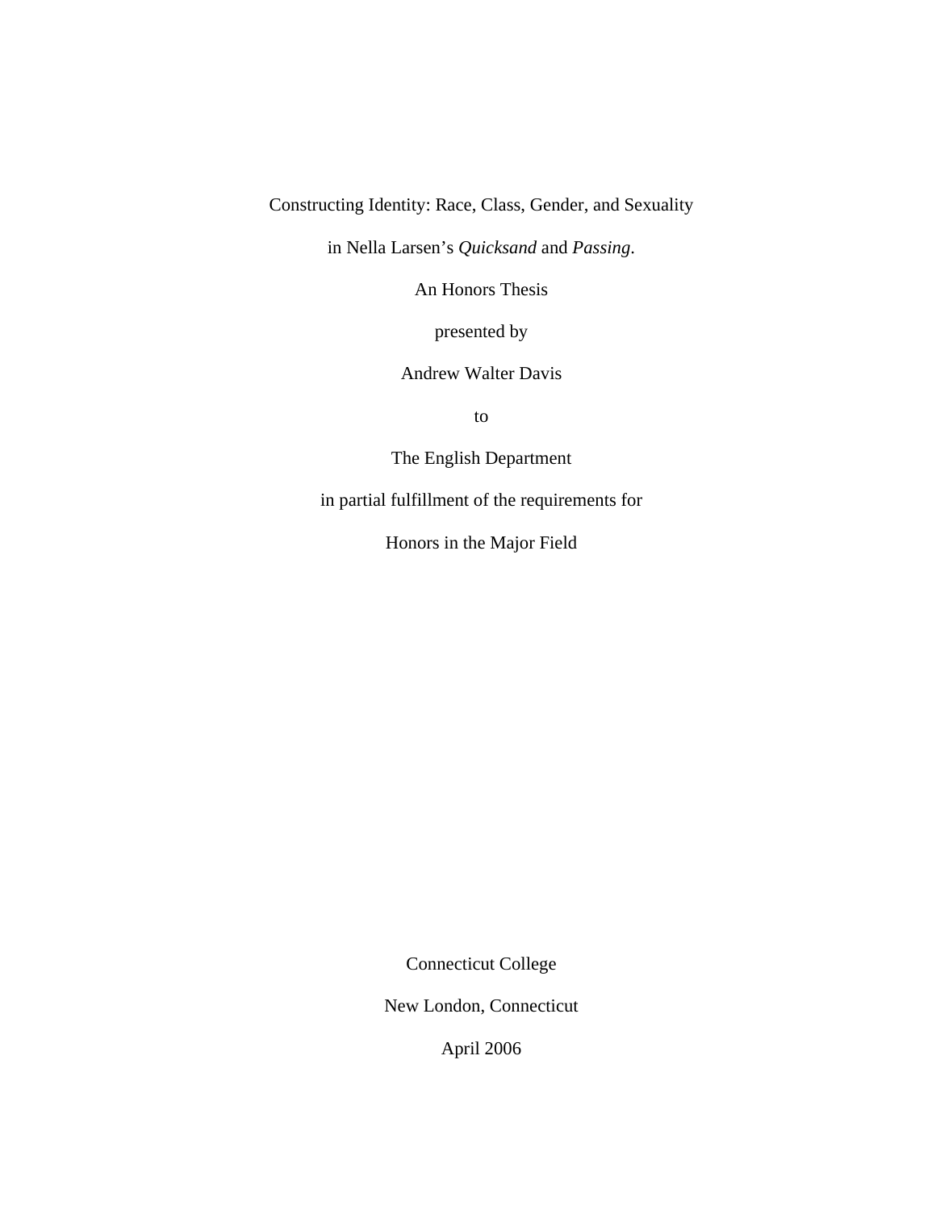Constructing Identity: Race, Class, Gender, and Sexuality

in Nella Larsen's *Quicksand* and *Passing*.

An Honors Thesis

presented by

Andrew Walter Davis

to

The English Department

in partial fulfillment of the requirements for

Honors in the Major Field

Connecticut College

New London, Connecticut

April 2006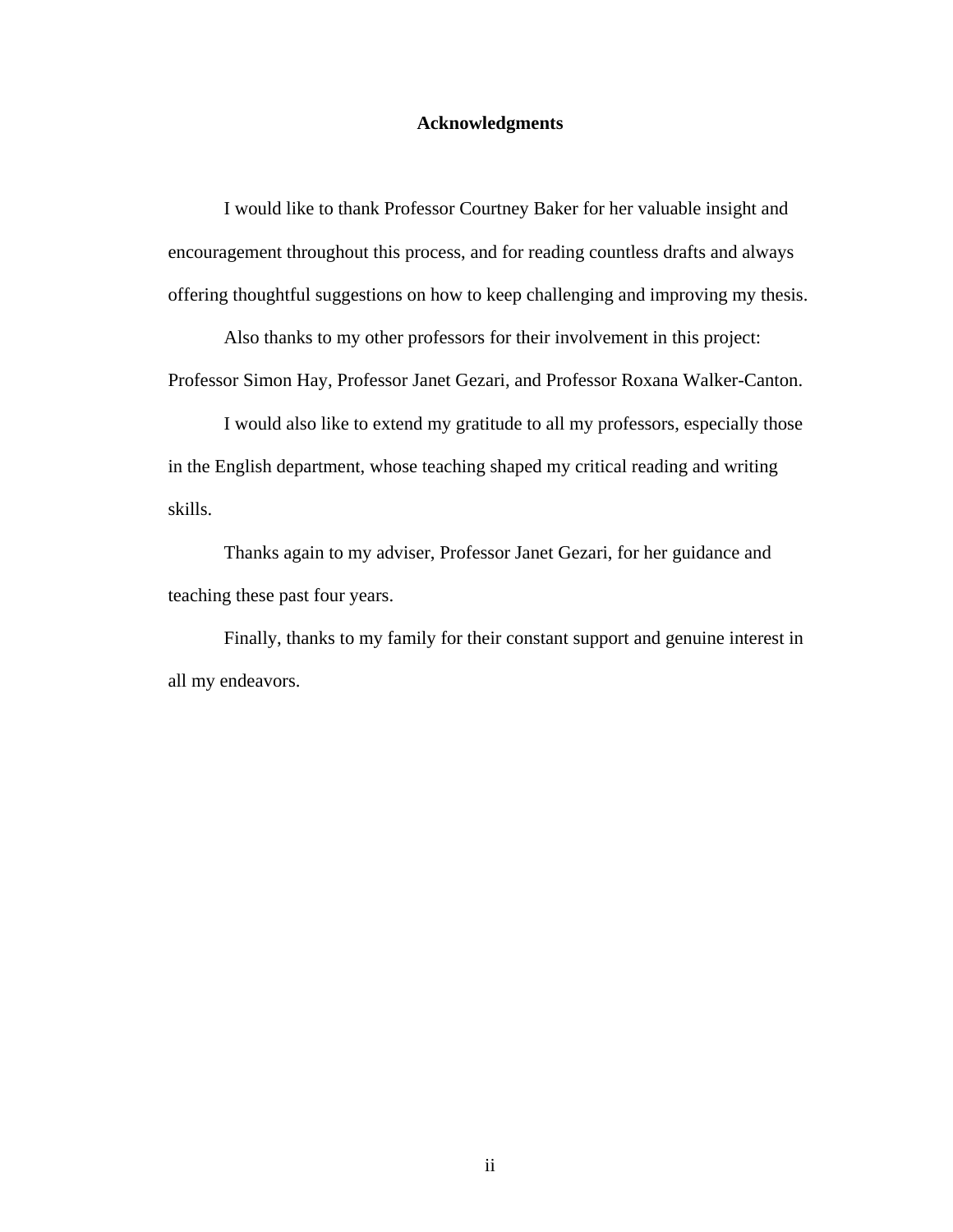## Acknowledgments

I would like to thank Professor Courtney Baker for her valuable insight and encouragement throughout this process, and for reading countless drafts and always offering thoughtful suggestions on how to keep challenging and improving my thesis.

Also thanks to my other professors for their involvement in this project: Professor Simon Hay, Professor Janet Gezari, and Professor Roxana Walker-Canton.

I would also like to extend my gratitude to all my professors, especially those in the English department, whose teaching shaped my critical reading and writing skills.

Thanks again to my adviser, Professor Janet Gezari, for her guidance and teaching these past four years.

Finally, thanks to my family for their constant support and genuine interest in all my endeavors.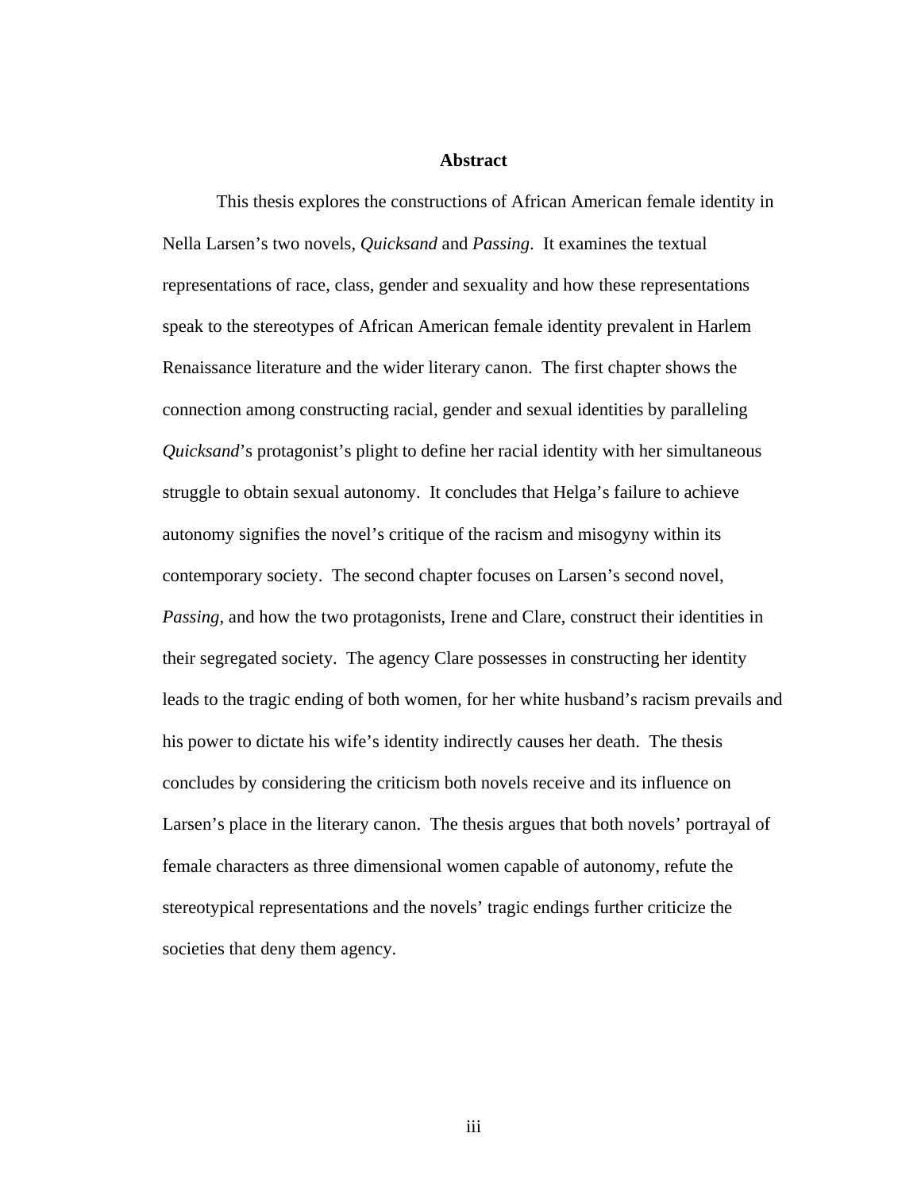# Abstract

This thesis explores the constructions of African American female identity in Nella Larsen's two novels, *Quicksand* and *Passing*. It examines the textual representations of race, class, gender and sexuality and how these representations speak to the stereotypes of African American female identity prevalent in Harlem Renaissance literature and the wider literary canon. The first chapter shows the connection among constructing racial, gender and sexual identities by paralleling *Quicksand*'s protagonist's plight to define her racial identity with her simultaneous struggle to obtain sexual autonomy. It concludes that Helga's failure to achieve autonomy signifies the novel's critique of the racism and misogyny within its contemporary society. The second chapter focuses on Larsen's second novel, *Passing*, and how the two protagonists, Irene and Clare, construct their identities in their segregated society. The agency Clare possesses in constructing her identity leads to the tragic ending of both women, for her white husband's racism prevails and his power to dictate his wife's identity indirectly causes her death. The thesis concludes by considering the criticism both novels receive and its influence on Larsen's place in the literary canon. The thesis argues that both novels' portrayal of female characters as three dimensional women capable of autonomy, refute the stereotypical representations and the novels' tragic endings further criticize the societies that deny them agency.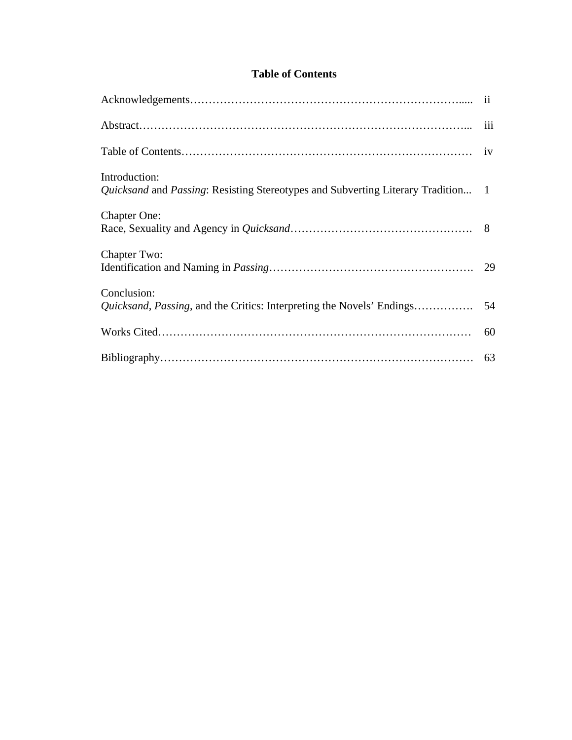# Table of Contents

| | |
|---|---|
| Acknowledgements | ii |
| Abstract | iii |
| Table of Contents | iv |
| Introduction: *Quicksand* and *Passing*: Resisting Stereotypes and Subverting Literary Tradition | 1 |
| Chapter One: Race, Sexuality and Agency in *Quicksand* | 8 |
| Chapter Two: Identification and Naming in *Passing* | 29 |
| Conclusion: *Quicksand*, *Passing*, and the Critics: Interpreting the Novels' Endings | 54 |
| Works Cited | 60 |
| Bibliography | 63 |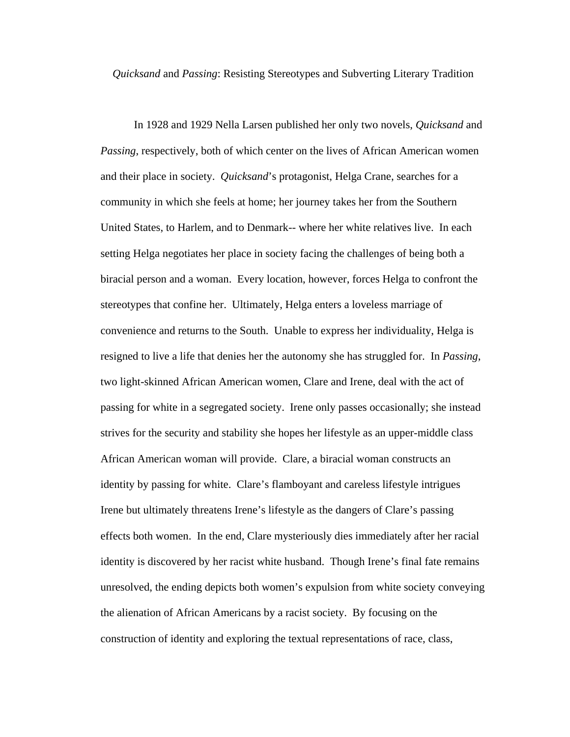*Quicksand* and *Passing*: Resisting Stereotypes and Subverting Literary Tradition

In 1928 and 1929 Nella Larsen published her only two novels, *Quicksand* and *Passing,* respectively, both of which center on the lives of African American women and their place in society. *Quicksand*'s protagonist, Helga Crane, searches for a community in which she feels at home; her journey takes her from the Southern United States, to Harlem, and to Denmark-- where her white relatives live. In each setting Helga negotiates her place in society facing the challenges of being both a biracial person and a woman. Every location, however, forces Helga to confront the stereotypes that confine her. Ultimately, Helga enters a loveless marriage of convenience and returns to the South. Unable to express her individuality, Helga is resigned to live a life that denies her the autonomy she has struggled for. In *Passing*, two light-skinned African American women, Clare and Irene, deal with the act of passing for white in a segregated society. Irene only passes occasionally; she instead strives for the security and stability she hopes her lifestyle as an upper-middle class African American woman will provide. Clare, a biracial woman constructs an identity by passing for white. Clare's flamboyant and careless lifestyle intrigues Irene but ultimately threatens Irene's lifestyle as the dangers of Clare's passing effects both women. In the end, Clare mysteriously dies immediately after her racial identity is discovered by her racist white husband. Though Irene's final fate remains unresolved, the ending depicts both women's expulsion from white society conveying the alienation of African Americans by a racist society. By focusing on the construction of identity and exploring the textual representations of race, class,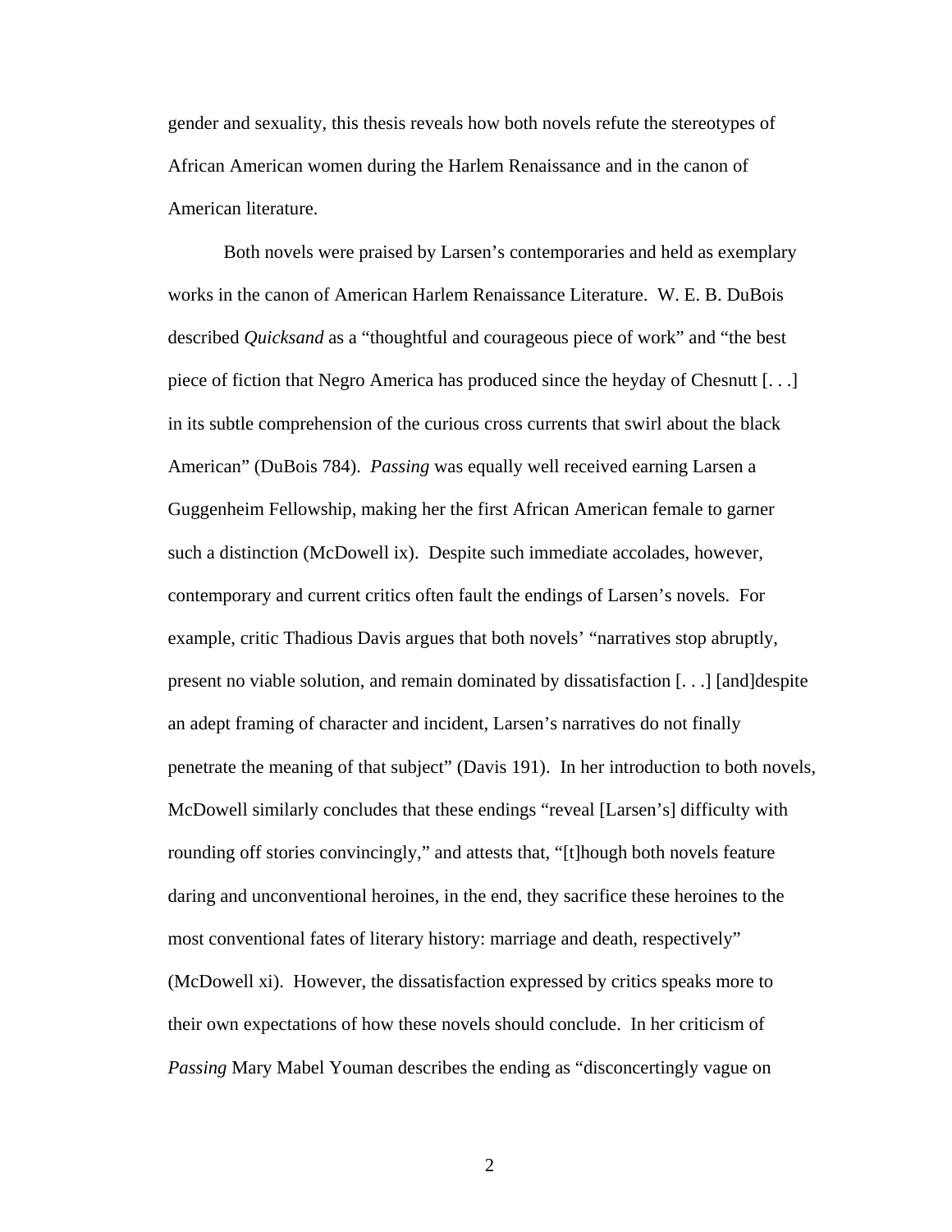gender and sexuality, this thesis reveals how both novels refute the stereotypes of African American women during the Harlem Renaissance and in the canon of American literature.

Both novels were praised by Larsen's contemporaries and held as exemplary works in the canon of American Harlem Renaissance Literature. W. E. B. DuBois described *Quicksand* as a "thoughtful and courageous piece of work" and "the best piece of fiction that Negro America has produced since the heyday of Chesnutt [. . .] in its subtle comprehension of the curious cross currents that swirl about the black American" (DuBois 784). *Passing* was equally well received earning Larsen a Guggenheim Fellowship, making her the first African American female to garner such a distinction (McDowell ix). Despite such immediate accolades, however, contemporary and current critics often fault the endings of Larsen's novels. For example, critic Thadious Davis argues that both novels' "narratives stop abruptly, present no viable solution, and remain dominated by dissatisfaction [. . .] [and]despite an adept framing of character and incident, Larsen's narratives do not finally penetrate the meaning of that subject" (Davis 191). In her introduction to both novels, McDowell similarly concludes that these endings "reveal [Larsen's] difficulty with rounding off stories convincingly," and attests that, "[t]hough both novels feature daring and unconventional heroines, in the end, they sacrifice these heroines to the most conventional fates of literary history: marriage and death, respectively" (McDowell xi). However, the dissatisfaction expressed by critics speaks more to their own expectations of how these novels should conclude. In her criticism of *Passing* Mary Mabel Youman describes the ending as "disconcertingly vague on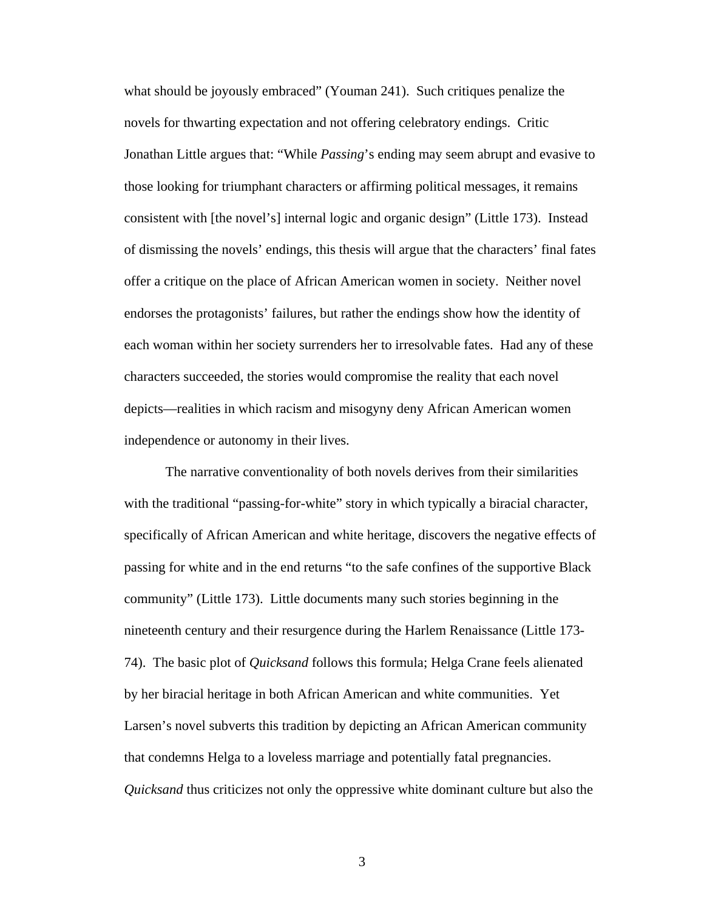what should be joyously embraced" (Youman 241). Such critiques penalize the novels for thwarting expectation and not offering celebratory endings. Critic Jonathan Little argues that: "While *Passing*'s ending may seem abrupt and evasive to those looking for triumphant characters or affirming political messages, it remains consistent with [the novel's] internal logic and organic design" (Little 173). Instead of dismissing the novels' endings, this thesis will argue that the characters' final fates offer a critique on the place of African American women in society. Neither novel endorses the protagonists' failures, but rather the endings show how the identity of each woman within her society surrenders her to irresolvable fates. Had any of these characters succeeded, the stories would compromise the reality that each novel depicts—realities in which racism and misogyny deny African American women independence or autonomy in their lives.

The narrative conventionality of both novels derives from their similarities with the traditional "passing-for-white" story in which typically a biracial character, specifically of African American and white heritage, discovers the negative effects of passing for white and in the end returns "to the safe confines of the supportive Black community" (Little 173). Little documents many such stories beginning in the nineteenth century and their resurgence during the Harlem Renaissance (Little 173-74). The basic plot of *Quicksand* follows this formula; Helga Crane feels alienated by her biracial heritage in both African American and white communities. Yet Larsen's novel subverts this tradition by depicting an African American community that condemns Helga to a loveless marriage and potentially fatal pregnancies. *Quicksand* thus criticizes not only the oppressive white dominant culture but also the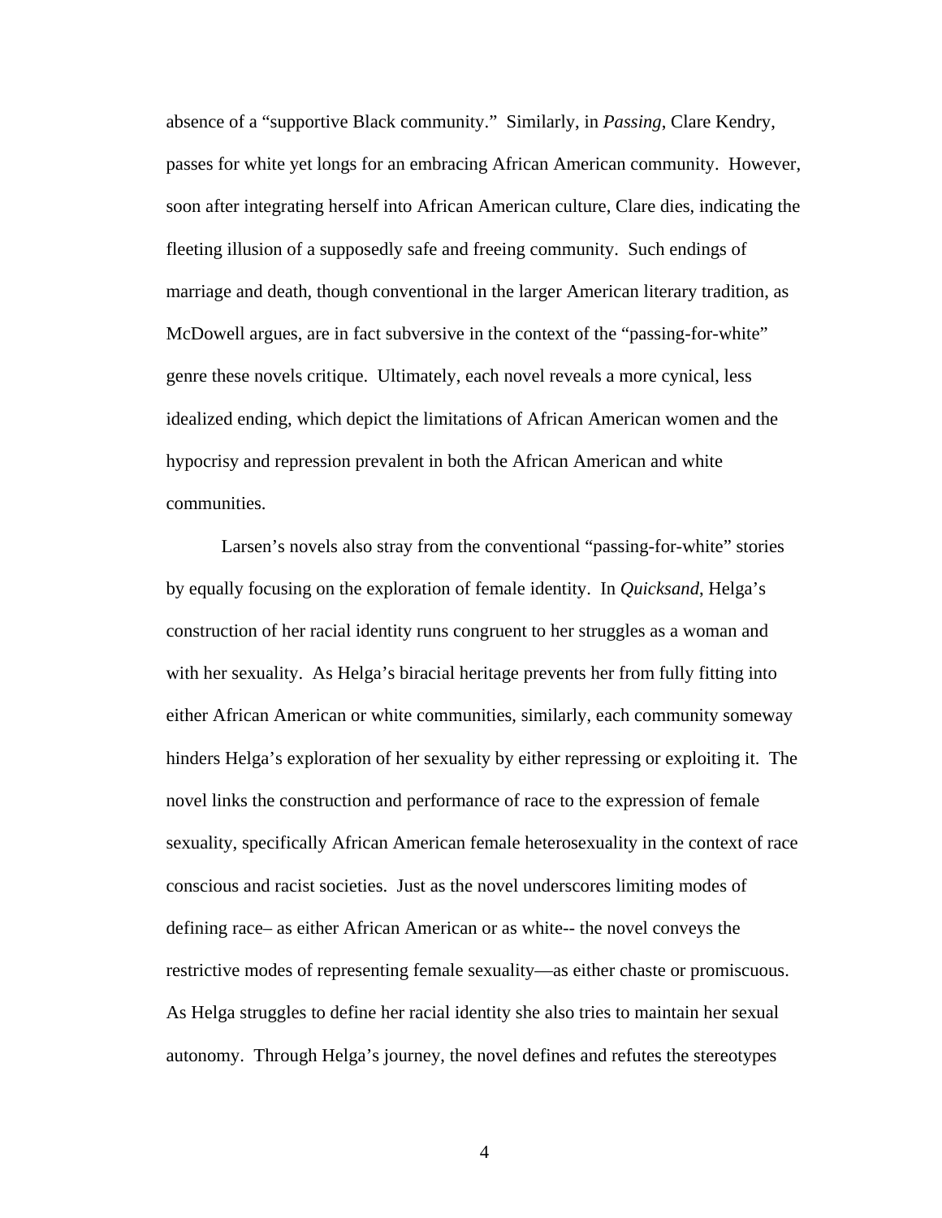absence of a "supportive Black community." Similarly, in *Passing*, Clare Kendry, passes for white yet longs for an embracing African American community. However, soon after integrating herself into African American culture, Clare dies, indicating the fleeting illusion of a supposedly safe and freeing community. Such endings of marriage and death, though conventional in the larger American literary tradition, as McDowell argues, are in fact subversive in the context of the "passing-for-white" genre these novels critique. Ultimately, each novel reveals a more cynical, less idealized ending, which depict the limitations of African American women and the hypocrisy and repression prevalent in both the African American and white communities.

Larsen's novels also stray from the conventional "passing-for-white" stories by equally focusing on the exploration of female identity. In *Quicksand*, Helga's construction of her racial identity runs congruent to her struggles as a woman and with her sexuality. As Helga's biracial heritage prevents her from fully fitting into either African American or white communities, similarly, each community someway hinders Helga's exploration of her sexuality by either repressing or exploiting it. The novel links the construction and performance of race to the expression of female sexuality, specifically African American female heterosexuality in the context of race conscious and racist societies. Just as the novel underscores limiting modes of defining race– as either African American or as white-- the novel conveys the restrictive modes of representing female sexuality—as either chaste or promiscuous. As Helga struggles to define her racial identity she also tries to maintain her sexual autonomy. Through Helga's journey, the novel defines and refutes the stereotypes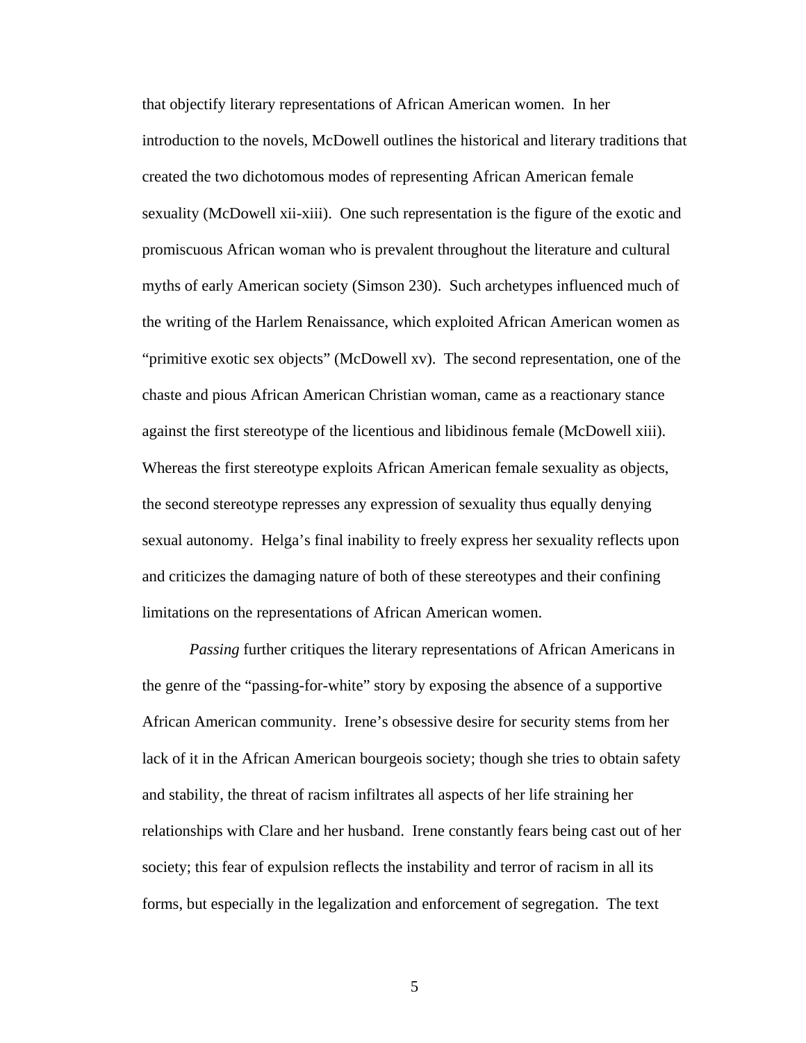that objectify literary representations of African American women. In her introduction to the novels, McDowell outlines the historical and literary traditions that created the two dichotomous modes of representing African American female sexuality (McDowell xii-xiii). One such representation is the figure of the exotic and promiscuous African woman who is prevalent throughout the literature and cultural myths of early American society (Simson 230). Such archetypes influenced much of the writing of the Harlem Renaissance, which exploited African American women as "primitive exotic sex objects" (McDowell xv). The second representation, one of the chaste and pious African American Christian woman, came as a reactionary stance against the first stereotype of the licentious and libidinous female (McDowell xiii). Whereas the first stereotype exploits African American female sexuality as objects, the second stereotype represses any expression of sexuality thus equally denying sexual autonomy. Helga's final inability to freely express her sexuality reflects upon and criticizes the damaging nature of both of these stereotypes and their confining limitations on the representations of African American women.

*Passing* further critiques the literary representations of African Americans in the genre of the "passing-for-white" story by exposing the absence of a supportive African American community. Irene's obsessive desire for security stems from her lack of it in the African American bourgeois society; though she tries to obtain safety and stability, the threat of racism infiltrates all aspects of her life straining her relationships with Clare and her husband. Irene constantly fears being cast out of her society; this fear of expulsion reflects the instability and terror of racism in all its forms, but especially in the legalization and enforcement of segregation. The text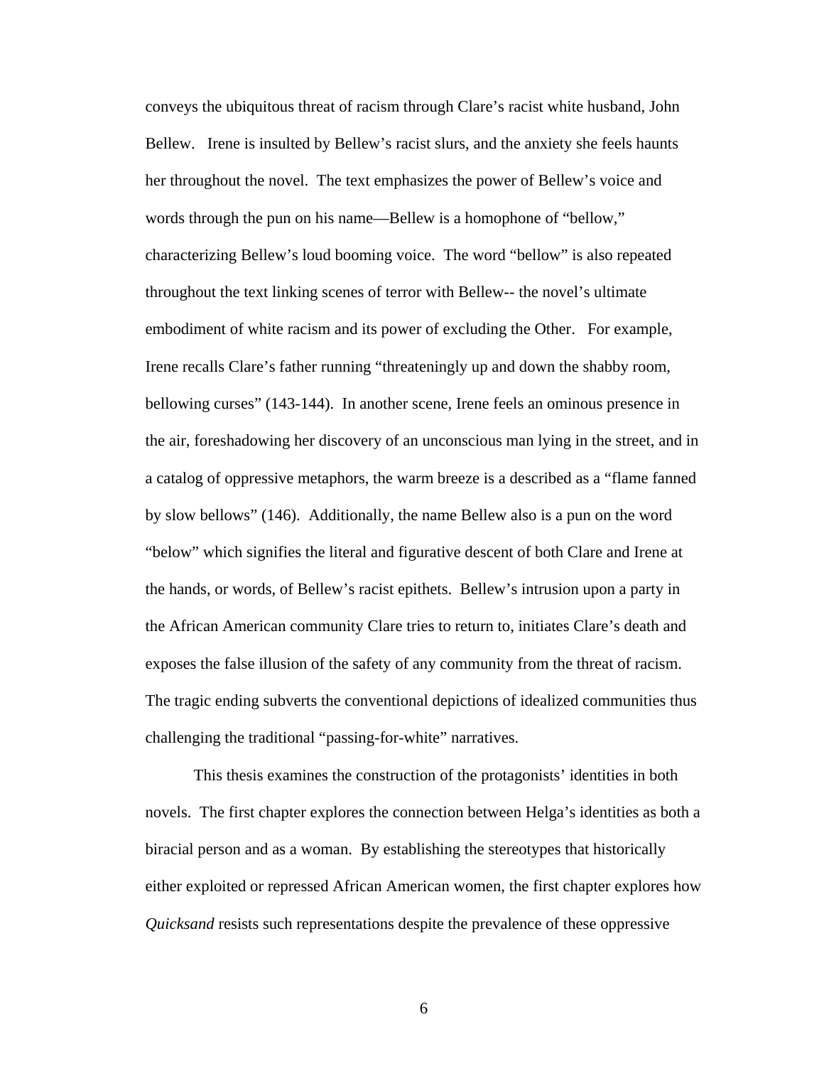conveys the ubiquitous threat of racism through Clare's racist white husband, John Bellew. Irene is insulted by Bellew's racist slurs, and the anxiety she feels haunts her throughout the novel. The text emphasizes the power of Bellew's voice and words through the pun on his name—Bellew is a homophone of "bellow," characterizing Bellew's loud booming voice. The word "bellow" is also repeated throughout the text linking scenes of terror with Bellew-- the novel's ultimate embodiment of white racism and its power of excluding the Other. For example, Irene recalls Clare's father running "threateningly up and down the shabby room, bellowing curses" (143-144). In another scene, Irene feels an ominous presence in the air, foreshadowing her discovery of an unconscious man lying in the street, and in a catalog of oppressive metaphors, the warm breeze is a described as a "flame fanned by slow bellows" (146). Additionally, the name Bellew also is a pun on the word "below" which signifies the literal and figurative descent of both Clare and Irene at the hands, or words, of Bellew's racist epithets. Bellew's intrusion upon a party in the African American community Clare tries to return to, initiates Clare's death and exposes the false illusion of the safety of any community from the threat of racism. The tragic ending subverts the conventional depictions of idealized communities thus challenging the traditional "passing-for-white" narratives.

This thesis examines the construction of the protagonists' identities in both novels. The first chapter explores the connection between Helga's identities as both a biracial person and as a woman. By establishing the stereotypes that historically either exploited or repressed African American women, the first chapter explores how *Quicksand* resists such representations despite the prevalence of these oppressive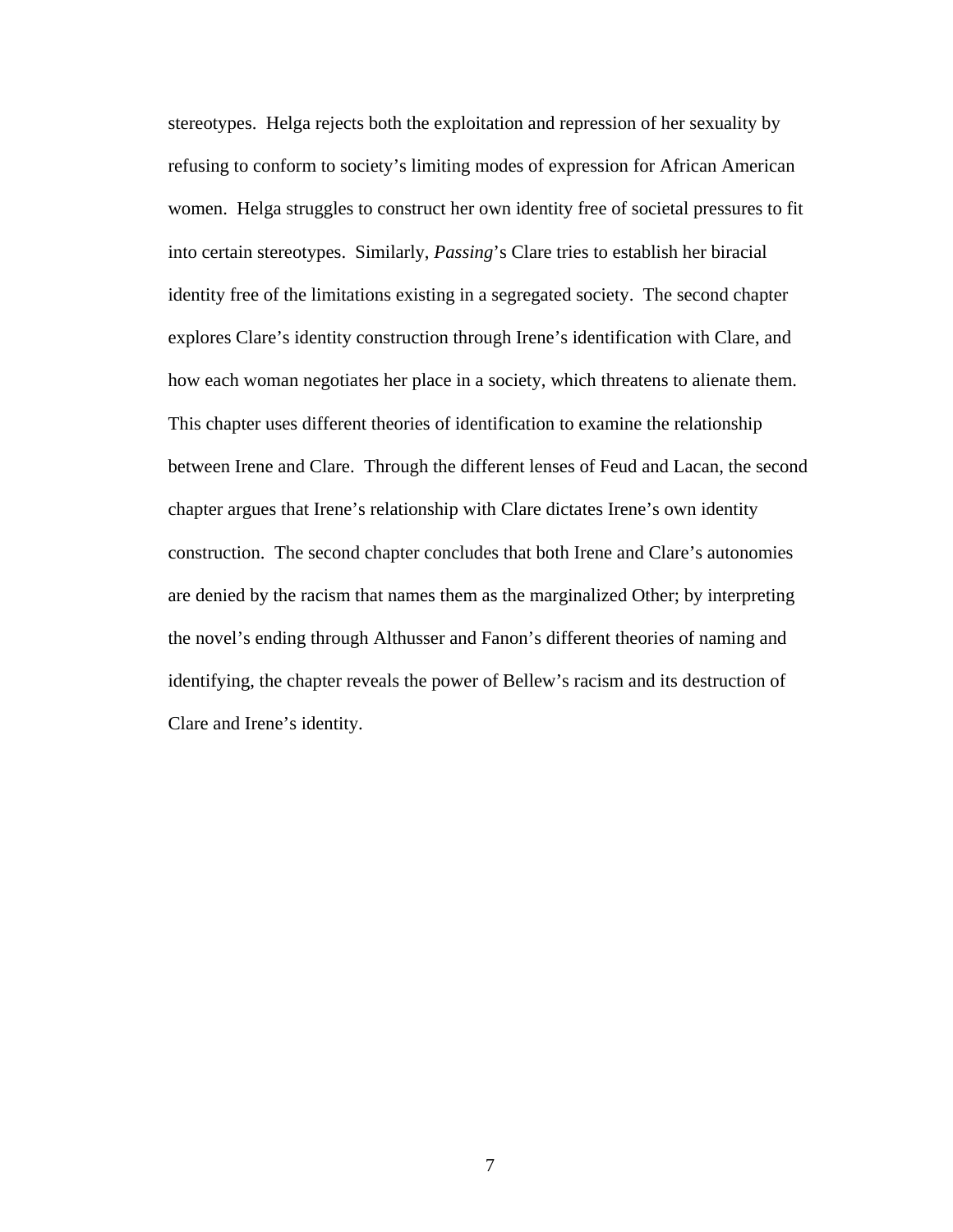stereotypes. Helga rejects both the exploitation and repression of her sexuality by refusing to conform to society's limiting modes of expression for African American women. Helga struggles to construct her own identity free of societal pressures to fit into certain stereotypes. Similarly, *Passing*'s Clare tries to establish her biracial identity free of the limitations existing in a segregated society. The second chapter explores Clare's identity construction through Irene's identification with Clare, and how each woman negotiates her place in a society, which threatens to alienate them. This chapter uses different theories of identification to examine the relationship between Irene and Clare. Through the different lenses of Feud and Lacan, the second chapter argues that Irene's relationship with Clare dictates Irene's own identity construction. The second chapter concludes that both Irene and Clare's autonomies are denied by the racism that names them as the marginalized Other; by interpreting the novel's ending through Althusser and Fanon's different theories of naming and identifying, the chapter reveals the power of Bellew's racism and its destruction of Clare and Irene's identity.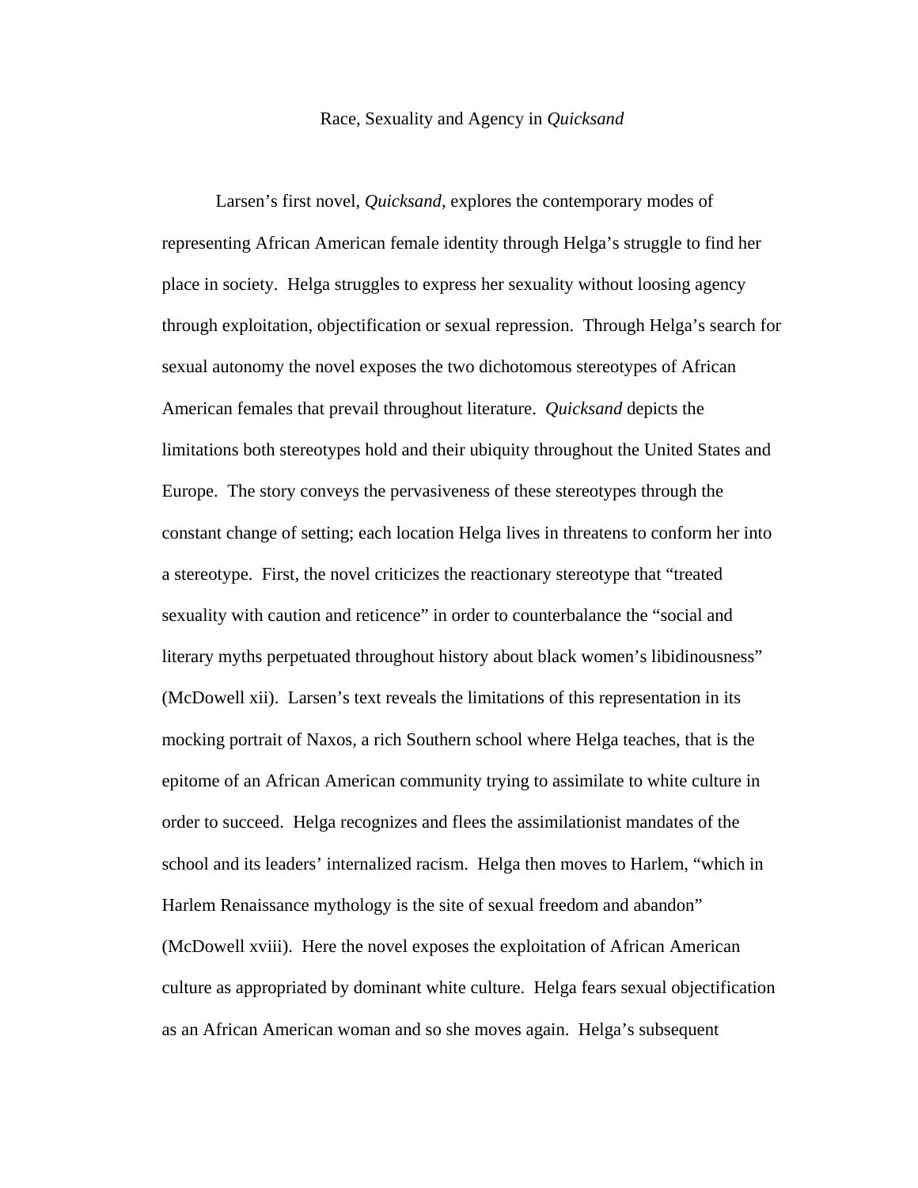# Race, Sexuality and Agency in *Quicksand*

Larsen's first novel, *Quicksand*, explores the contemporary modes of representing African American female identity through Helga's struggle to find her place in society. Helga struggles to express her sexuality without loosing agency through exploitation, objectification or sexual repression. Through Helga's search for sexual autonomy the novel exposes the two dichotomous stereotypes of African American females that prevail throughout literature. *Quicksand* depicts the limitations both stereotypes hold and their ubiquity throughout the United States and Europe. The story conveys the pervasiveness of these stereotypes through the constant change of setting; each location Helga lives in threatens to conform her into a stereotype. First, the novel criticizes the reactionary stereotype that "treated sexuality with caution and reticence" in order to counterbalance the "social and literary myths perpetuated throughout history about black women's libidinousness" (McDowell xii). Larsen's text reveals the limitations of this representation in its mocking portrait of Naxos, a rich Southern school where Helga teaches, that is the epitome of an African American community trying to assimilate to white culture in order to succeed. Helga recognizes and flees the assimilationist mandates of the school and its leaders' internalized racism. Helga then moves to Harlem, "which in Harlem Renaissance mythology is the site of sexual freedom and abandon" (McDowell xviii). Here the novel exposes the exploitation of African American culture as appropriated by dominant white culture. Helga fears sexual objectification as an African American woman and so she moves again. Helga's subsequent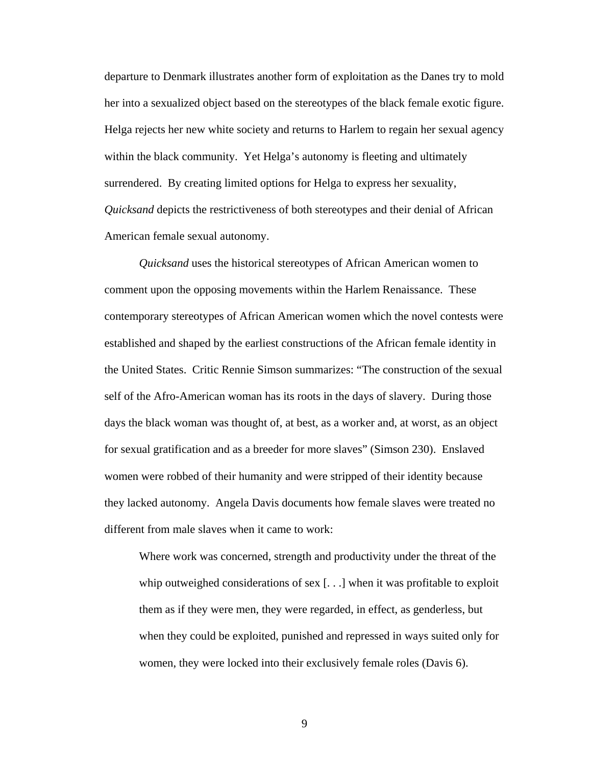departure to Denmark illustrates another form of exploitation as the Danes try to mold her into a sexualized object based on the stereotypes of the black female exotic figure. Helga rejects her new white society and returns to Harlem to regain her sexual agency within the black community. Yet Helga's autonomy is fleeting and ultimately surrendered. By creating limited options for Helga to express her sexuality, *Quicksand* depicts the restrictiveness of both stereotypes and their denial of African American female sexual autonomy.

*Quicksand* uses the historical stereotypes of African American women to comment upon the opposing movements within the Harlem Renaissance. These contemporary stereotypes of African American women which the novel contests were established and shaped by the earliest constructions of the African female identity in the United States. Critic Rennie Simson summarizes: "The construction of the sexual self of the Afro-American woman has its roots in the days of slavery. During those days the black woman was thought of, at best, as a worker and, at worst, as an object for sexual gratification and as a breeder for more slaves" (Simson 230). Enslaved women were robbed of their humanity and were stripped of their identity because they lacked autonomy. Angela Davis documents how female slaves were treated no different from male slaves when it came to work:

> Where work was concerned, strength and productivity under the threat of the whip outweighed considerations of sex [. . .] when it was profitable to exploit them as if they were men, they were regarded, in effect, as genderless, but when they could be exploited, punished and repressed in ways suited only for women, they were locked into their exclusively female roles (Davis 6).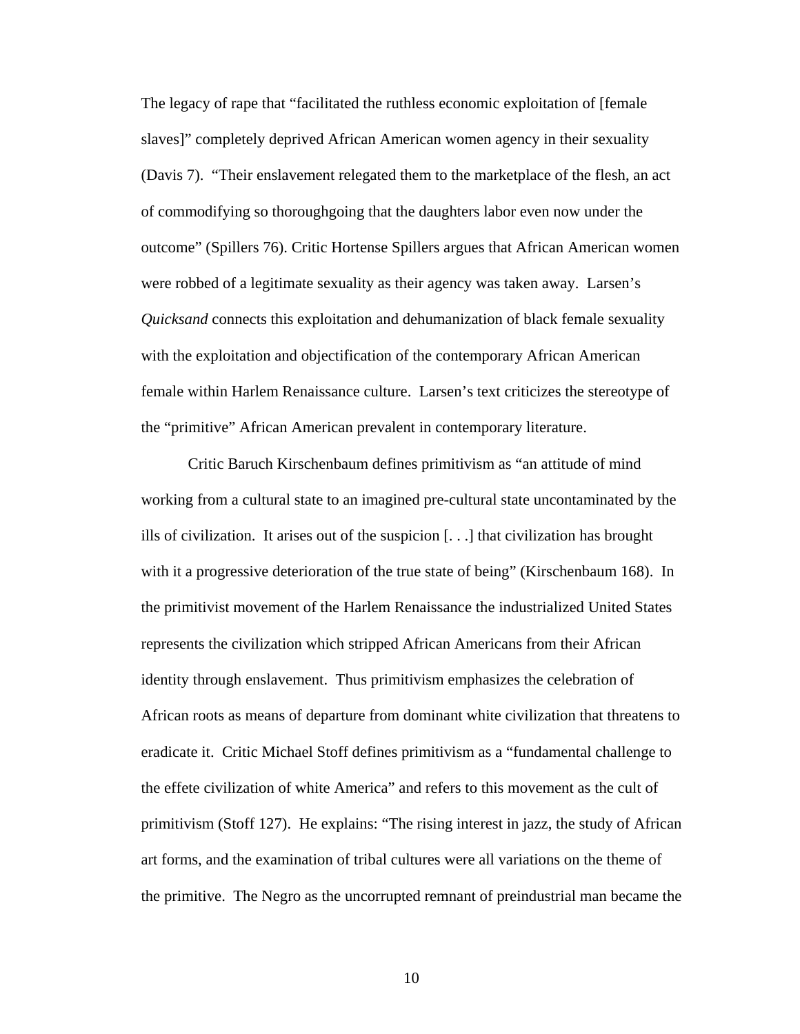The legacy of rape that "facilitated the ruthless economic exploitation of [female slaves]" completely deprived African American women agency in their sexuality (Davis 7). "Their enslavement relegated them to the marketplace of the flesh, an act of commodifying so thoroughgoing that the daughters labor even now under the outcome" (Spillers 76). Critic Hortense Spillers argues that African American women were robbed of a legitimate sexuality as their agency was taken away. Larsen's *Quicksand* connects this exploitation and dehumanization of black female sexuality with the exploitation and objectification of the contemporary African American female within Harlem Renaissance culture. Larsen's text criticizes the stereotype of the "primitive" African American prevalent in contemporary literature.

Critic Baruch Kirschenbaum defines primitivism as "an attitude of mind working from a cultural state to an imagined pre-cultural state uncontaminated by the ills of civilization. It arises out of the suspicion [. . .] that civilization has brought with it a progressive deterioration of the true state of being" (Kirschenbaum 168). In the primitivist movement of the Harlem Renaissance the industrialized United States represents the civilization which stripped African Americans from their African identity through enslavement. Thus primitivism emphasizes the celebration of African roots as means of departure from dominant white civilization that threatens to eradicate it. Critic Michael Stoff defines primitivism as a "fundamental challenge to the effete civilization of white America" and refers to this movement as the cult of primitivism (Stoff 127). He explains: "The rising interest in jazz, the study of African art forms, and the examination of tribal cultures were all variations on the theme of the primitive. The Negro as the uncorrupted remnant of preindustrial man became the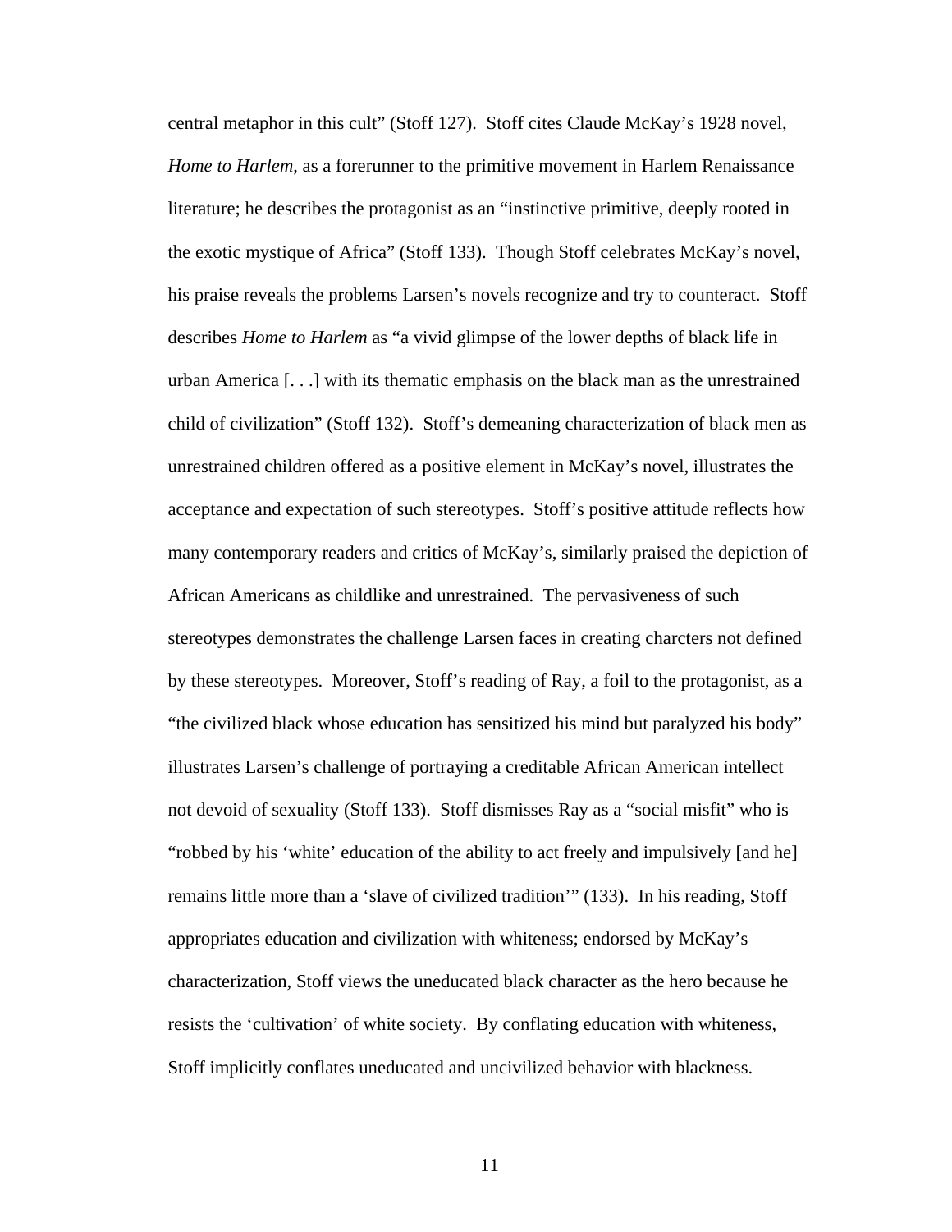central metaphor in this cult" (Stoff 127). Stoff cites Claude McKay's 1928 novel, *Home to Harlem*, as a forerunner to the primitive movement in Harlem Renaissance literature; he describes the protagonist as an "instinctive primitive, deeply rooted in the exotic mystique of Africa" (Stoff 133). Though Stoff celebrates McKay's novel, his praise reveals the problems Larsen's novels recognize and try to counteract. Stoff describes *Home to Harlem* as "a vivid glimpse of the lower depths of black life in urban America [. . .] with its thematic emphasis on the black man as the unrestrained child of civilization" (Stoff 132). Stoff's demeaning characterization of black men as unrestrained children offered as a positive element in McKay's novel, illustrates the acceptance and expectation of such stereotypes. Stoff's positive attitude reflects how many contemporary readers and critics of McKay's, similarly praised the depiction of African Americans as childlike and unrestrained. The pervasiveness of such stereotypes demonstrates the challenge Larsen faces in creating charcters not defined by these stereotypes. Moreover, Stoff's reading of Ray, a foil to the protagonist, as a "the civilized black whose education has sensitized his mind but paralyzed his body" illustrates Larsen's challenge of portraying a creditable African American intellect not devoid of sexuality (Stoff 133). Stoff dismisses Ray as a "social misfit" who is "robbed by his 'white' education of the ability to act freely and impulsively [and he] remains little more than a 'slave of civilized tradition'" (133). In his reading, Stoff appropriates education and civilization with whiteness; endorsed by McKay's characterization, Stoff views the uneducated black character as the hero because he resists the 'cultivation' of white society. By conflating education with whiteness, Stoff implicitly conflates uneducated and uncivilized behavior with blackness.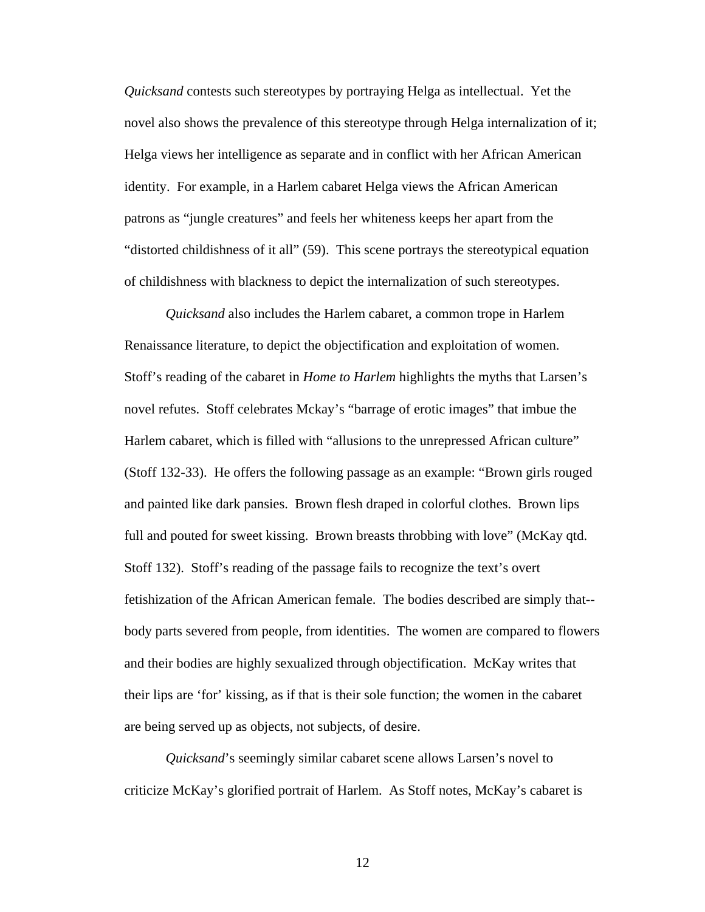*Quicksand* contests such stereotypes by portraying Helga as intellectual. Yet the novel also shows the prevalence of this stereotype through Helga internalization of it; Helga views her intelligence as separate and in conflict with her African American identity. For example, in a Harlem cabaret Helga views the African American patrons as "jungle creatures" and feels her whiteness keeps her apart from the "distorted childishness of it all" (59). This scene portrays the stereotypical equation of childishness with blackness to depict the internalization of such stereotypes.

*Quicksand* also includes the Harlem cabaret, a common trope in Harlem Renaissance literature, to depict the objectification and exploitation of women. Stoff's reading of the cabaret in *Home to Harlem* highlights the myths that Larsen's novel refutes. Stoff celebrates Mckay's "barrage of erotic images" that imbue the Harlem cabaret, which is filled with "allusions to the unrepressed African culture" (Stoff 132-33). He offers the following passage as an example: "Brown girls rouged and painted like dark pansies. Brown flesh draped in colorful clothes. Brown lips full and pouted for sweet kissing. Brown breasts throbbing with love" (McKay qtd. Stoff 132). Stoff's reading of the passage fails to recognize the text's overt fetishization of the African American female. The bodies described are simply that--body parts severed from people, from identities. The women are compared to flowers and their bodies are highly sexualized through objectification. McKay writes that their lips are 'for' kissing, as if that is their sole function; the women in the cabaret are being served up as objects, not subjects, of desire.

*Quicksand*'s seemingly similar cabaret scene allows Larsen's novel to criticize McKay's glorified portrait of Harlem. As Stoff notes, McKay's cabaret is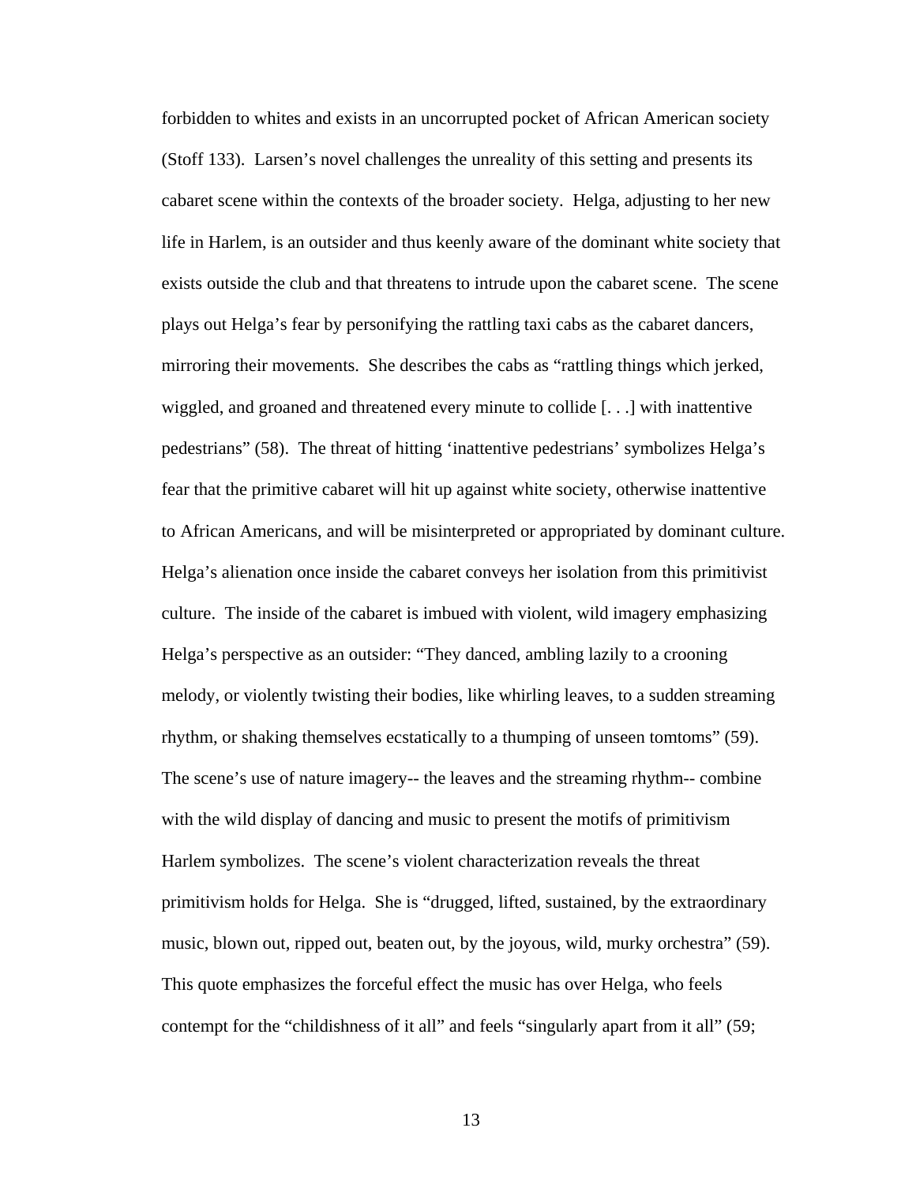forbidden to whites and exists in an uncorrupted pocket of African American society (Stoff 133). Larsen's novel challenges the unreality of this setting and presents its cabaret scene within the contexts of the broader society. Helga, adjusting to her new life in Harlem, is an outsider and thus keenly aware of the dominant white society that exists outside the club and that threatens to intrude upon the cabaret scene. The scene plays out Helga's fear by personifying the rattling taxi cabs as the cabaret dancers, mirroring their movements. She describes the cabs as "rattling things which jerked, wiggled, and groaned and threatened every minute to collide [. . .] with inattentive pedestrians" (58). The threat of hitting 'inattentive pedestrians' symbolizes Helga's fear that the primitive cabaret will hit up against white society, otherwise inattentive to African Americans, and will be misinterpreted or appropriated by dominant culture. Helga's alienation once inside the cabaret conveys her isolation from this primitivist culture. The inside of the cabaret is imbued with violent, wild imagery emphasizing Helga's perspective as an outsider: "They danced, ambling lazily to a crooning melody, or violently twisting their bodies, like whirling leaves, to a sudden streaming rhythm, or shaking themselves ecstatically to a thumping of unseen tomtoms" (59). The scene's use of nature imagery-- the leaves and the streaming rhythm-- combine with the wild display of dancing and music to present the motifs of primitivism Harlem symbolizes. The scene's violent characterization reveals the threat primitivism holds for Helga. She is "drugged, lifted, sustained, by the extraordinary music, blown out, ripped out, beaten out, by the joyous, wild, murky orchestra" (59). This quote emphasizes the forceful effect the music has over Helga, who feels contempt for the "childishness of it all" and feels "singularly apart from it all" (59;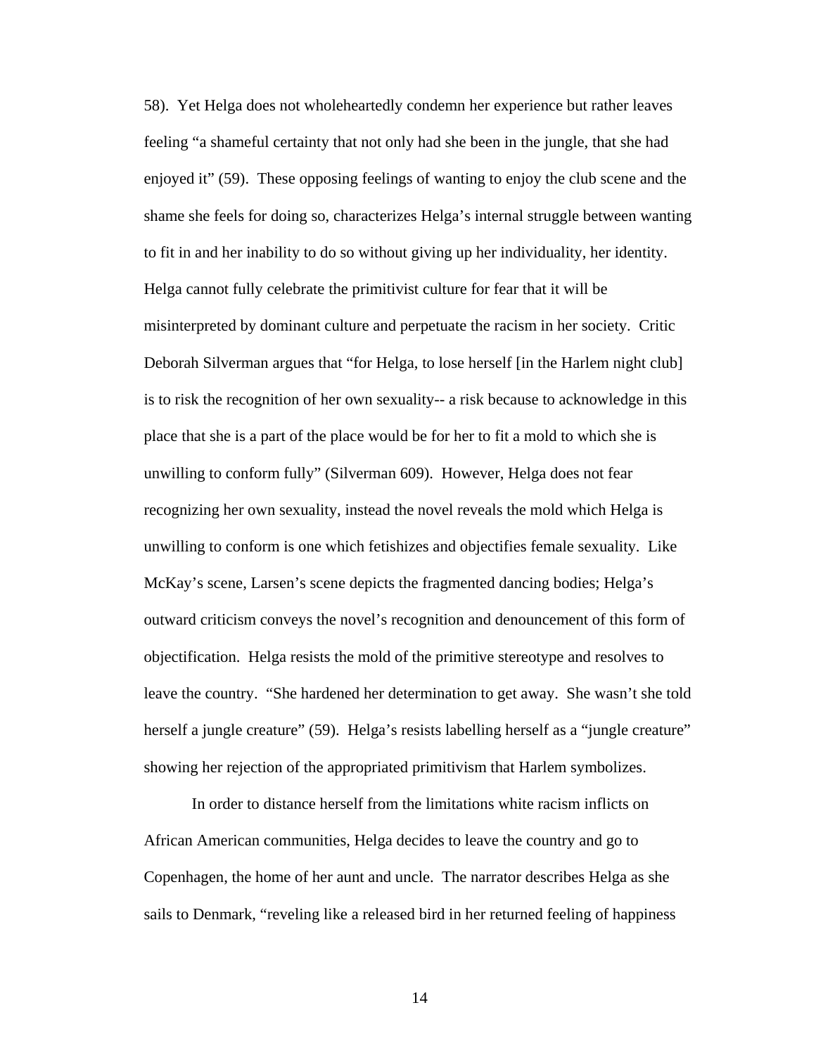58). Yet Helga does not wholeheartedly condemn her experience but rather leaves feeling "a shameful certainty that not only had she been in the jungle, that she had enjoyed it" (59). These opposing feelings of wanting to enjoy the club scene and the shame she feels for doing so, characterizes Helga's internal struggle between wanting to fit in and her inability to do so without giving up her individuality, her identity. Helga cannot fully celebrate the primitivist culture for fear that it will be misinterpreted by dominant culture and perpetuate the racism in her society. Critic Deborah Silverman argues that "for Helga, to lose herself [in the Harlem night club] is to risk the recognition of her own sexuality-- a risk because to acknowledge in this place that she is a part of the place would be for her to fit a mold to which she is unwilling to conform fully" (Silverman 609). However, Helga does not fear recognizing her own sexuality, instead the novel reveals the mold which Helga is unwilling to conform is one which fetishizes and objectifies female sexuality. Like McKay's scene, Larsen's scene depicts the fragmented dancing bodies; Helga's outward criticism conveys the novel's recognition and denouncement of this form of objectification. Helga resists the mold of the primitive stereotype and resolves to leave the country. "She hardened her determination to get away. She wasn't she told herself a jungle creature" (59). Helga's resists labelling herself as a "jungle creature" showing her rejection of the appropriated primitivism that Harlem symbolizes.

In order to distance herself from the limitations white racism inflicts on African American communities, Helga decides to leave the country and go to Copenhagen, the home of her aunt and uncle. The narrator describes Helga as she sails to Denmark, "reveling like a released bird in her returned feeling of happiness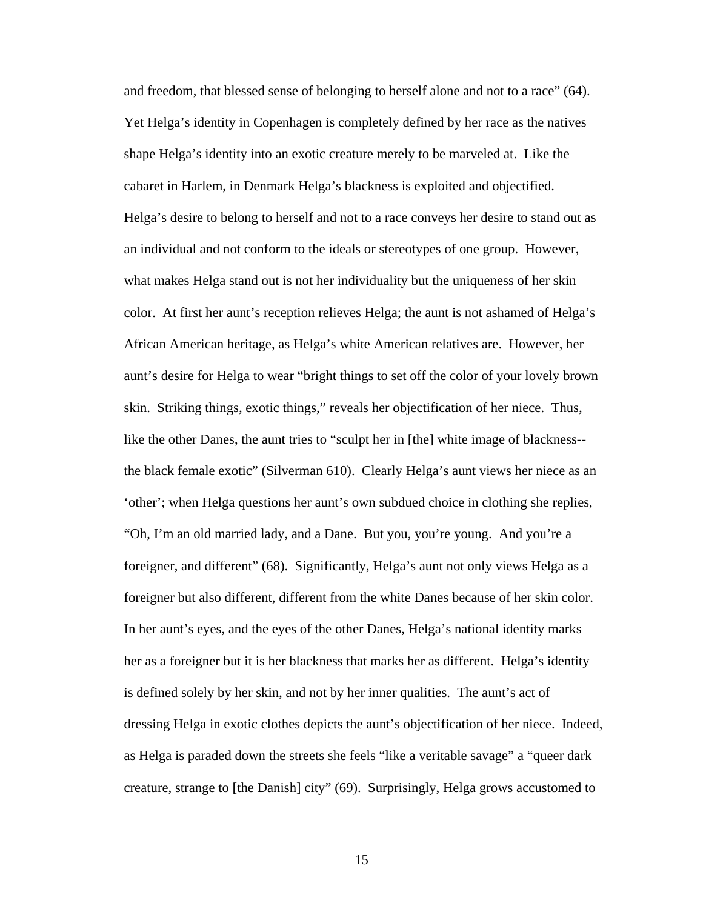and freedom, that blessed sense of belonging to herself alone and not to a race" (64). Yet Helga's identity in Copenhagen is completely defined by her race as the natives shape Helga's identity into an exotic creature merely to be marveled at. Like the cabaret in Harlem, in Denmark Helga's blackness is exploited and objectified. Helga's desire to belong to herself and not to a race conveys her desire to stand out as an individual and not conform to the ideals or stereotypes of one group. However, what makes Helga stand out is not her individuality but the uniqueness of her skin color. At first her aunt's reception relieves Helga; the aunt is not ashamed of Helga's African American heritage, as Helga's white American relatives are. However, her aunt's desire for Helga to wear "bright things to set off the color of your lovely brown skin. Striking things, exotic things," reveals her objectification of her niece. Thus, like the other Danes, the aunt tries to "sculpt her in [the] white image of blackness--the black female exotic" (Silverman 610). Clearly Helga's aunt views her niece as an 'other'; when Helga questions her aunt's own subdued choice in clothing she replies, "Oh, I'm an old married lady, and a Dane. But you, you're young. And you're a foreigner, and different" (68). Significantly, Helga's aunt not only views Helga as a foreigner but also different, different from the white Danes because of her skin color. In her aunt's eyes, and the eyes of the other Danes, Helga's national identity marks her as a foreigner but it is her blackness that marks her as different. Helga's identity is defined solely by her skin, and not by her inner qualities. The aunt's act of dressing Helga in exotic clothes depicts the aunt's objectification of her niece. Indeed, as Helga is paraded down the streets she feels "like a veritable savage" a "queer dark creature, strange to [the Danish] city" (69). Surprisingly, Helga grows accustomed to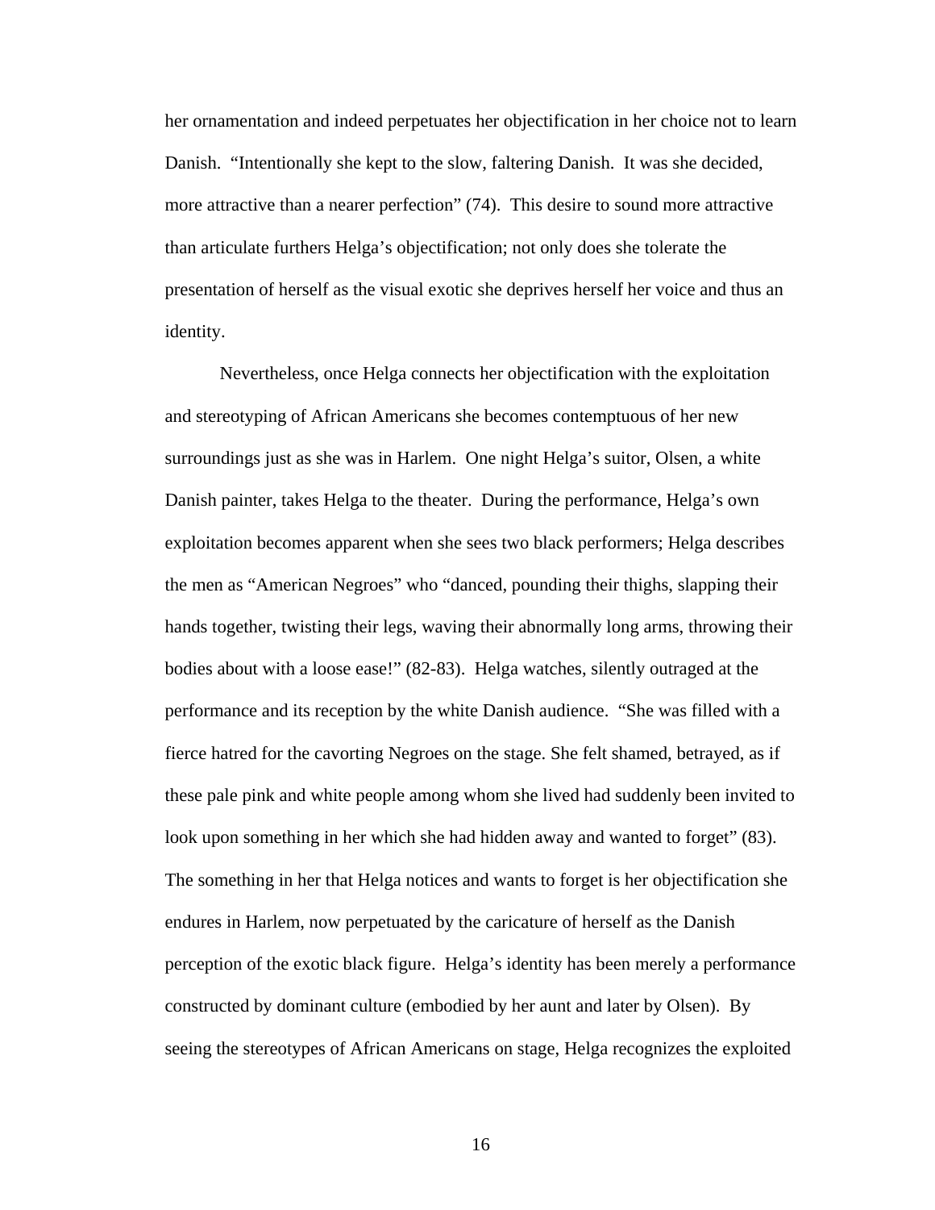her ornamentation and indeed perpetuates her objectification in her choice not to learn Danish. "Intentionally she kept to the slow, faltering Danish. It was she decided, more attractive than a nearer perfection" (74). This desire to sound more attractive than articulate furthers Helga's objectification; not only does she tolerate the presentation of herself as the visual exotic she deprives herself her voice and thus an identity.

Nevertheless, once Helga connects her objectification with the exploitation and stereotyping of African Americans she becomes contemptuous of her new surroundings just as she was in Harlem. One night Helga's suitor, Olsen, a white Danish painter, takes Helga to the theater. During the performance, Helga's own exploitation becomes apparent when she sees two black performers; Helga describes the men as "American Negroes" who "danced, pounding their thighs, slapping their hands together, twisting their legs, waving their abnormally long arms, throwing their bodies about with a loose ease!" (82-83). Helga watches, silently outraged at the performance and its reception by the white Danish audience. "She was filled with a fierce hatred for the cavorting Negroes on the stage. She felt shamed, betrayed, as if these pale pink and white people among whom she lived had suddenly been invited to look upon something in her which she had hidden away and wanted to forget" (83). The something in her that Helga notices and wants to forget is her objectification she endures in Harlem, now perpetuated by the caricature of herself as the Danish perception of the exotic black figure. Helga's identity has been merely a performance constructed by dominant culture (embodied by her aunt and later by Olsen). By seeing the stereotypes of African Americans on stage, Helga recognizes the exploited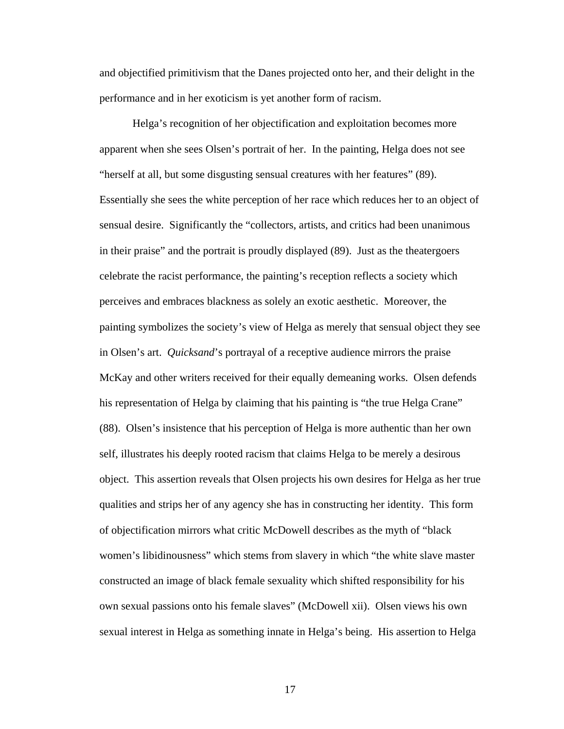and objectified primitivism that the Danes projected onto her, and their delight in the performance and in her exoticism is yet another form of racism.

Helga's recognition of her objectification and exploitation becomes more apparent when she sees Olsen's portrait of her. In the painting, Helga does not see "herself at all, but some disgusting sensual creatures with her features" (89). Essentially she sees the white perception of her race which reduces her to an object of sensual desire. Significantly the "collectors, artists, and critics had been unanimous in their praise" and the portrait is proudly displayed (89). Just as the theatergoers celebrate the racist performance, the painting's reception reflects a society which perceives and embraces blackness as solely an exotic aesthetic. Moreover, the painting symbolizes the society's view of Helga as merely that sensual object they see in Olsen's art. *Quicksand*'s portrayal of a receptive audience mirrors the praise McKay and other writers received for their equally demeaning works. Olsen defends his representation of Helga by claiming that his painting is "the true Helga Crane" (88). Olsen's insistence that his perception of Helga is more authentic than her own self, illustrates his deeply rooted racism that claims Helga to be merely a desirous object. This assertion reveals that Olsen projects his own desires for Helga as her true qualities and strips her of any agency she has in constructing her identity. This form of objectification mirrors what critic McDowell describes as the myth of "black women's libidinousness" which stems from slavery in which "the white slave master constructed an image of black female sexuality which shifted responsibility for his own sexual passions onto his female slaves" (McDowell xii). Olsen views his own sexual interest in Helga as something innate in Helga's being. His assertion to Helga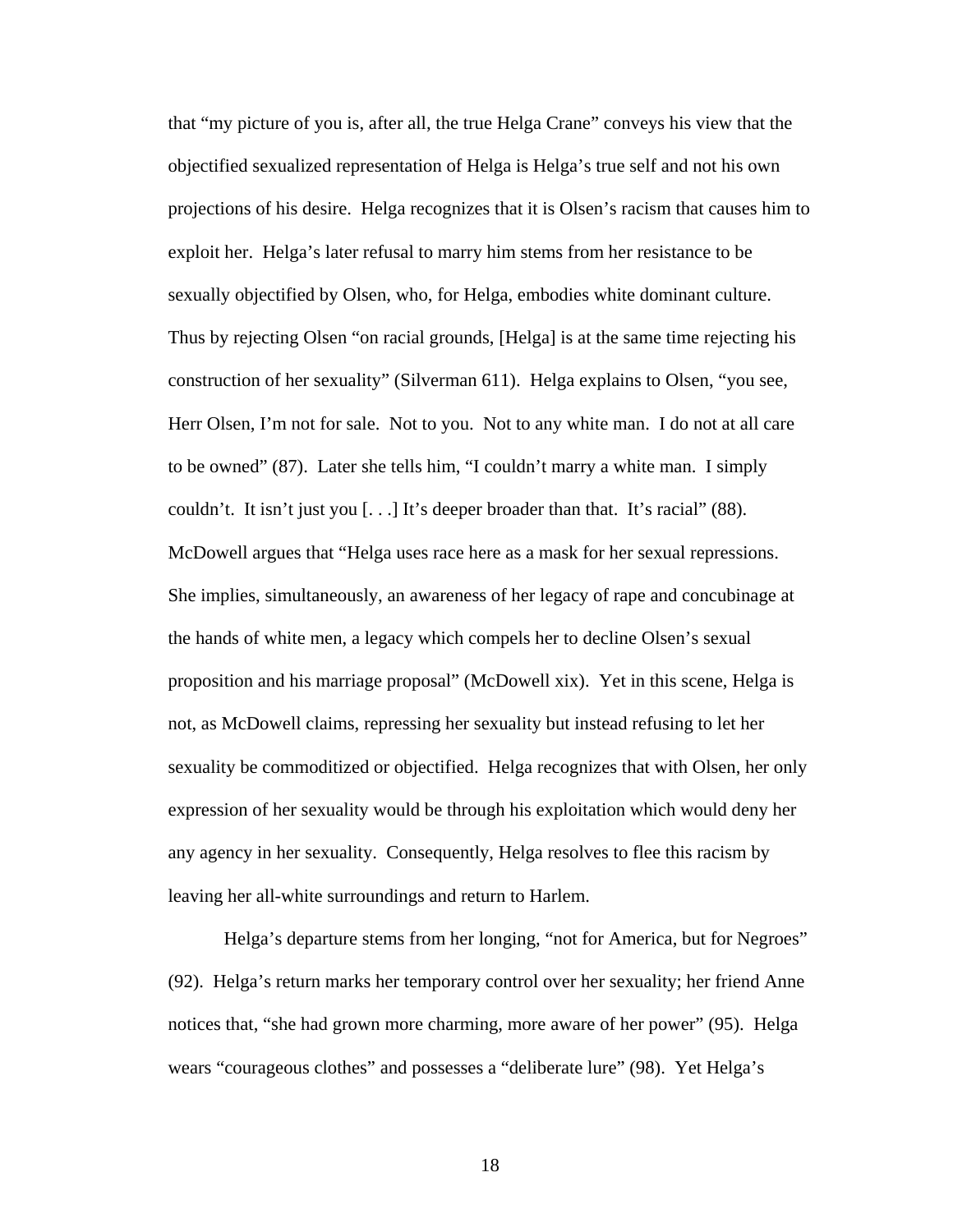that “my picture of you is, after all, the true Helga Crane” conveys his view that the objectified sexualized representation of Helga is Helga’s true self and not his own projections of his desire. Helga recognizes that it is Olsen’s racism that causes him to exploit her. Helga’s later refusal to marry him stems from her resistance to be sexually objectified by Olsen, who, for Helga, embodies white dominant culture. Thus by rejecting Olsen “on racial grounds, [Helga] is at the same time rejecting his construction of her sexuality” (Silverman 611). Helga explains to Olsen, “you see, Herr Olsen, I’m not for sale. Not to you. Not to any white man. I do not at all care to be owned” (87). Later she tells him, “I couldn’t marry a white man. I simply couldn’t. It isn’t just you [. . .] It’s deeper broader than that. It’s racial” (88). McDowell argues that “Helga uses race here as a mask for her sexual repressions. She implies, simultaneously, an awareness of her legacy of rape and concubinage at the hands of white men, a legacy which compels her to decline Olsen’s sexual proposition and his marriage proposal” (McDowell xix). Yet in this scene, Helga is not, as McDowell claims, repressing her sexuality but instead refusing to let her sexuality be commoditized or objectified. Helga recognizes that with Olsen, her only expression of her sexuality would be through his exploitation which would deny her any agency in her sexuality. Consequently, Helga resolves to flee this racism by leaving her all-white surroundings and return to Harlem.

Helga’s departure stems from her longing, “not for America, but for Negroes” (92). Helga’s return marks her temporary control over her sexuality; her friend Anne notices that, “she had grown more charming, more aware of her power” (95). Helga wears “courageous clothes” and possesses a “deliberate lure” (98). Yet Helga’s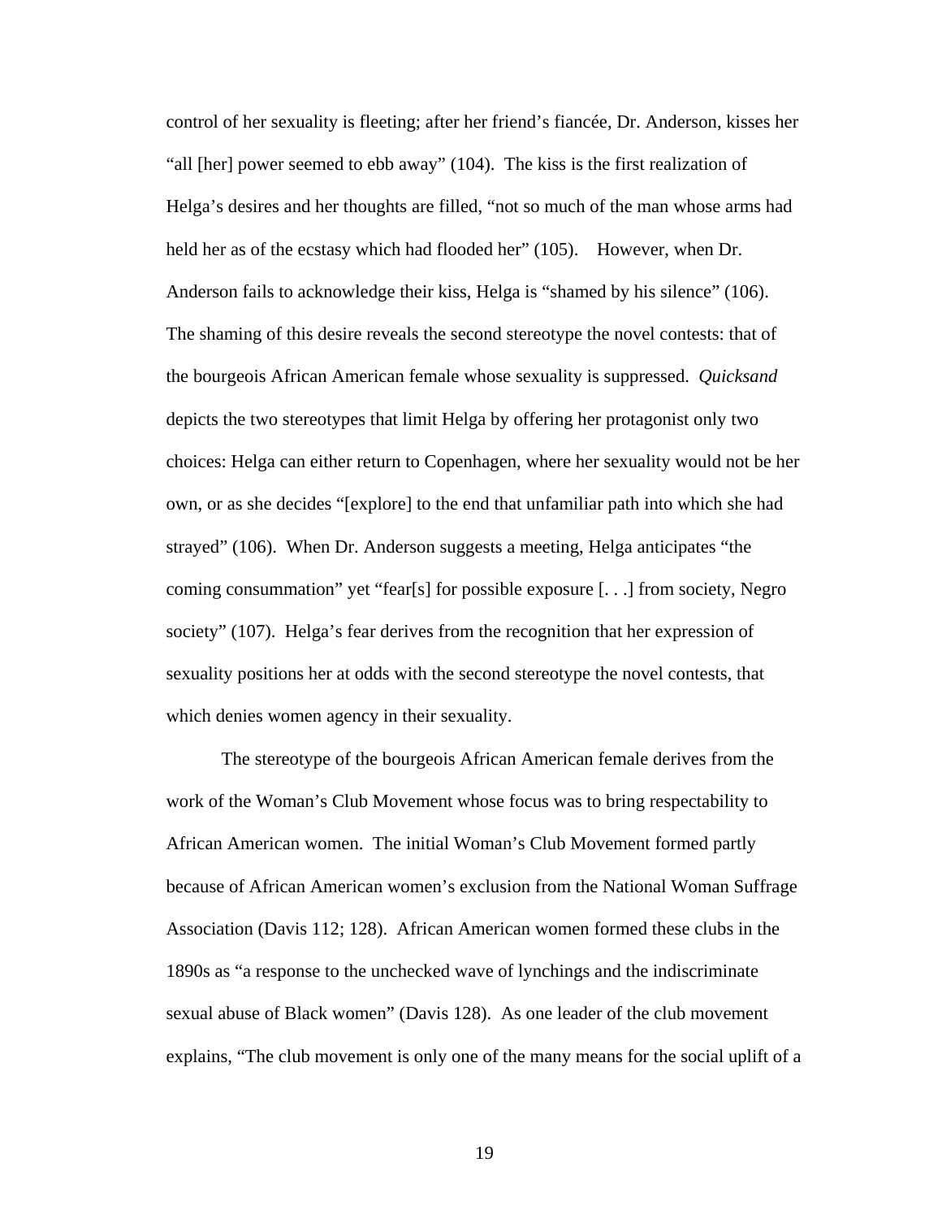control of her sexuality is fleeting; after her friend's fiancée, Dr. Anderson, kisses her "all [her] power seemed to ebb away" (104). The kiss is the first realization of Helga's desires and her thoughts are filled, "not so much of the man whose arms had held her as of the ecstasy which had flooded her" (105). However, when Dr. Anderson fails to acknowledge their kiss, Helga is "shamed by his silence" (106). The shaming of this desire reveals the second stereotype the novel contests: that of the bourgeois African American female whose sexuality is suppressed. *Quicksand* depicts the two stereotypes that limit Helga by offering her protagonist only two choices: Helga can either return to Copenhagen, where her sexuality would not be her own, or as she decides "[explore] to the end that unfamiliar path into which she had strayed" (106). When Dr. Anderson suggests a meeting, Helga anticipates "the coming consummation" yet "fear[s] for possible exposure [. . .] from society, Negro society" (107). Helga's fear derives from the recognition that her expression of sexuality positions her at odds with the second stereotype the novel contests, that which denies women agency in their sexuality.

The stereotype of the bourgeois African American female derives from the work of the Woman's Club Movement whose focus was to bring respectability to African American women. The initial Woman's Club Movement formed partly because of African American women's exclusion from the National Woman Suffrage Association (Davis 112; 128). African American women formed these clubs in the 1890s as "a response to the unchecked wave of lynchings and the indiscriminate sexual abuse of Black women" (Davis 128). As one leader of the club movement explains, "The club movement is only one of the many means for the social uplift of a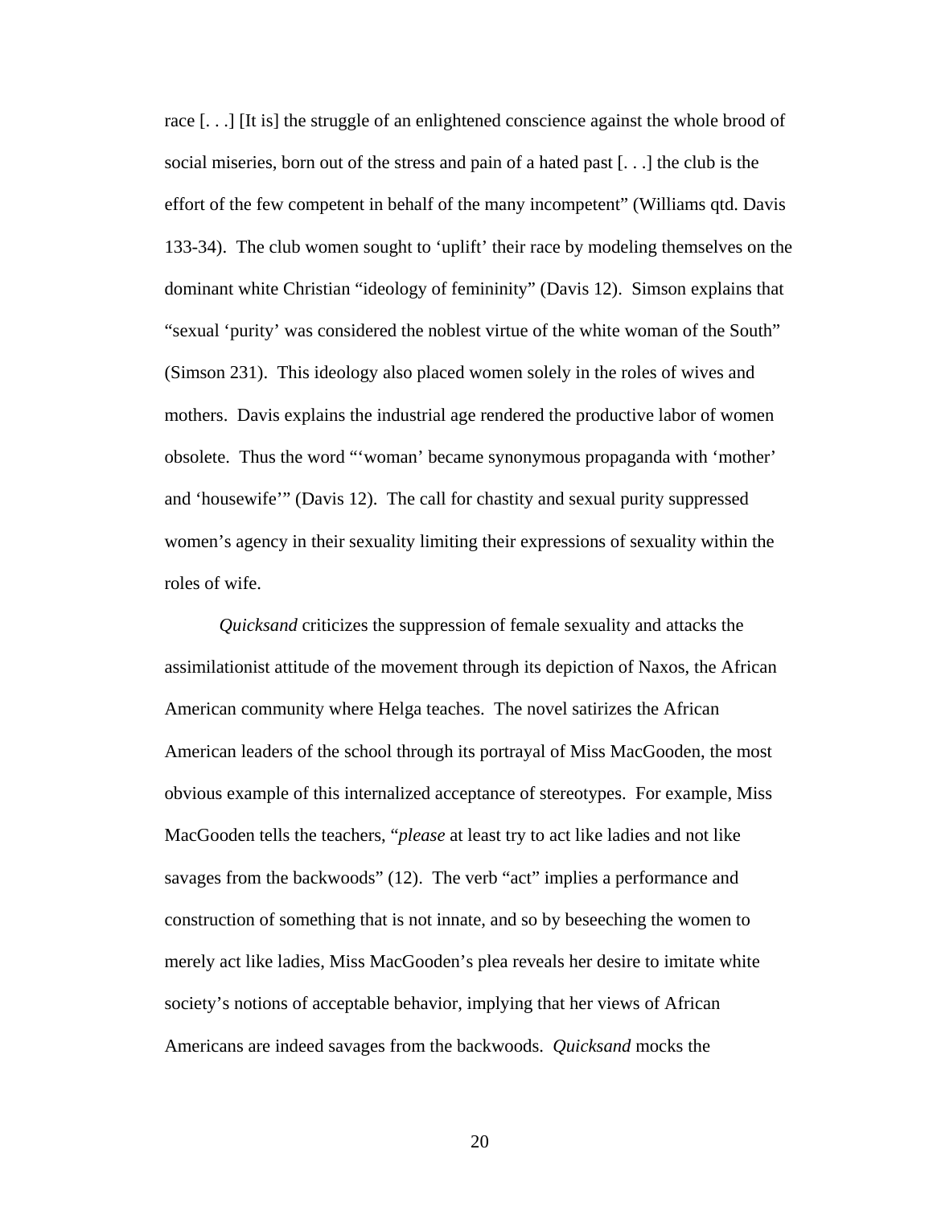race [. . .] [It is] the struggle of an enlightened conscience against the whole brood of social miseries, born out of the stress and pain of a hated past [. . .] the club is the effort of the few competent in behalf of the many incompetent" (Williams qtd. Davis 133-34). The club women sought to 'uplift' their race by modeling themselves on the dominant white Christian "ideology of femininity" (Davis 12). Simson explains that "sexual 'purity' was considered the noblest virtue of the white woman of the South" (Simson 231). This ideology also placed women solely in the roles of wives and mothers. Davis explains the industrial age rendered the productive labor of women obsolete. Thus the word "'woman' became synonymous propaganda with 'mother' and 'housewife'" (Davis 12). The call for chastity and sexual purity suppressed women's agency in their sexuality limiting their expressions of sexuality within the roles of wife.

*Quicksand* criticizes the suppression of female sexuality and attacks the assimilationist attitude of the movement through its depiction of Naxos, the African American community where Helga teaches. The novel satirizes the African American leaders of the school through its portrayal of Miss MacGooden, the most obvious example of this internalized acceptance of stereotypes. For example, Miss MacGooden tells the teachers, "*please* at least try to act like ladies and not like savages from the backwoods" (12). The verb "act" implies a performance and construction of something that is not innate, and so by beseeching the women to merely act like ladies, Miss MacGooden's plea reveals her desire to imitate white society's notions of acceptable behavior, implying that her views of African Americans are indeed savages from the backwoods. *Quicksand* mocks the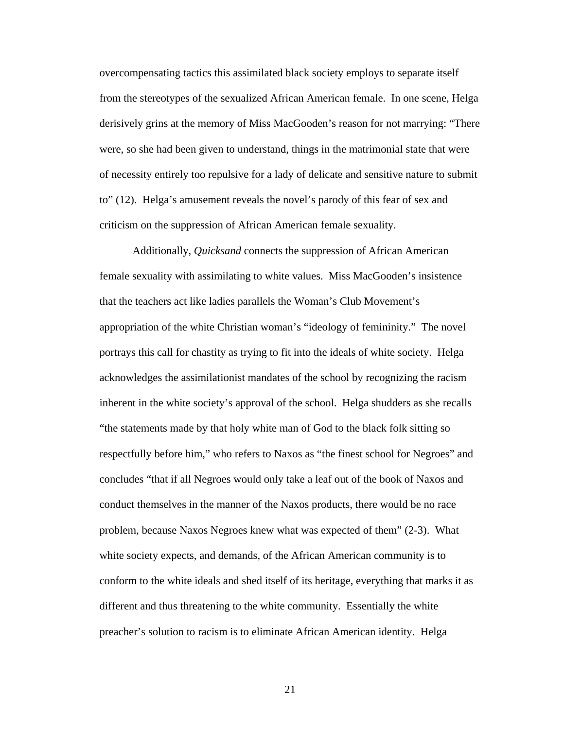overcompensating tactics this assimilated black society employs to separate itself from the stereotypes of the sexualized African American female. In one scene, Helga derisively grins at the memory of Miss MacGooden's reason for not marrying: "There were, so she had been given to understand, things in the matrimonial state that were of necessity entirely too repulsive for a lady of delicate and sensitive nature to submit to" (12). Helga's amusement reveals the novel's parody of this fear of sex and criticism on the suppression of African American female sexuality.

Additionally, *Quicksand* connects the suppression of African American female sexuality with assimilating to white values. Miss MacGooden's insistence that the teachers act like ladies parallels the Woman's Club Movement's appropriation of the white Christian woman's "ideology of femininity." The novel portrays this call for chastity as trying to fit into the ideals of white society. Helga acknowledges the assimilationist mandates of the school by recognizing the racism inherent in the white society's approval of the school. Helga shudders as she recalls "the statements made by that holy white man of God to the black folk sitting so respectfully before him," who refers to Naxos as "the finest school for Negroes" and concludes "that if all Negroes would only take a leaf out of the book of Naxos and conduct themselves in the manner of the Naxos products, there would be no race problem, because Naxos Negroes knew what was expected of them" (2-3). What white society expects, and demands, of the African American community is to conform to the white ideals and shed itself of its heritage, everything that marks it as different and thus threatening to the white community. Essentially the white preacher's solution to racism is to eliminate African American identity. Helga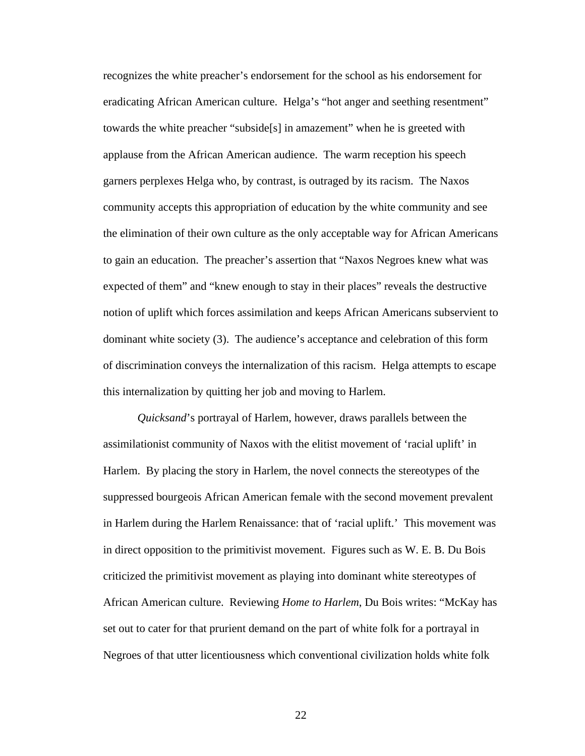recognizes the white preacher's endorsement for the school as his endorsement for eradicating African American culture. Helga's "hot anger and seething resentment" towards the white preacher "subside[s] in amazement" when he is greeted with applause from the African American audience. The warm reception his speech garners perplexes Helga who, by contrast, is outraged by its racism. The Naxos community accepts this appropriation of education by the white community and see the elimination of their own culture as the only acceptable way for African Americans to gain an education. The preacher's assertion that "Naxos Negroes knew what was expected of them" and "knew enough to stay in their places" reveals the destructive notion of uplift which forces assimilation and keeps African Americans subservient to dominant white society (3). The audience's acceptance and celebration of this form of discrimination conveys the internalization of this racism. Helga attempts to escape this internalization by quitting her job and moving to Harlem.

*Quicksand*'s portrayal of Harlem, however, draws parallels between the assimilationist community of Naxos with the elitist movement of 'racial uplift' in Harlem. By placing the story in Harlem, the novel connects the stereotypes of the suppressed bourgeois African American female with the second movement prevalent in Harlem during the Harlem Renaissance: that of 'racial uplift.' This movement was in direct opposition to the primitivist movement. Figures such as W. E. B. Du Bois criticized the primitivist movement as playing into dominant white stereotypes of African American culture. Reviewing *Home to Harlem*, Du Bois writes: "McKay has set out to cater for that prurient demand on the part of white folk for a portrayal in Negroes of that utter licentiousness which conventional civilization holds white folk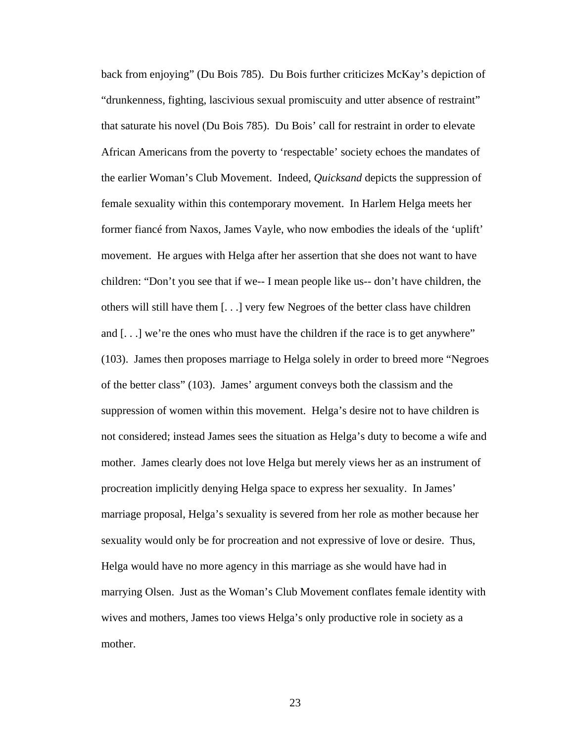back from enjoying" (Du Bois 785). Du Bois further criticizes McKay's depiction of "drunkenness, fighting, lascivious sexual promiscuity and utter absence of restraint" that saturate his novel (Du Bois 785). Du Bois' call for restraint in order to elevate African Americans from the poverty to 'respectable' society echoes the mandates of the earlier Woman's Club Movement. Indeed, *Quicksand* depicts the suppression of female sexuality within this contemporary movement. In Harlem Helga meets her former fiancé from Naxos, James Vayle, who now embodies the ideals of the 'uplift' movement. He argues with Helga after her assertion that she does not want to have children: "Don't you see that if we-- I mean people like us-- don't have children, the others will still have them [. . .] very few Negroes of the better class have children and [. . .] we're the ones who must have the children if the race is to get anywhere" (103). James then proposes marriage to Helga solely in order to breed more "Negroes of the better class" (103). James' argument conveys both the classism and the suppression of women within this movement. Helga's desire not to have children is not considered; instead James sees the situation as Helga's duty to become a wife and mother. James clearly does not love Helga but merely views her as an instrument of procreation implicitly denying Helga space to express her sexuality. In James' marriage proposal, Helga's sexuality is severed from her role as mother because her sexuality would only be for procreation and not expressive of love or desire. Thus, Helga would have no more agency in this marriage as she would have had in marrying Olsen. Just as the Woman's Club Movement conflates female identity with wives and mothers, James too views Helga's only productive role in society as a mother.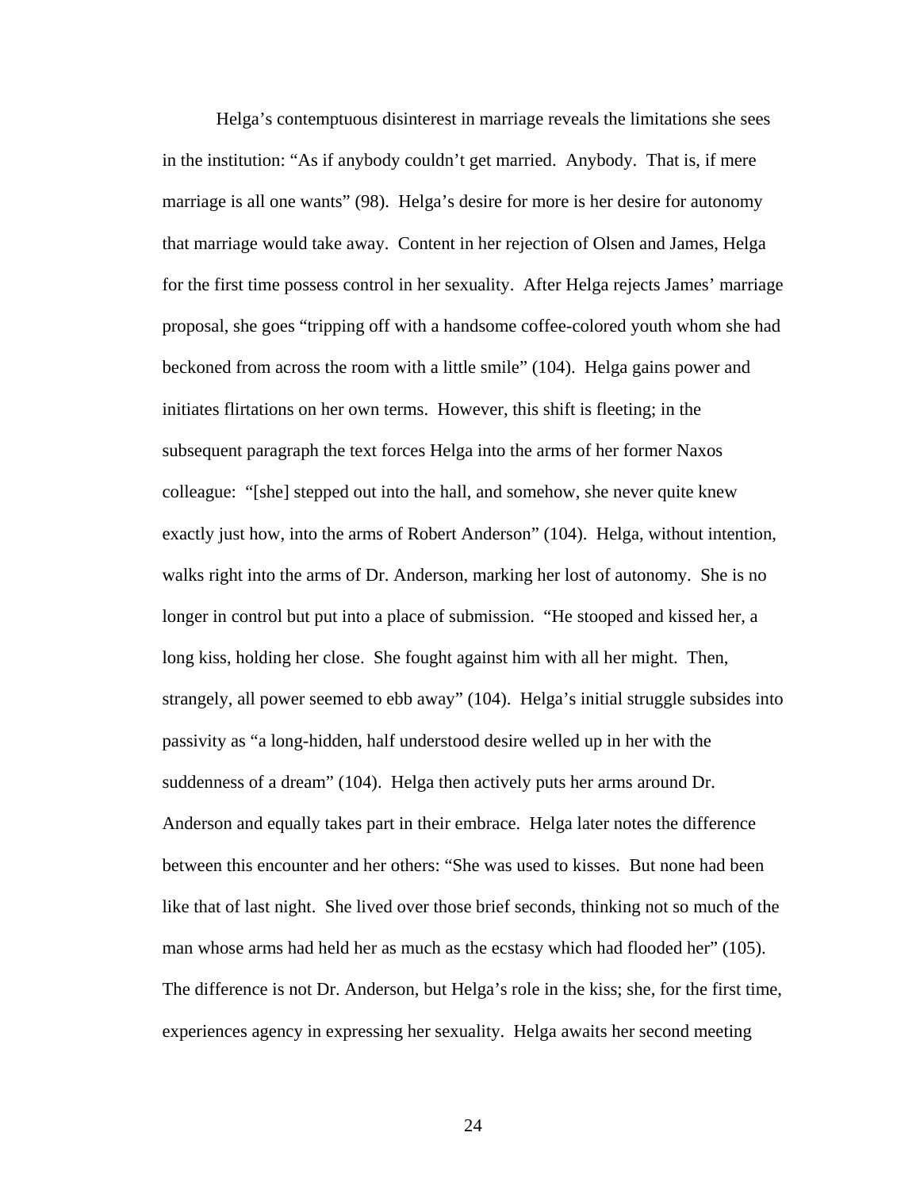Helga's contemptuous disinterest in marriage reveals the limitations she sees in the institution: "As if anybody couldn't get married. Anybody. That is, if mere marriage is all one wants" (98). Helga's desire for more is her desire for autonomy that marriage would take away. Content in her rejection of Olsen and James, Helga for the first time possess control in her sexuality. After Helga rejects James' marriage proposal, she goes "tripping off with a handsome coffee-colored youth whom she had beckoned from across the room with a little smile" (104). Helga gains power and initiates flirtations on her own terms. However, this shift is fleeting; in the subsequent paragraph the text forces Helga into the arms of her former Naxos colleague: "[she] stepped out into the hall, and somehow, she never quite knew exactly just how, into the arms of Robert Anderson" (104). Helga, without intention, walks right into the arms of Dr. Anderson, marking her lost of autonomy. She is no longer in control but put into a place of submission. "He stooped and kissed her, a long kiss, holding her close. She fought against him with all her might. Then, strangely, all power seemed to ebb away" (104). Helga's initial struggle subsides into passivity as "a long-hidden, half understood desire welled up in her with the suddenness of a dream" (104). Helga then actively puts her arms around Dr. Anderson and equally takes part in their embrace. Helga later notes the difference between this encounter and her others: "She was used to kisses. But none had been like that of last night. She lived over those brief seconds, thinking not so much of the man whose arms had held her as much as the ecstasy which had flooded her" (105). The difference is not Dr. Anderson, but Helga's role in the kiss; she, for the first time, experiences agency in expressing her sexuality. Helga awaits her second meeting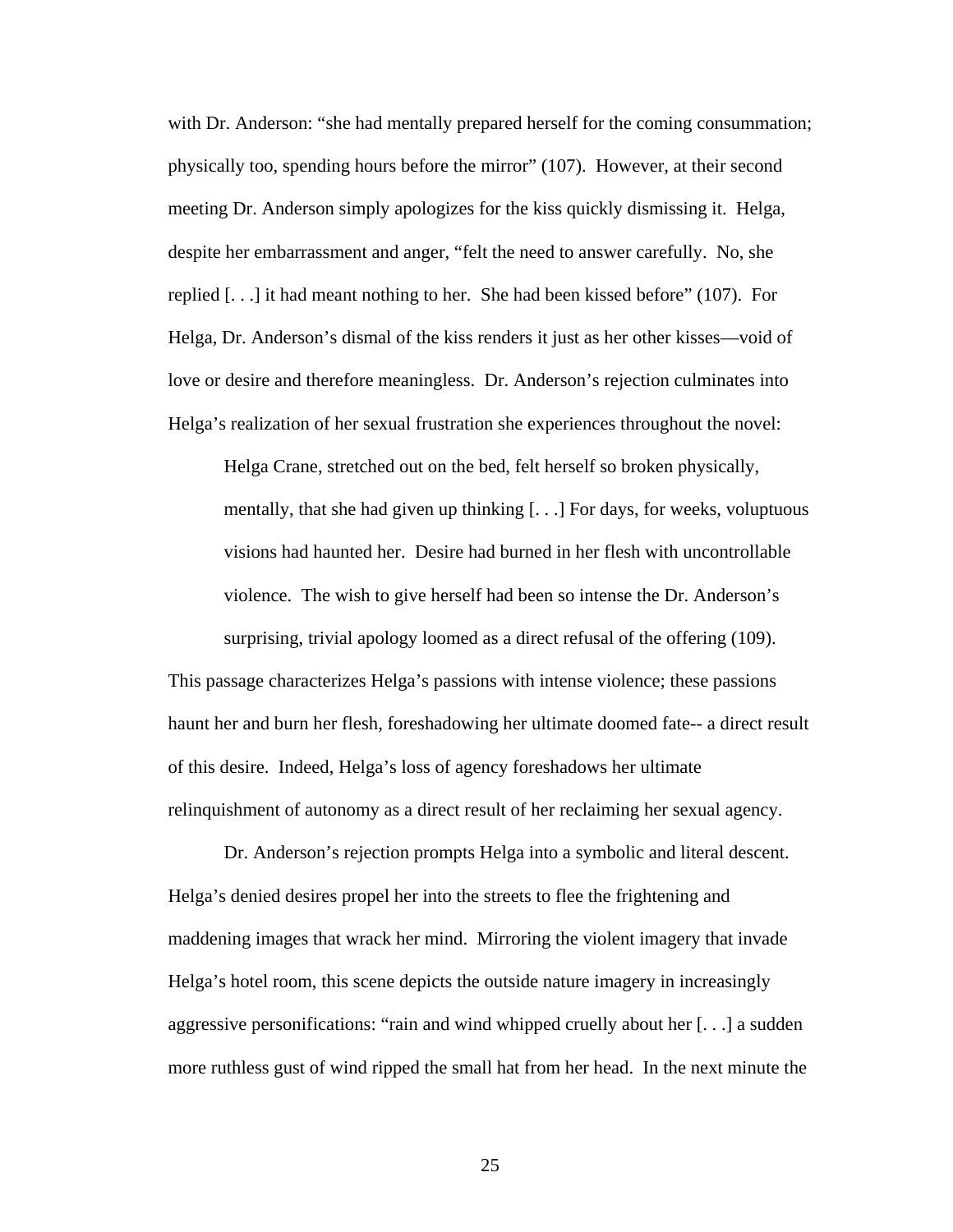with Dr. Anderson: "she had mentally prepared herself for the coming consummation; physically too, spending hours before the mirror" (107). However, at their second meeting Dr. Anderson simply apologizes for the kiss quickly dismissing it. Helga, despite her embarrassment and anger, "felt the need to answer carefully. No, she replied [. . .] it had meant nothing to her. She had been kissed before" (107). For Helga, Dr. Anderson's dismal of the kiss renders it just as her other kisses—void of love or desire and therefore meaningless. Dr. Anderson's rejection culminates into Helga's realization of her sexual frustration she experiences throughout the novel:

> Helga Crane, stretched out on the bed, felt herself so broken physically, mentally, that she had given up thinking [. . .] For days, for weeks, voluptuous visions had haunted her. Desire had burned in her flesh with uncontrollable violence. The wish to give herself had been so intense the Dr. Anderson's surprising, trivial apology loomed as a direct refusal of the offering (109).

This passage characterizes Helga's passions with intense violence; these passions haunt her and burn her flesh, foreshadowing her ultimate doomed fate-- a direct result of this desire. Indeed, Helga's loss of agency foreshadows her ultimate relinquishment of autonomy as a direct result of her reclaiming her sexual agency.

Dr. Anderson's rejection prompts Helga into a symbolic and literal descent. Helga's denied desires propel her into the streets to flee the frightening and maddening images that wrack her mind. Mirroring the violent imagery that invade Helga's hotel room, this scene depicts the outside nature imagery in increasingly aggressive personifications: "rain and wind whipped cruelly about her [. . .] a sudden more ruthless gust of wind ripped the small hat from her head. In the next minute the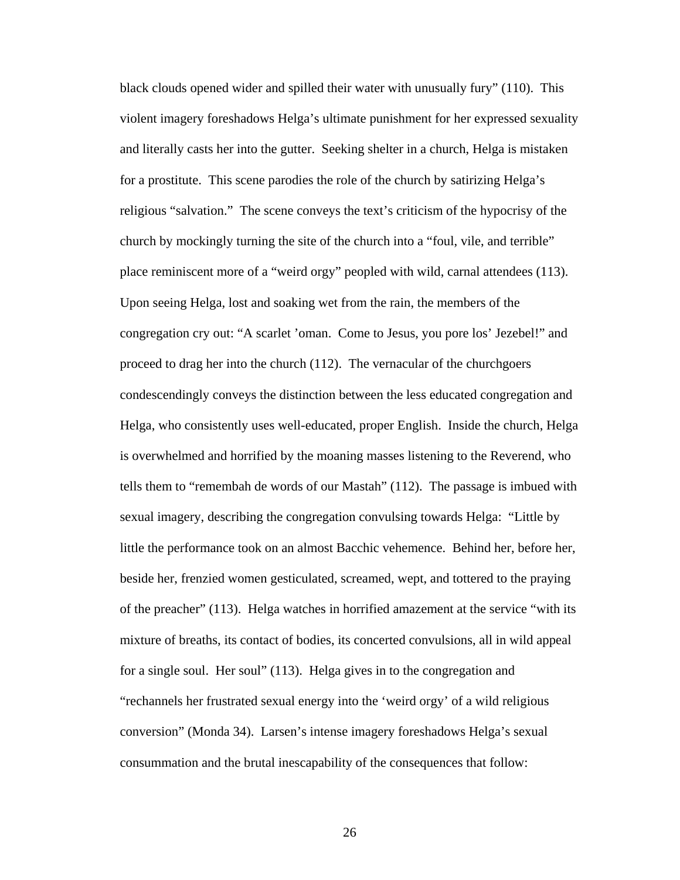black clouds opened wider and spilled their water with unusually fury" (110). This violent imagery foreshadows Helga's ultimate punishment for her expressed sexuality and literally casts her into the gutter. Seeking shelter in a church, Helga is mistaken for a prostitute. This scene parodies the role of the church by satirizing Helga's religious "salvation." The scene conveys the text's criticism of the hypocrisy of the church by mockingly turning the site of the church into a "foul, vile, and terrible" place reminiscent more of a "weird orgy" peopled with wild, carnal attendees (113). Upon seeing Helga, lost and soaking wet from the rain, the members of the congregation cry out: "A scarlet 'oman. Come to Jesus, you pore los' Jezebel!" and proceed to drag her into the church (112). The vernacular of the churchgoers condescendingly conveys the distinction between the less educated congregation and Helga, who consistently uses well-educated, proper English. Inside the church, Helga is overwhelmed and horrified by the moaning masses listening to the Reverend, who tells them to "remembah de words of our Mastah" (112). The passage is imbued with sexual imagery, describing the congregation convulsing towards Helga: "Little by little the performance took on an almost Bacchic vehemence. Behind her, before her, beside her, frenzied women gesticulated, screamed, wept, and tottered to the praying of the preacher" (113). Helga watches in horrified amazement at the service "with its mixture of breaths, its contact of bodies, its concerted convulsions, all in wild appeal for a single soul. Her soul" (113). Helga gives in to the congregation and "rechannels her frustrated sexual energy into the 'weird orgy' of a wild religious conversion" (Monda 34). Larsen's intense imagery foreshadows Helga's sexual consummation and the brutal inescapability of the consequences that follow: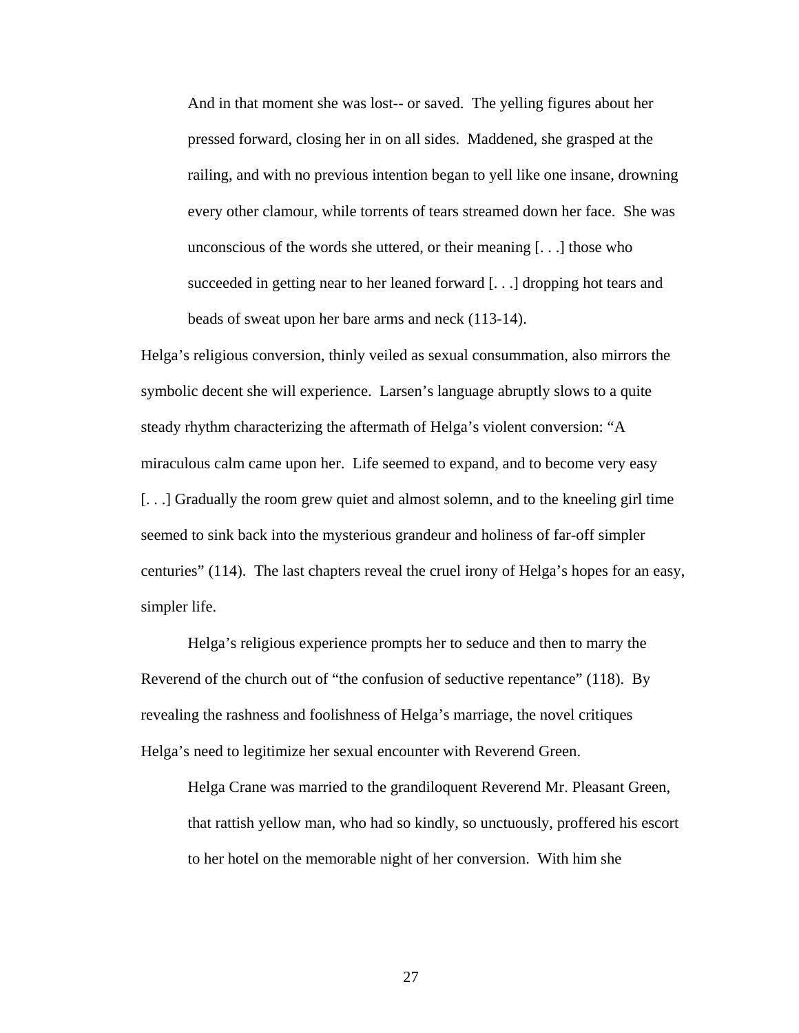> And in that moment she was lost-- or saved. The yelling figures about her pressed forward, closing her in on all sides. Maddened, she grasped at the railing, and with no previous intention began to yell like one insane, drowning every other clamour, while torrents of tears streamed down her face. She was unconscious of the words she uttered, or their meaning [. . .] those who succeeded in getting near to her leaned forward [. . .] dropping hot tears and beads of sweat upon her bare arms and neck (113-14).

Helga's religious conversion, thinly veiled as sexual consummation, also mirrors the symbolic decent she will experience. Larsen's language abruptly slows to a quite steady rhythm characterizing the aftermath of Helga's violent conversion: "A miraculous calm came upon her. Life seemed to expand, and to become very easy [. . .] Gradually the room grew quiet and almost solemn, and to the kneeling girl time seemed to sink back into the mysterious grandeur and holiness of far-off simpler centuries" (114). The last chapters reveal the cruel irony of Helga's hopes for an easy, simpler life.

Helga's religious experience prompts her to seduce and then to marry the Reverend of the church out of "the confusion of seductive repentance" (118). By revealing the rashness and foolishness of Helga's marriage, the novel critiques Helga's need to legitimize her sexual encounter with Reverend Green.

> Helga Crane was married to the grandiloquent Reverend Mr. Pleasant Green, that rattish yellow man, who had so kindly, so unctuously, proffered his escort to her hotel on the memorable night of her conversion. With him she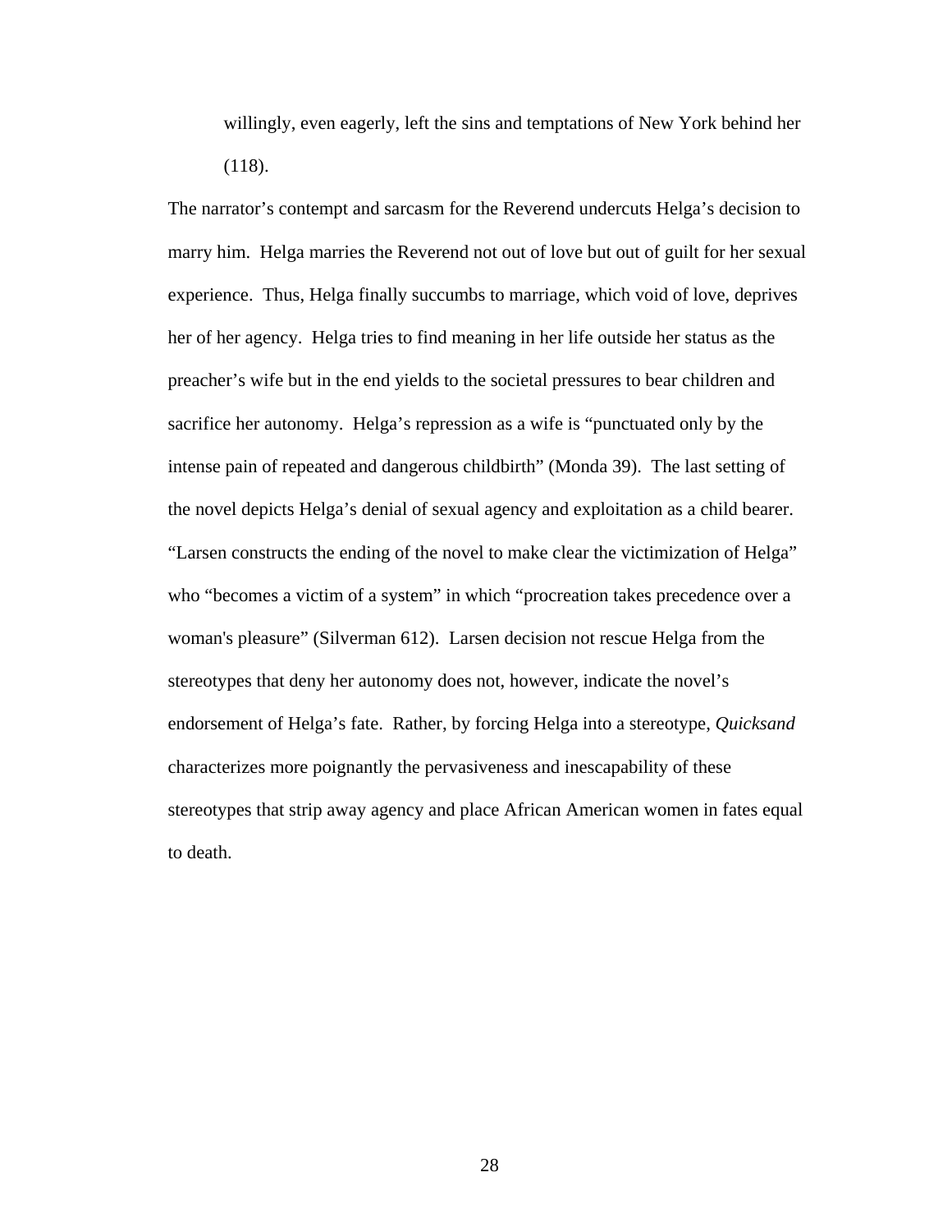> willingly, even eagerly, left the sins and temptations of New York behind her (118).

The narrator's contempt and sarcasm for the Reverend undercuts Helga's decision to marry him. Helga marries the Reverend not out of love but out of guilt for her sexual experience. Thus, Helga finally succumbs to marriage, which void of love, deprives her of her agency. Helga tries to find meaning in her life outside her status as the preacher's wife but in the end yields to the societal pressures to bear children and sacrifice her autonomy. Helga's repression as a wife is "punctuated only by the intense pain of repeated and dangerous childbirth" (Monda 39). The last setting of the novel depicts Helga's denial of sexual agency and exploitation as a child bearer. "Larsen constructs the ending of the novel to make clear the victimization of Helga" who "becomes a victim of a system" in which "procreation takes precedence over a woman's pleasure" (Silverman 612). Larsen decision not rescue Helga from the stereotypes that deny her autonomy does not, however, indicate the novel's endorsement of Helga's fate. Rather, by forcing Helga into a stereotype, *Quicksand* characterizes more poignantly the pervasiveness and inescapability of these stereotypes that strip away agency and place African American women in fates equal to death.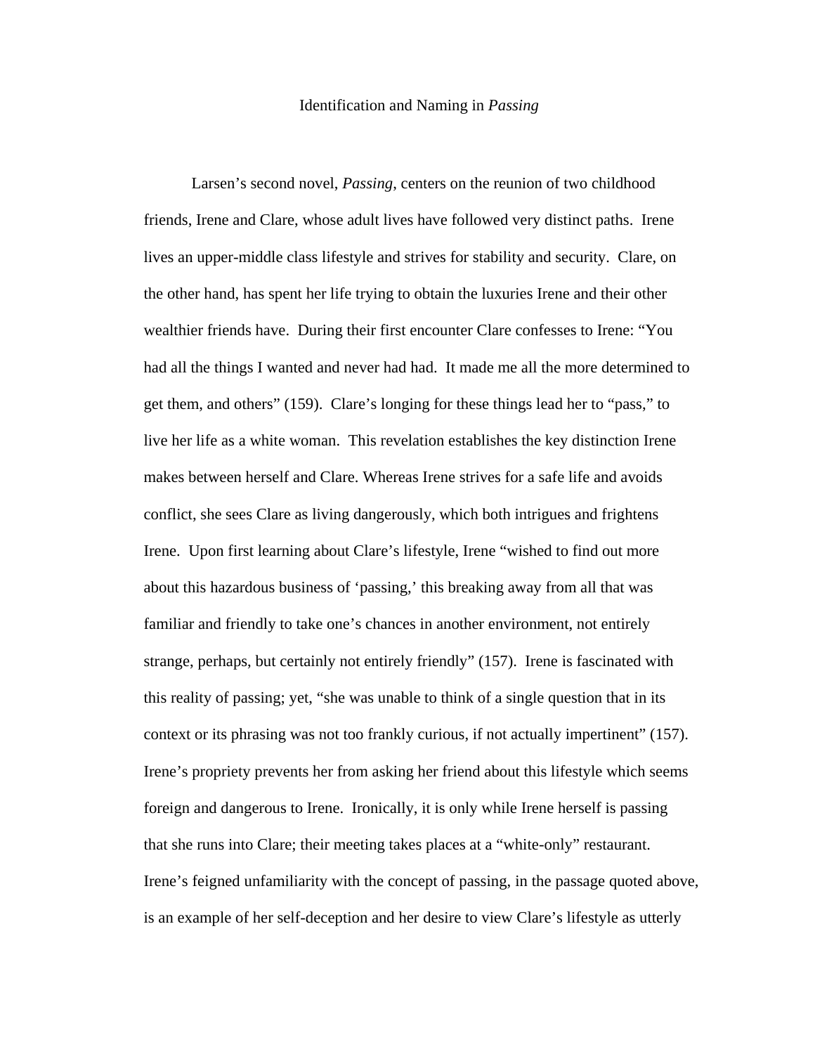## Identification and Naming in *Passing*

Larsen's second novel, *Passing*, centers on the reunion of two childhood friends, Irene and Clare, whose adult lives have followed very distinct paths. Irene lives an upper-middle class lifestyle and strives for stability and security. Clare, on the other hand, has spent her life trying to obtain the luxuries Irene and their other wealthier friends have. During their first encounter Clare confesses to Irene: "You had all the things I wanted and never had had. It made me all the more determined to get them, and others" (159). Clare's longing for these things lead her to "pass," to live her life as a white woman. This revelation establishes the key distinction Irene makes between herself and Clare. Whereas Irene strives for a safe life and avoids conflict, she sees Clare as living dangerously, which both intrigues and frightens Irene. Upon first learning about Clare's lifestyle, Irene "wished to find out more about this hazardous business of 'passing,' this breaking away from all that was familiar and friendly to take one's chances in another environment, not entirely strange, perhaps, but certainly not entirely friendly" (157). Irene is fascinated with this reality of passing; yet, "she was unable to think of a single question that in its context or its phrasing was not too frankly curious, if not actually impertinent" (157). Irene's propriety prevents her from asking her friend about this lifestyle which seems foreign and dangerous to Irene. Ironically, it is only while Irene herself is passing that she runs into Clare; their meeting takes places at a "white-only" restaurant. Irene's feigned unfamiliarity with the concept of passing, in the passage quoted above, is an example of her self-deception and her desire to view Clare's lifestyle as utterly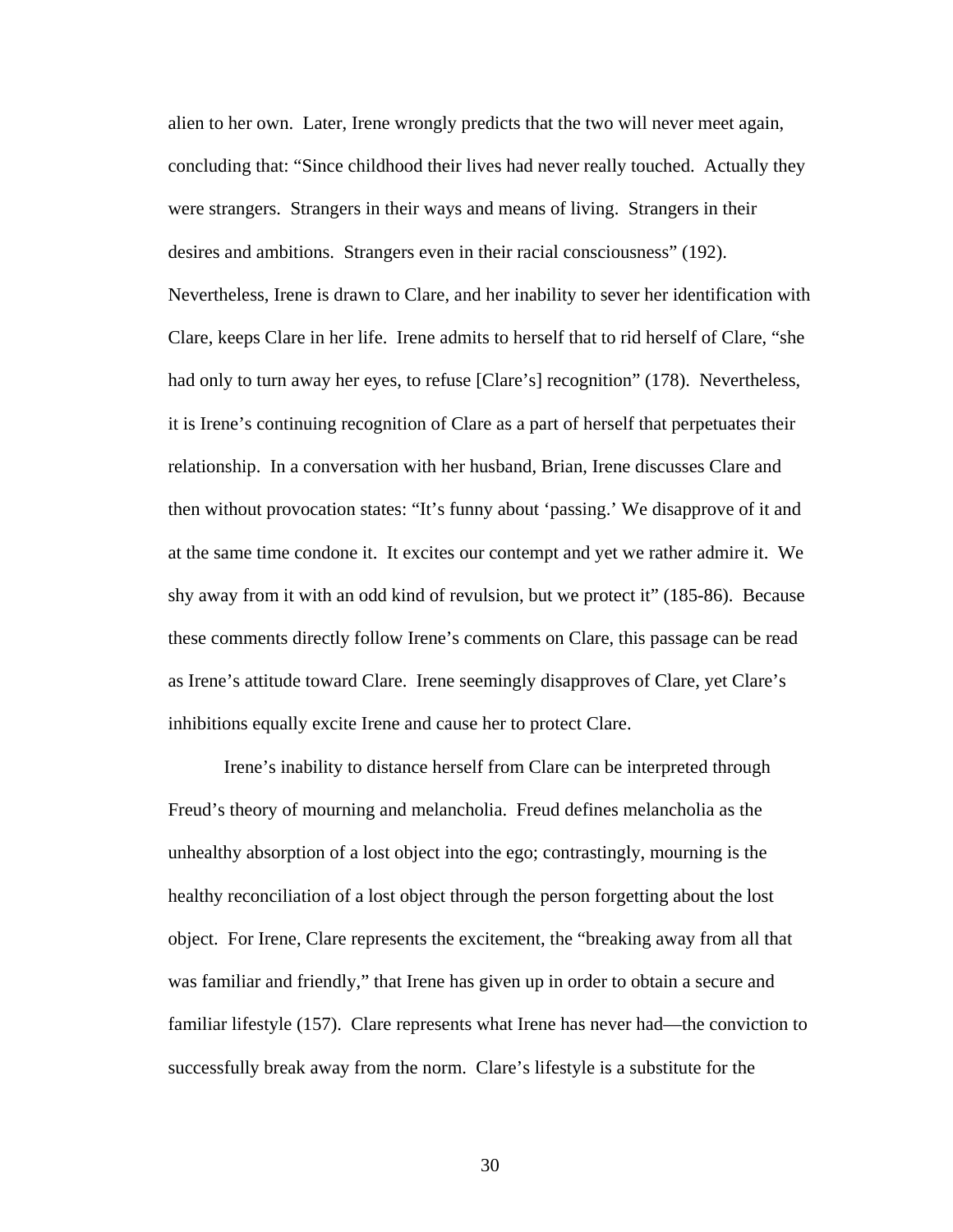alien to her own. Later, Irene wrongly predicts that the two will never meet again, concluding that: "Since childhood their lives had never really touched. Actually they were strangers. Strangers in their ways and means of living. Strangers in their desires and ambitions. Strangers even in their racial consciousness" (192). Nevertheless, Irene is drawn to Clare, and her inability to sever her identification with Clare, keeps Clare in her life. Irene admits to herself that to rid herself of Clare, "she had only to turn away her eyes, to refuse [Clare's] recognition" (178). Nevertheless, it is Irene's continuing recognition of Clare as a part of herself that perpetuates their relationship. In a conversation with her husband, Brian, Irene discusses Clare and then without provocation states: "It's funny about 'passing.' We disapprove of it and at the same time condone it. It excites our contempt and yet we rather admire it. We shy away from it with an odd kind of revulsion, but we protect it" (185-86). Because these comments directly follow Irene's comments on Clare, this passage can be read as Irene's attitude toward Clare. Irene seemingly disapproves of Clare, yet Clare's inhibitions equally excite Irene and cause her to protect Clare.

Irene's inability to distance herself from Clare can be interpreted through Freud's theory of mourning and melancholia. Freud defines melancholia as the unhealthy absorption of a lost object into the ego; contrastingly, mourning is the healthy reconciliation of a lost object through the person forgetting about the lost object. For Irene, Clare represents the excitement, the "breaking away from all that was familiar and friendly," that Irene has given up in order to obtain a secure and familiar lifestyle (157). Clare represents what Irene has never had—the conviction to successfully break away from the norm. Clare's lifestyle is a substitute for the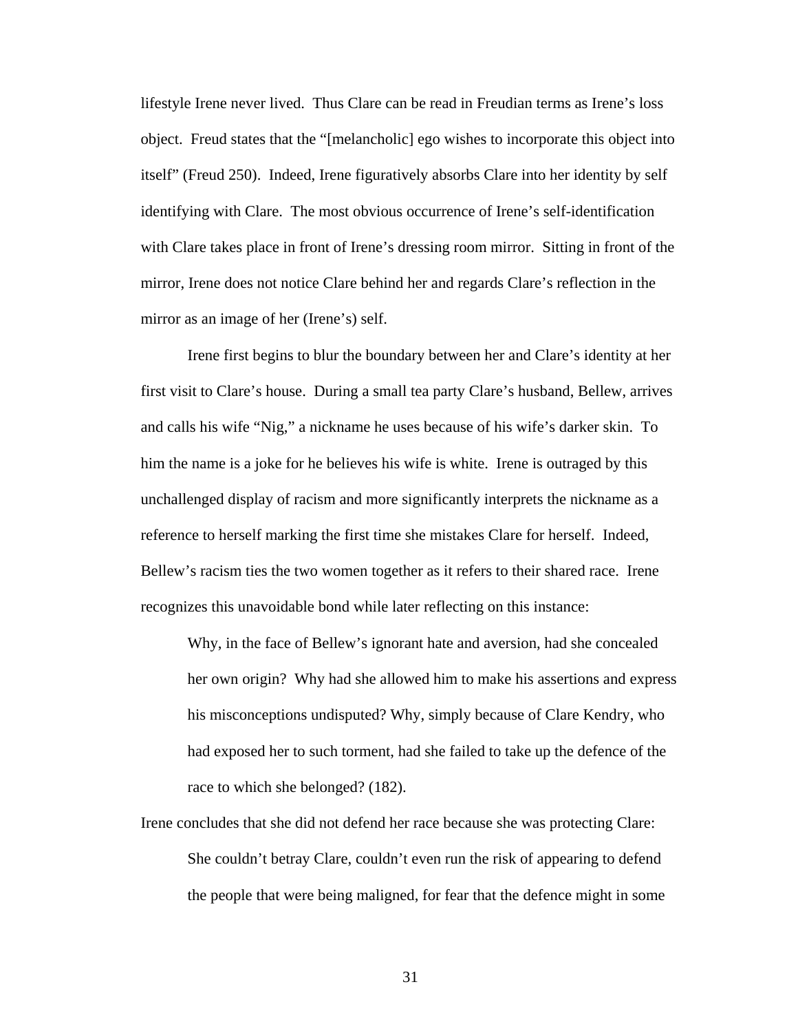lifestyle Irene never lived. Thus Clare can be read in Freudian terms as Irene's loss object. Freud states that the "[melancholic] ego wishes to incorporate this object into itself" (Freud 250). Indeed, Irene figuratively absorbs Clare into her identity by self identifying with Clare. The most obvious occurrence of Irene's self-identification with Clare takes place in front of Irene's dressing room mirror. Sitting in front of the mirror, Irene does not notice Clare behind her and regards Clare's reflection in the mirror as an image of her (Irene's) self.

Irene first begins to blur the boundary between her and Clare's identity at her first visit to Clare's house. During a small tea party Clare's husband, Bellew, arrives and calls his wife "Nig," a nickname he uses because of his wife's darker skin. To him the name is a joke for he believes his wife is white. Irene is outraged by this unchallenged display of racism and more significantly interprets the nickname as a reference to herself marking the first time she mistakes Clare for herself. Indeed, Bellew's racism ties the two women together as it refers to their shared race. Irene recognizes this unavoidable bond while later reflecting on this instance:

> Why, in the face of Bellew's ignorant hate and aversion, had she concealed her own origin? Why had she allowed him to make his assertions and express his misconceptions undisputed? Why, simply because of Clare Kendry, who had exposed her to such torment, had she failed to take up the defence of the race to which she belonged? (182).

Irene concludes that she did not defend her race because she was protecting Clare:

> She couldn't betray Clare, couldn't even run the risk of appearing to defend the people that were being maligned, for fear that the defence might in some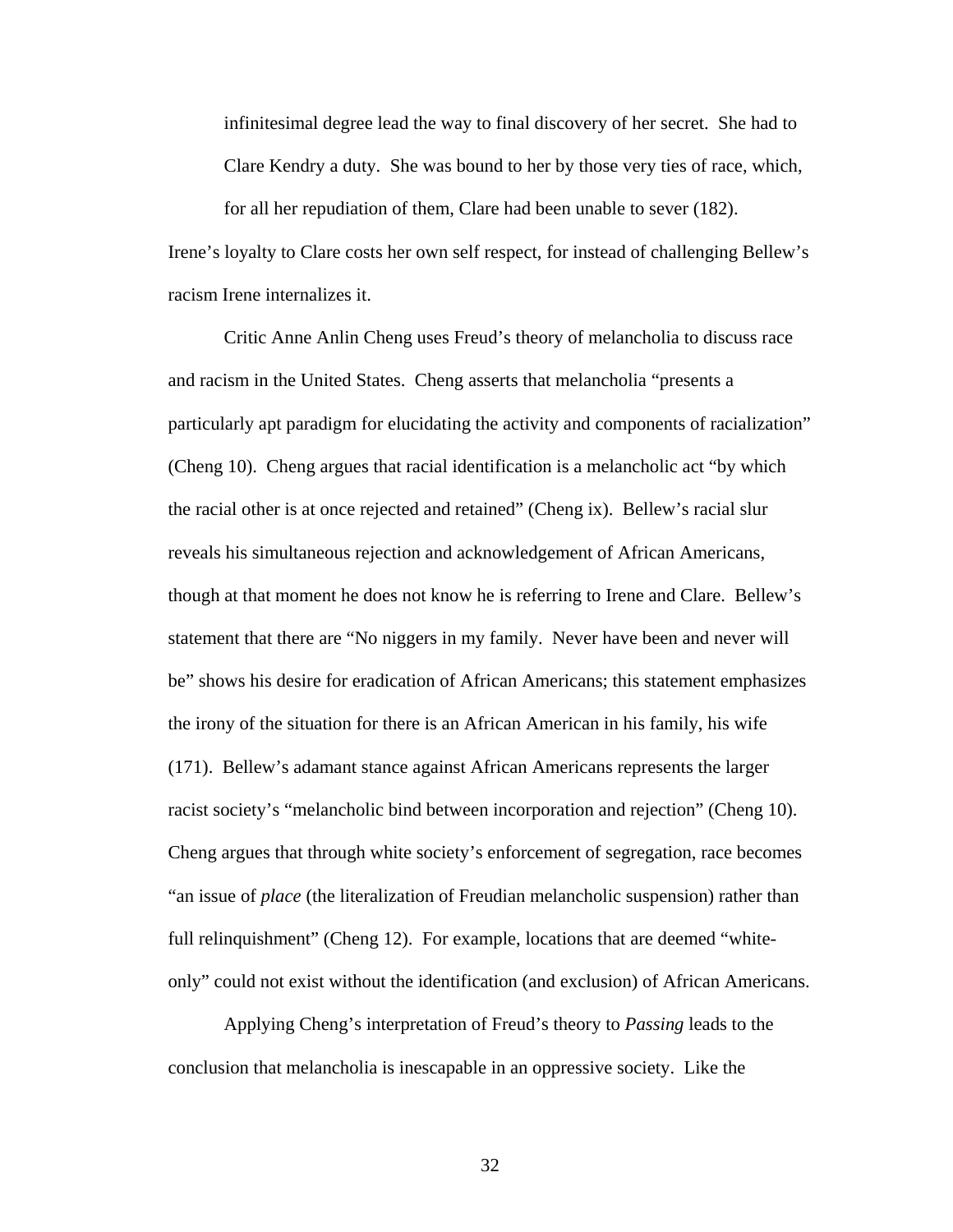> infinitesimal degree lead the way to final discovery of her secret. She had to Clare Kendry a duty. She was bound to her by those very ties of race, which, for all her repudiation of them, Clare had been unable to sever (182).

Irene's loyalty to Clare costs her own self respect, for instead of challenging Bellew's racism Irene internalizes it.

Critic Anne Anlin Cheng uses Freud's theory of melancholia to discuss race and racism in the United States. Cheng asserts that melancholia "presents a particularly apt paradigm for elucidating the activity and components of racialization" (Cheng 10). Cheng argues that racial identification is a melancholic act "by which the racial other is at once rejected and retained" (Cheng ix). Bellew's racial slur reveals his simultaneous rejection and acknowledgement of African Americans, though at that moment he does not know he is referring to Irene and Clare. Bellew's statement that there are "No niggers in my family. Never have been and never will be" shows his desire for eradication of African Americans; this statement emphasizes the irony of the situation for there is an African American in his family, his wife (171). Bellew's adamant stance against African Americans represents the larger racist society's "melancholic bind between incorporation and rejection" (Cheng 10). Cheng argues that through white society's enforcement of segregation, race becomes "an issue of *place* (the literalization of Freudian melancholic suspension) rather than full relinquishment" (Cheng 12). For example, locations that are deemed "white-only" could not exist without the identification (and exclusion) of African Americans.

Applying Cheng's interpretation of Freud's theory to *Passing* leads to the conclusion that melancholia is inescapable in an oppressive society. Like the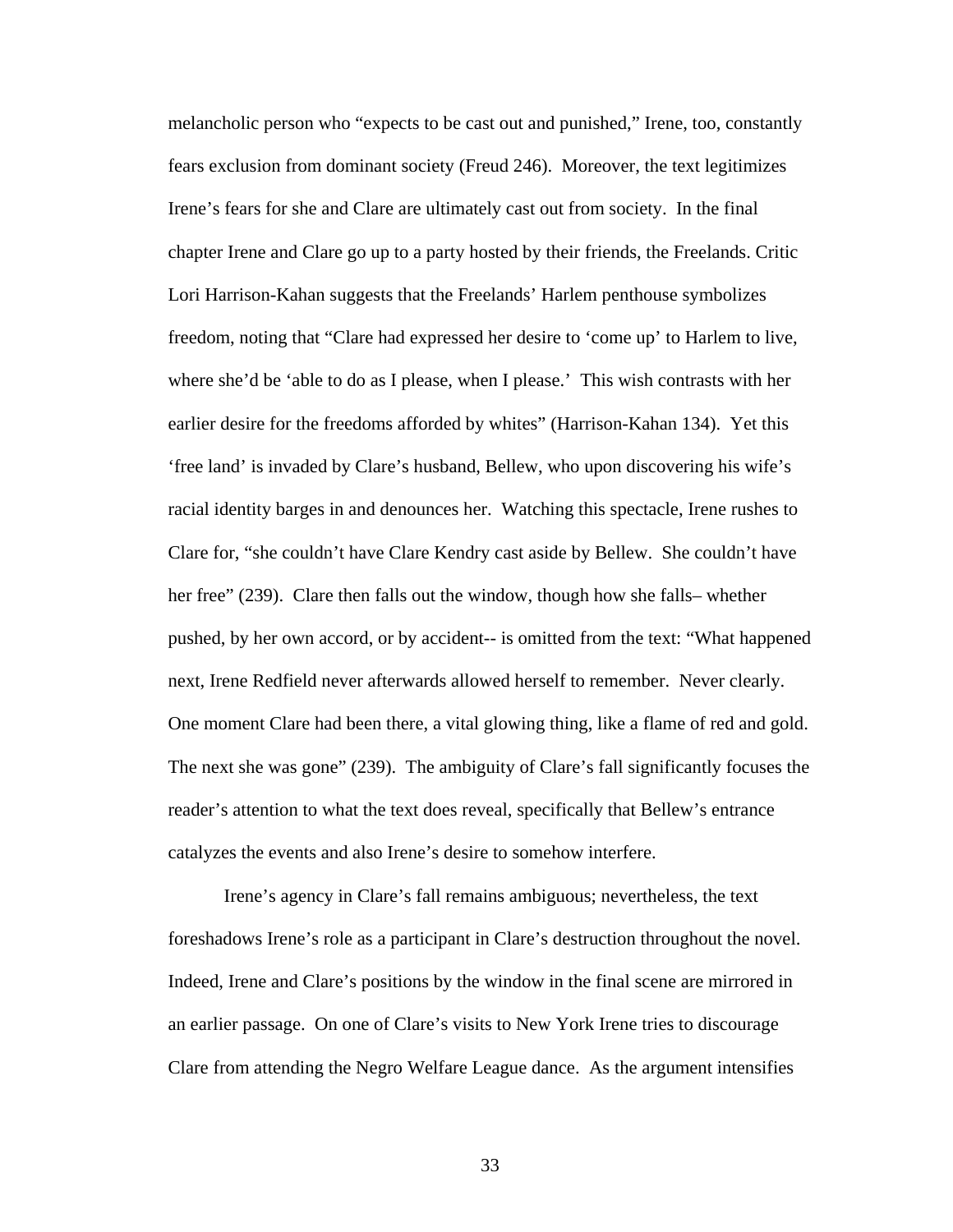melancholic person who "expects to be cast out and punished," Irene, too, constantly fears exclusion from dominant society (Freud 246). Moreover, the text legitimizes Irene's fears for she and Clare are ultimately cast out from society. In the final chapter Irene and Clare go up to a party hosted by their friends, the Freelands. Critic Lori Harrison-Kahan suggests that the Freelands' Harlem penthouse symbolizes freedom, noting that "Clare had expressed her desire to 'come up' to Harlem to live, where she'd be 'able to do as I please, when I please.' This wish contrasts with her earlier desire for the freedoms afforded by whites" (Harrison-Kahan 134). Yet this 'free land' is invaded by Clare's husband, Bellew, who upon discovering his wife's racial identity barges in and denounces her. Watching this spectacle, Irene rushes to Clare for, "she couldn't have Clare Kendry cast aside by Bellew. She couldn't have her free" (239). Clare then falls out the window, though how she falls– whether pushed, by her own accord, or by accident-- is omitted from the text: "What happened next, Irene Redfield never afterwards allowed herself to remember. Never clearly. One moment Clare had been there, a vital glowing thing, like a flame of red and gold. The next she was gone" (239). The ambiguity of Clare's fall significantly focuses the reader's attention to what the text does reveal, specifically that Bellew's entrance catalyzes the events and also Irene's desire to somehow interfere.

Irene's agency in Clare's fall remains ambiguous; nevertheless, the text foreshadows Irene's role as a participant in Clare's destruction throughout the novel. Indeed, Irene and Clare's positions by the window in the final scene are mirrored in an earlier passage. On one of Clare's visits to New York Irene tries to discourage Clare from attending the Negro Welfare League dance. As the argument intensifies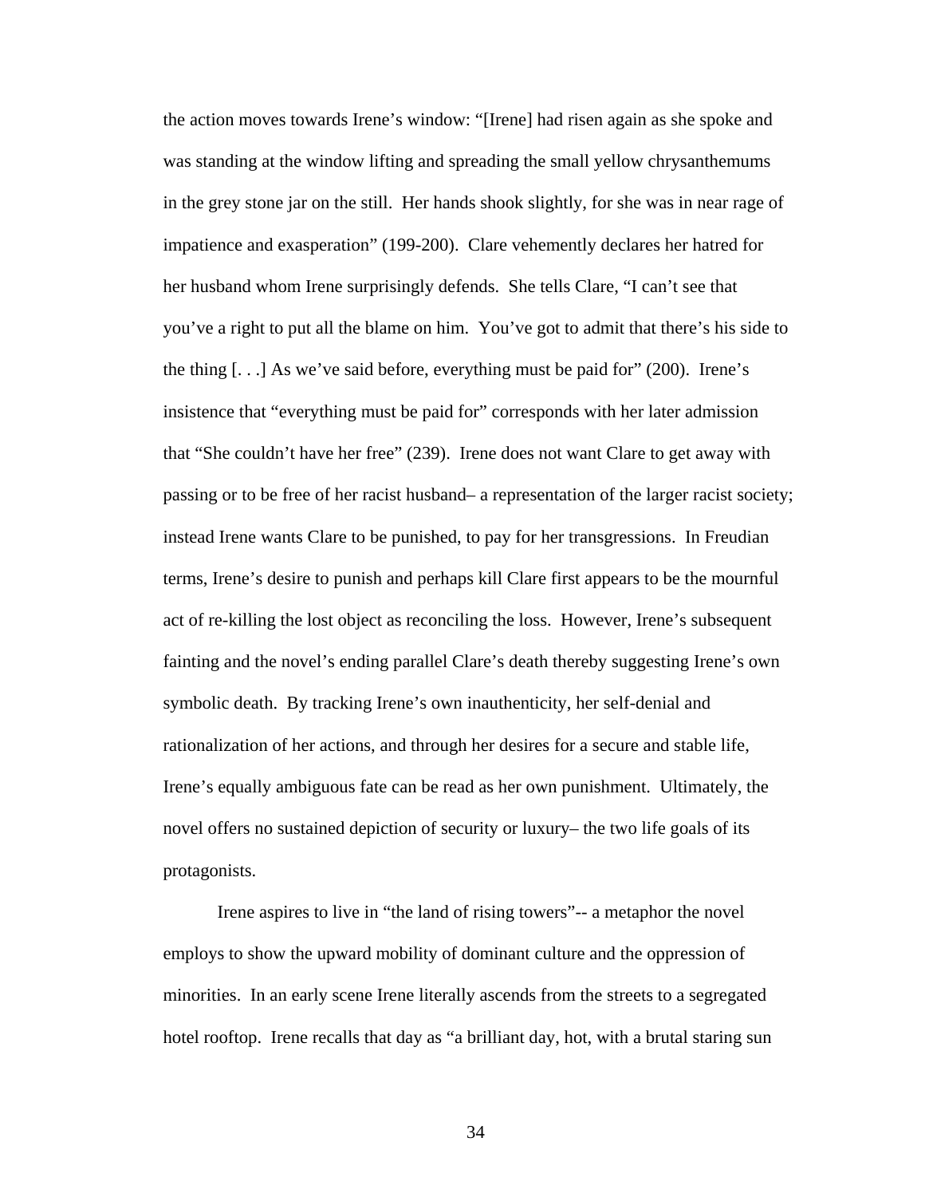the action moves towards Irene's window: "[Irene] had risen again as she spoke and was standing at the window lifting and spreading the small yellow chrysanthemums in the grey stone jar on the still. Her hands shook slightly, for she was in near rage of impatience and exasperation" (199-200). Clare vehemently declares her hatred for her husband whom Irene surprisingly defends. She tells Clare, "I can't see that you've a right to put all the blame on him. You've got to admit that there's his side to the thing [. . .] As we've said before, everything must be paid for" (200). Irene's insistence that "everything must be paid for" corresponds with her later admission that "She couldn't have her free" (239). Irene does not want Clare to get away with passing or to be free of her racist husband– a representation of the larger racist society; instead Irene wants Clare to be punished, to pay for her transgressions. In Freudian terms, Irene's desire to punish and perhaps kill Clare first appears to be the mournful act of re-killing the lost object as reconciling the loss. However, Irene's subsequent fainting and the novel's ending parallel Clare's death thereby suggesting Irene's own symbolic death. By tracking Irene's own inauthenticity, her self-denial and rationalization of her actions, and through her desires for a secure and stable life, Irene's equally ambiguous fate can be read as her own punishment. Ultimately, the novel offers no sustained depiction of security or luxury– the two life goals of its protagonists.

Irene aspires to live in "the land of rising towers"-- a metaphor the novel employs to show the upward mobility of dominant culture and the oppression of minorities. In an early scene Irene literally ascends from the streets to a segregated hotel rooftop. Irene recalls that day as "a brilliant day, hot, with a brutal staring sun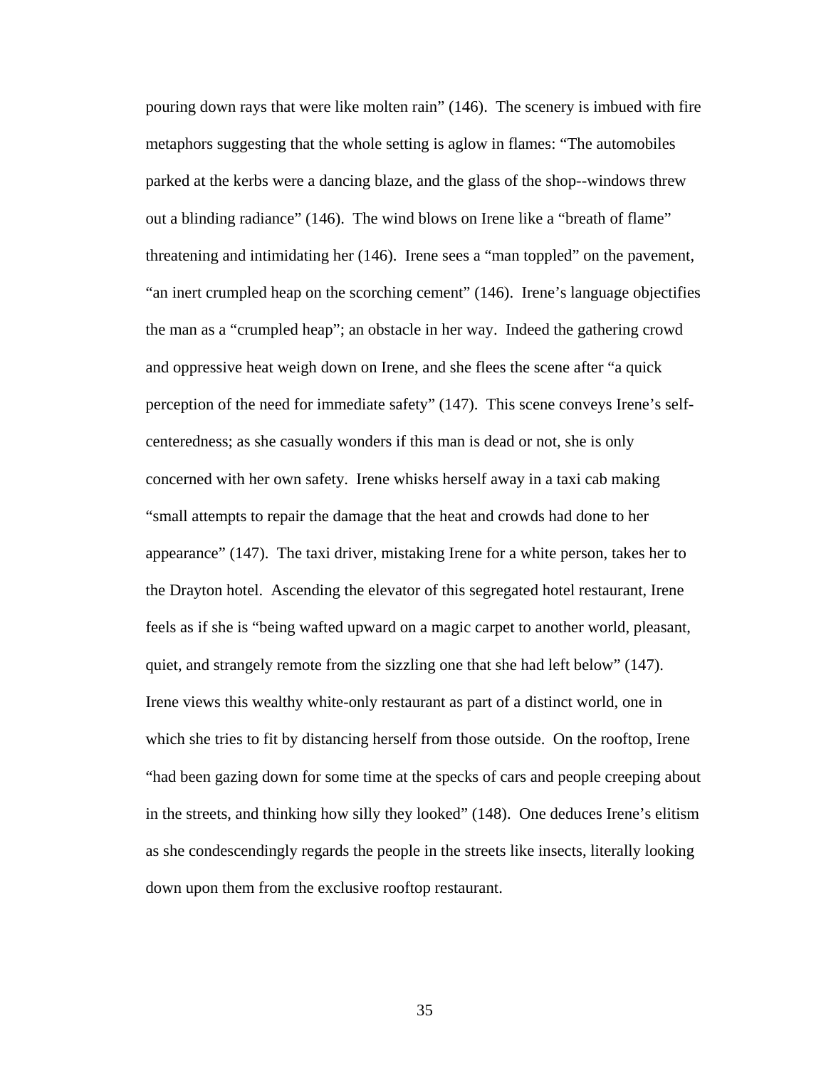pouring down rays that were like molten rain" (146). The scenery is imbued with fire metaphors suggesting that the whole setting is aglow in flames: "The automobiles parked at the kerbs were a dancing blaze, and the glass of the shop--windows threw out a blinding radiance" (146). The wind blows on Irene like a "breath of flame" threatening and intimidating her (146). Irene sees a "man toppled" on the pavement, "an inert crumpled heap on the scorching cement" (146). Irene's language objectifies the man as a "crumpled heap"; an obstacle in her way. Indeed the gathering crowd and oppressive heat weigh down on Irene, and she flees the scene after "a quick perception of the need for immediate safety" (147). This scene conveys Irene's self-centeredness; as she casually wonders if this man is dead or not, she is only concerned with her own safety. Irene whisks herself away in a taxi cab making "small attempts to repair the damage that the heat and crowds had done to her appearance" (147). The taxi driver, mistaking Irene for a white person, takes her to the Drayton hotel. Ascending the elevator of this segregated hotel restaurant, Irene feels as if she is "being wafted upward on a magic carpet to another world, pleasant, quiet, and strangely remote from the sizzling one that she had left below" (147). Irene views this wealthy white-only restaurant as part of a distinct world, one in which she tries to fit by distancing herself from those outside. On the rooftop, Irene "had been gazing down for some time at the specks of cars and people creeping about in the streets, and thinking how silly they looked" (148). One deduces Irene's elitism as she condescendingly regards the people in the streets like insects, literally looking down upon them from the exclusive rooftop restaurant.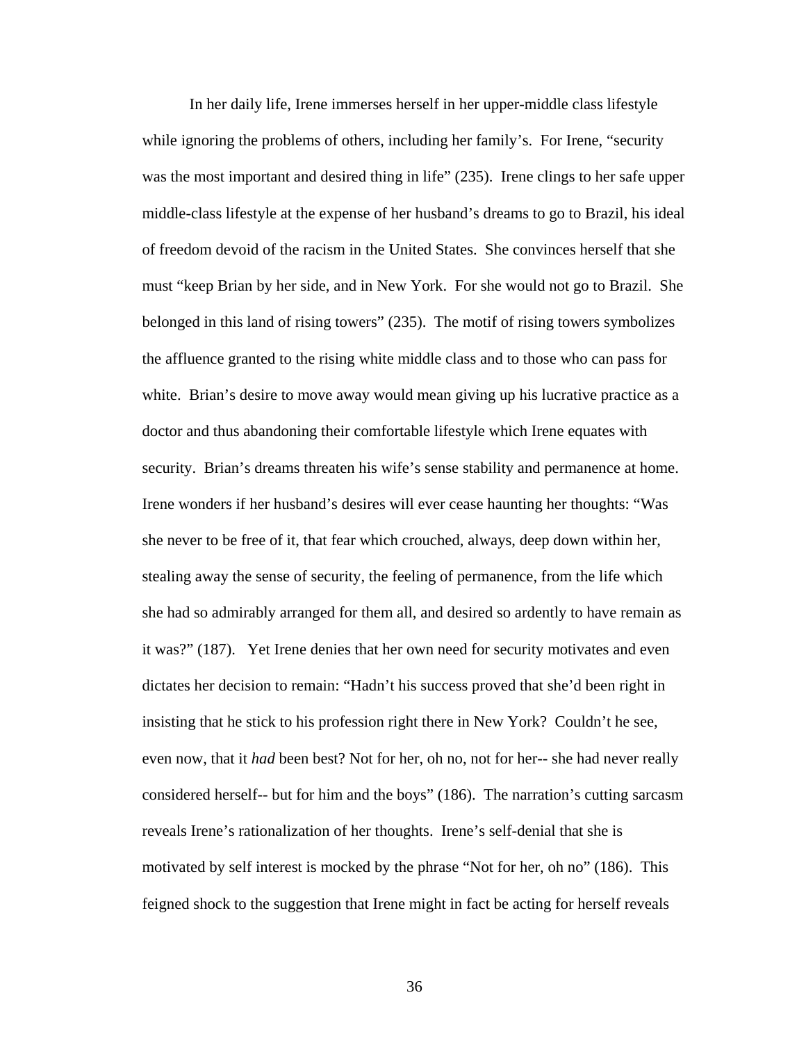In her daily life, Irene immerses herself in her upper-middle class lifestyle while ignoring the problems of others, including her family's. For Irene, "security was the most important and desired thing in life" (235). Irene clings to her safe upper middle-class lifestyle at the expense of her husband's dreams to go to Brazil, his ideal of freedom devoid of the racism in the United States. She convinces herself that she must "keep Brian by her side, and in New York. For she would not go to Brazil. She belonged in this land of rising towers" (235). The motif of rising towers symbolizes the affluence granted to the rising white middle class and to those who can pass for white. Brian's desire to move away would mean giving up his lucrative practice as a doctor and thus abandoning their comfortable lifestyle which Irene equates with security. Brian's dreams threaten his wife's sense stability and permanence at home. Irene wonders if her husband's desires will ever cease haunting her thoughts: "Was she never to be free of it, that fear which crouched, always, deep down within her, stealing away the sense of security, the feeling of permanence, from the life which she had so admirably arranged for them all, and desired so ardently to have remain as it was?" (187). Yet Irene denies that her own need for security motivates and even dictates her decision to remain: "Hadn't his success proved that she'd been right in insisting that he stick to his profession right there in New York? Couldn't he see, even now, that it *had* been best? Not for her, oh no, not for her-- she had never really considered herself-- but for him and the boys" (186). The narration's cutting sarcasm reveals Irene's rationalization of her thoughts. Irene's self-denial that she is motivated by self interest is mocked by the phrase "Not for her, oh no" (186). This feigned shock to the suggestion that Irene might in fact be acting for herself reveals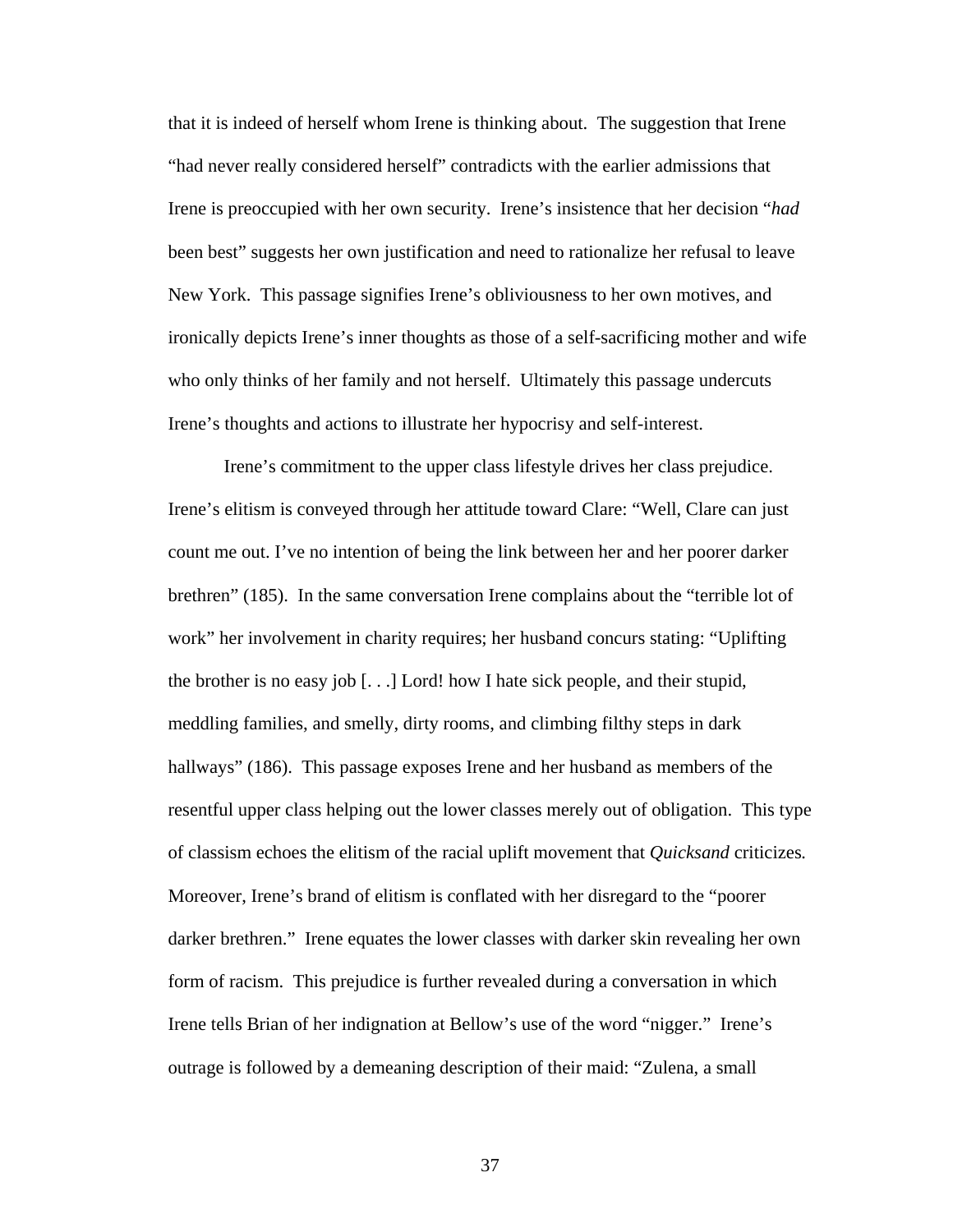that it is indeed of herself whom Irene is thinking about. The suggestion that Irene "had never really considered herself" contradicts with the earlier admissions that Irene is preoccupied with her own security. Irene's insistence that her decision "*had* been best" suggests her own justification and need to rationalize her refusal to leave New York. This passage signifies Irene's obliviousness to her own motives, and ironically depicts Irene's inner thoughts as those of a self-sacrificing mother and wife who only thinks of her family and not herself. Ultimately this passage undercuts Irene's thoughts and actions to illustrate her hypocrisy and self-interest.

Irene's commitment to the upper class lifestyle drives her class prejudice. Irene's elitism is conveyed through her attitude toward Clare: "Well, Clare can just count me out. I've no intention of being the link between her and her poorer darker brethren" (185). In the same conversation Irene complains about the "terrible lot of work" her involvement in charity requires; her husband concurs stating: "Uplifting the brother is no easy job [. . .] Lord! how I hate sick people, and their stupid, meddling families, and smelly, dirty rooms, and climbing filthy steps in dark hallways" (186). This passage exposes Irene and her husband as members of the resentful upper class helping out the lower classes merely out of obligation. This type of classism echoes the elitism of the racial uplift movement that *Quicksand* criticizes. Moreover, Irene's brand of elitism is conflated with her disregard to the "poorer darker brethren." Irene equates the lower classes with darker skin revealing her own form of racism. This prejudice is further revealed during a conversation in which Irene tells Brian of her indignation at Bellow's use of the word "nigger." Irene's outrage is followed by a demeaning description of their maid: "Zulena, a small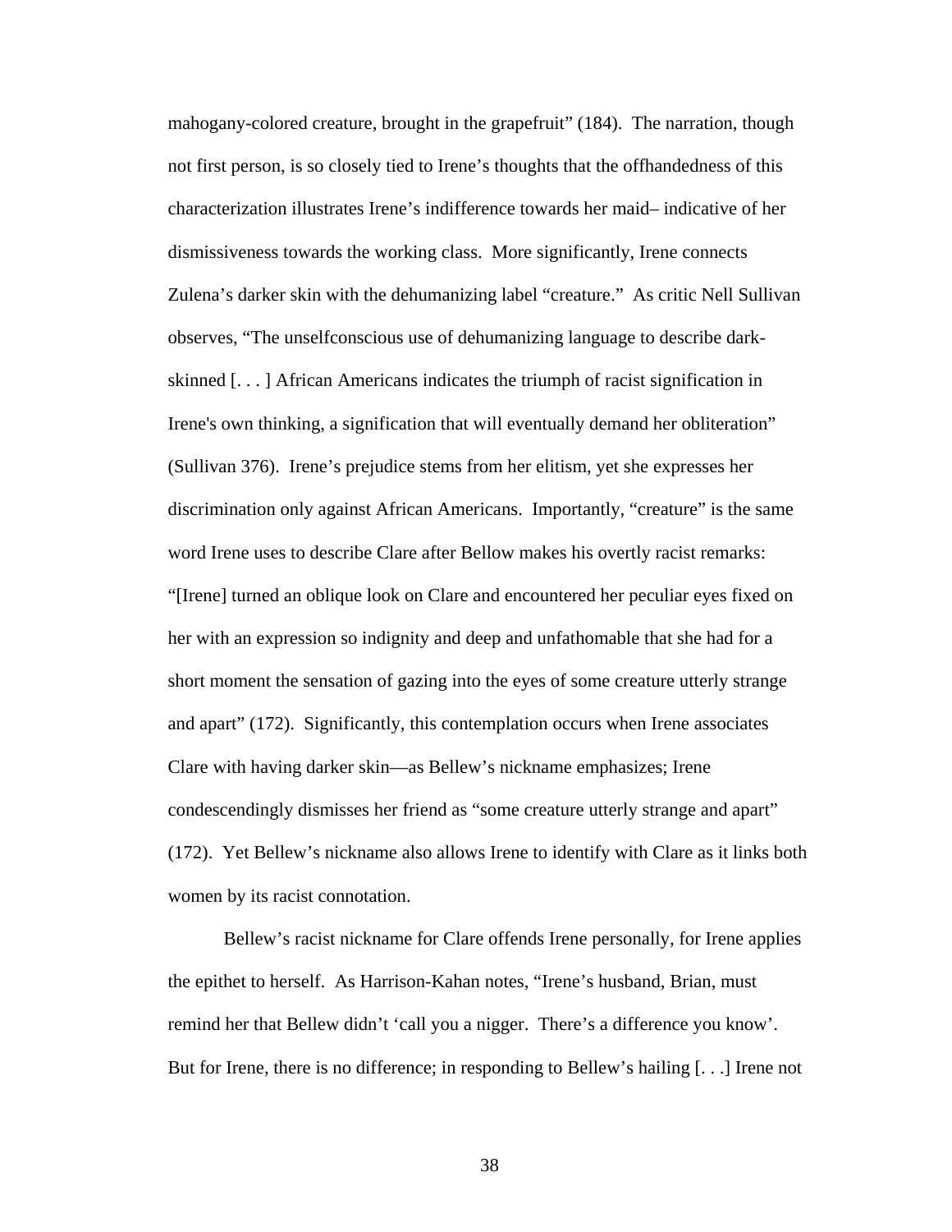mahogany-colored creature, brought in the grapefruit" (184). The narration, though not first person, is so closely tied to Irene's thoughts that the offhandedness of this characterization illustrates Irene's indifference towards her maid– indicative of her dismissiveness towards the working class. More significantly, Irene connects Zulena's darker skin with the dehumanizing label "creature." As critic Nell Sullivan observes, "The unselfconscious use of dehumanizing language to describe dark-skinned [. . . ] African Americans indicates the triumph of racist signification in Irene's own thinking, a signification that will eventually demand her obliteration" (Sullivan 376). Irene's prejudice stems from her elitism, yet she expresses her discrimination only against African Americans. Importantly, "creature" is the same word Irene uses to describe Clare after Bellow makes his overtly racist remarks: "[Irene] turned an oblique look on Clare and encountered her peculiar eyes fixed on her with an expression so indignity and deep and unfathomable that she had for a short moment the sensation of gazing into the eyes of some creature utterly strange and apart" (172). Significantly, this contemplation occurs when Irene associates Clare with having darker skin—as Bellew's nickname emphasizes; Irene condescendingly dismisses her friend as "some creature utterly strange and apart" (172). Yet Bellew's nickname also allows Irene to identify with Clare as it links both women by its racist connotation.

Bellew's racist nickname for Clare offends Irene personally, for Irene applies the epithet to herself. As Harrison-Kahan notes, "Irene's husband, Brian, must remind her that Bellew didn't 'call you a nigger. There's a difference you know'. But for Irene, there is no difference; in responding to Bellew's hailing [. . .] Irene not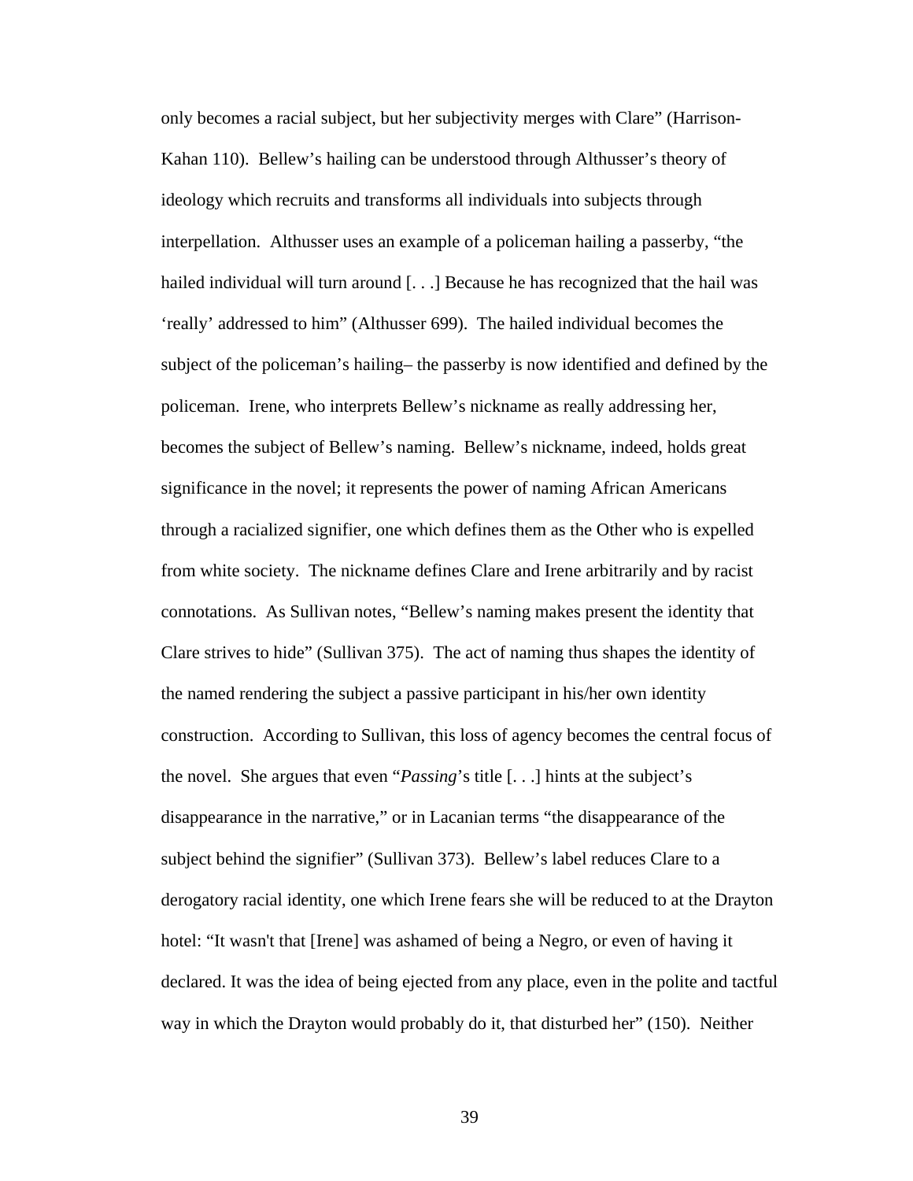only becomes a racial subject, but her subjectivity merges with Clare" (Harrison-Kahan 110). Bellew's hailing can be understood through Althusser's theory of ideology which recruits and transforms all individuals into subjects through interpellation. Althusser uses an example of a policeman hailing a passerby, "the hailed individual will turn around [. . .] Because he has recognized that the hail was 'really' addressed to him" (Althusser 699). The hailed individual becomes the subject of the policeman's hailing– the passerby is now identified and defined by the policeman. Irene, who interprets Bellew's nickname as really addressing her, becomes the subject of Bellew's naming. Bellew's nickname, indeed, holds great significance in the novel; it represents the power of naming African Americans through a racialized signifier, one which defines them as the Other who is expelled from white society. The nickname defines Clare and Irene arbitrarily and by racist connotations. As Sullivan notes, "Bellew's naming makes present the identity that Clare strives to hide" (Sullivan 375). The act of naming thus shapes the identity of the named rendering the subject a passive participant in his/her own identity construction. According to Sullivan, this loss of agency becomes the central focus of the novel. She argues that even "*Passing*'s title [. . .] hints at the subject's disappearance in the narrative," or in Lacanian terms "the disappearance of the subject behind the signifier" (Sullivan 373). Bellew's label reduces Clare to a derogatory racial identity, one which Irene fears she will be reduced to at the Drayton hotel: "It wasn't that [Irene] was ashamed of being a Negro, or even of having it declared. It was the idea of being ejected from any place, even in the polite and tactful way in which the Drayton would probably do it, that disturbed her" (150). Neither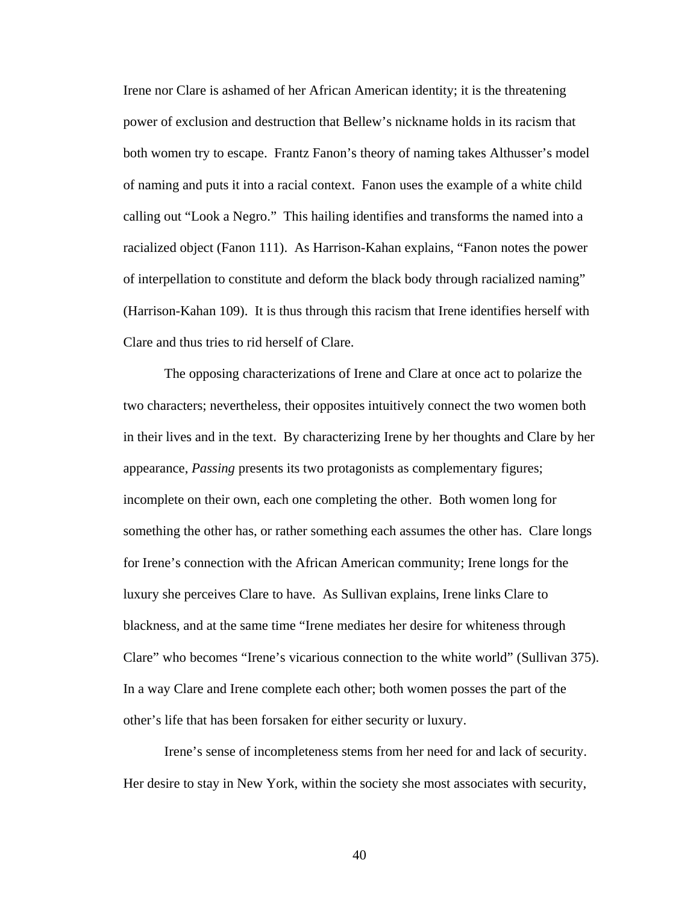Irene nor Clare is ashamed of her African American identity; it is the threatening power of exclusion and destruction that Bellew's nickname holds in its racism that both women try to escape. Frantz Fanon's theory of naming takes Althusser's model of naming and puts it into a racial context. Fanon uses the example of a white child calling out "Look a Negro." This hailing identifies and transforms the named into a racialized object (Fanon 111). As Harrison-Kahan explains, "Fanon notes the power of interpellation to constitute and deform the black body through racialized naming" (Harrison-Kahan 109). It is thus through this racism that Irene identifies herself with Clare and thus tries to rid herself of Clare.

The opposing characterizations of Irene and Clare at once act to polarize the two characters; nevertheless, their opposites intuitively connect the two women both in their lives and in the text. By characterizing Irene by her thoughts and Clare by her appearance, *Passing* presents its two protagonists as complementary figures; incomplete on their own, each one completing the other. Both women long for something the other has, or rather something each assumes the other has. Clare longs for Irene's connection with the African American community; Irene longs for the luxury she perceives Clare to have. As Sullivan explains, Irene links Clare to blackness, and at the same time "Irene mediates her desire for whiteness through Clare" who becomes "Irene's vicarious connection to the white world" (Sullivan 375). In a way Clare and Irene complete each other; both women posses the part of the other's life that has been forsaken for either security or luxury.

Irene's sense of incompleteness stems from her need for and lack of security. Her desire to stay in New York, within the society she most associates with security,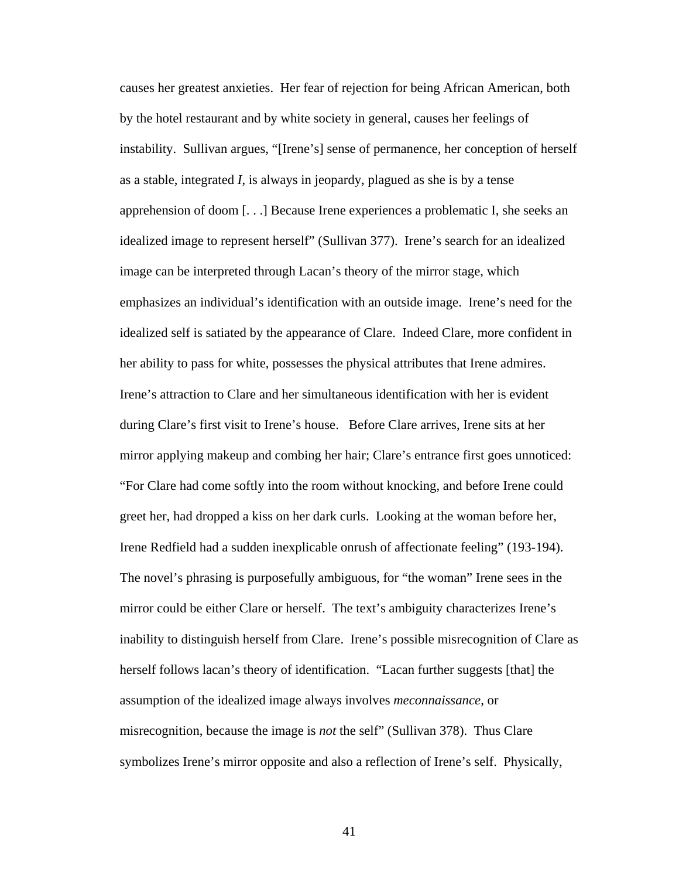causes her greatest anxieties. Her fear of rejection for being African American, both by the hotel restaurant and by white society in general, causes her feelings of instability. Sullivan argues, "[Irene's] sense of permanence, her conception of herself as a stable, integrated *I*, is always in jeopardy, plagued as she is by a tense apprehension of doom [. . .] Because Irene experiences a problematic I, she seeks an idealized image to represent herself" (Sullivan 377). Irene's search for an idealized image can be interpreted through Lacan's theory of the mirror stage, which emphasizes an individual's identification with an outside image. Irene's need for the idealized self is satiated by the appearance of Clare. Indeed Clare, more confident in her ability to pass for white, possesses the physical attributes that Irene admires. Irene's attraction to Clare and her simultaneous identification with her is evident during Clare's first visit to Irene's house. Before Clare arrives, Irene sits at her mirror applying makeup and combing her hair; Clare's entrance first goes unnoticed: "For Clare had come softly into the room without knocking, and before Irene could greet her, had dropped a kiss on her dark curls. Looking at the woman before her, Irene Redfield had a sudden inexplicable onrush of affectionate feeling" (193-194). The novel's phrasing is purposefully ambiguous, for "the woman" Irene sees in the mirror could be either Clare or herself. The text's ambiguity characterizes Irene's inability to distinguish herself from Clare. Irene's possible misrecognition of Clare as herself follows lacan's theory of identification. "Lacan further suggests [that] the assumption of the idealized image always involves *meconnaissance*, or misrecognition, because the image is *not* the self" (Sullivan 378). Thus Clare symbolizes Irene's mirror opposite and also a reflection of Irene's self. Physically,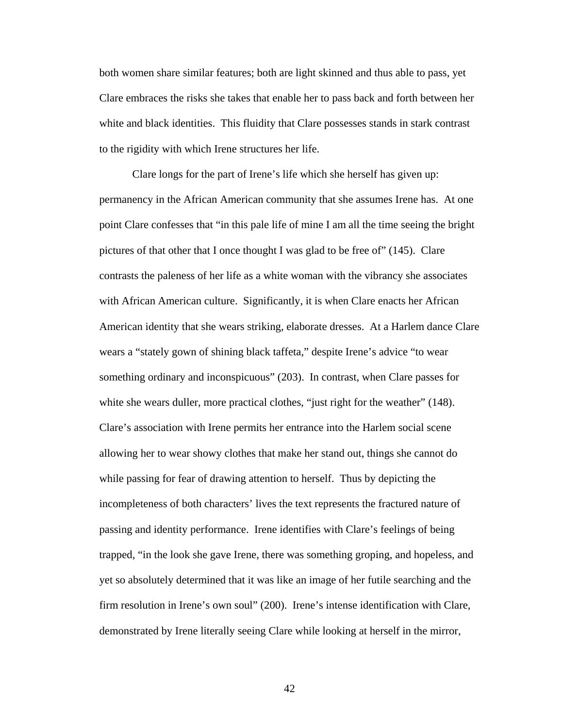both women share similar features; both are light skinned and thus able to pass, yet Clare embraces the risks she takes that enable her to pass back and forth between her white and black identities. This fluidity that Clare possesses stands in stark contrast to the rigidity with which Irene structures her life.

Clare longs for the part of Irene's life which she herself has given up: permanency in the African American community that she assumes Irene has. At one point Clare confesses that "in this pale life of mine I am all the time seeing the bright pictures of that other that I once thought I was glad to be free of" (145). Clare contrasts the paleness of her life as a white woman with the vibrancy she associates with African American culture. Significantly, it is when Clare enacts her African American identity that she wears striking, elaborate dresses. At a Harlem dance Clare wears a "stately gown of shining black taffeta," despite Irene's advice "to wear something ordinary and inconspicuous" (203). In contrast, when Clare passes for white she wears duller, more practical clothes, "just right for the weather" (148). Clare's association with Irene permits her entrance into the Harlem social scene allowing her to wear showy clothes that make her stand out, things she cannot do while passing for fear of drawing attention to herself. Thus by depicting the incompleteness of both characters' lives the text represents the fractured nature of passing and identity performance. Irene identifies with Clare's feelings of being trapped, "in the look she gave Irene, there was something groping, and hopeless, and yet so absolutely determined that it was like an image of her futile searching and the firm resolution in Irene's own soul" (200). Irene's intense identification with Clare, demonstrated by Irene literally seeing Clare while looking at herself in the mirror,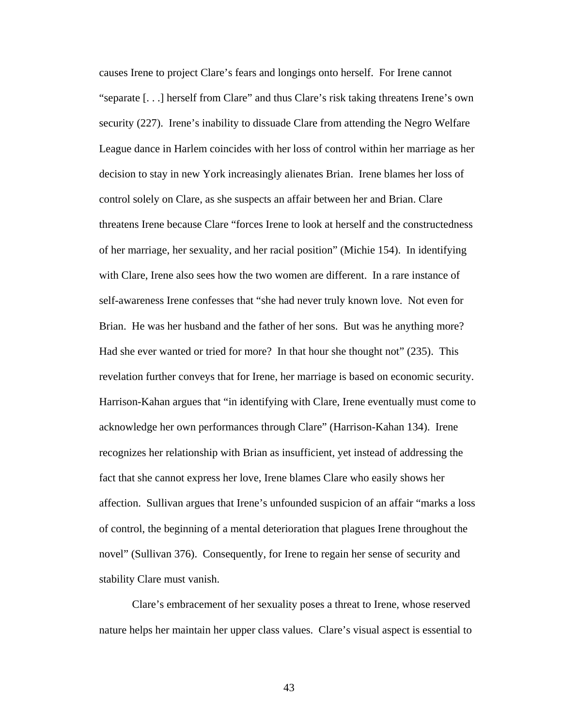causes Irene to project Clare's fears and longings onto herself. For Irene cannot "separate [. . .] herself from Clare" and thus Clare's risk taking threatens Irene's own security (227). Irene's inability to dissuade Clare from attending the Negro Welfare League dance in Harlem coincides with her loss of control within her marriage as her decision to stay in new York increasingly alienates Brian. Irene blames her loss of control solely on Clare, as she suspects an affair between her and Brian. Clare threatens Irene because Clare "forces Irene to look at herself and the constructedness of her marriage, her sexuality, and her racial position" (Michie 154). In identifying with Clare, Irene also sees how the two women are different. In a rare instance of self-awareness Irene confesses that "she had never truly known love. Not even for Brian. He was her husband and the father of her sons. But was he anything more? Had she ever wanted or tried for more? In that hour she thought not" (235). This revelation further conveys that for Irene, her marriage is based on economic security. Harrison-Kahan argues that "in identifying with Clare, Irene eventually must come to acknowledge her own performances through Clare" (Harrison-Kahan 134). Irene recognizes her relationship with Brian as insufficient, yet instead of addressing the fact that she cannot express her love, Irene blames Clare who easily shows her affection. Sullivan argues that Irene's unfounded suspicion of an affair "marks a loss of control, the beginning of a mental deterioration that plagues Irene throughout the novel" (Sullivan 376). Consequently, for Irene to regain her sense of security and stability Clare must vanish.

Clare's embracement of her sexuality poses a threat to Irene, whose reserved nature helps her maintain her upper class values. Clare's visual aspect is essential to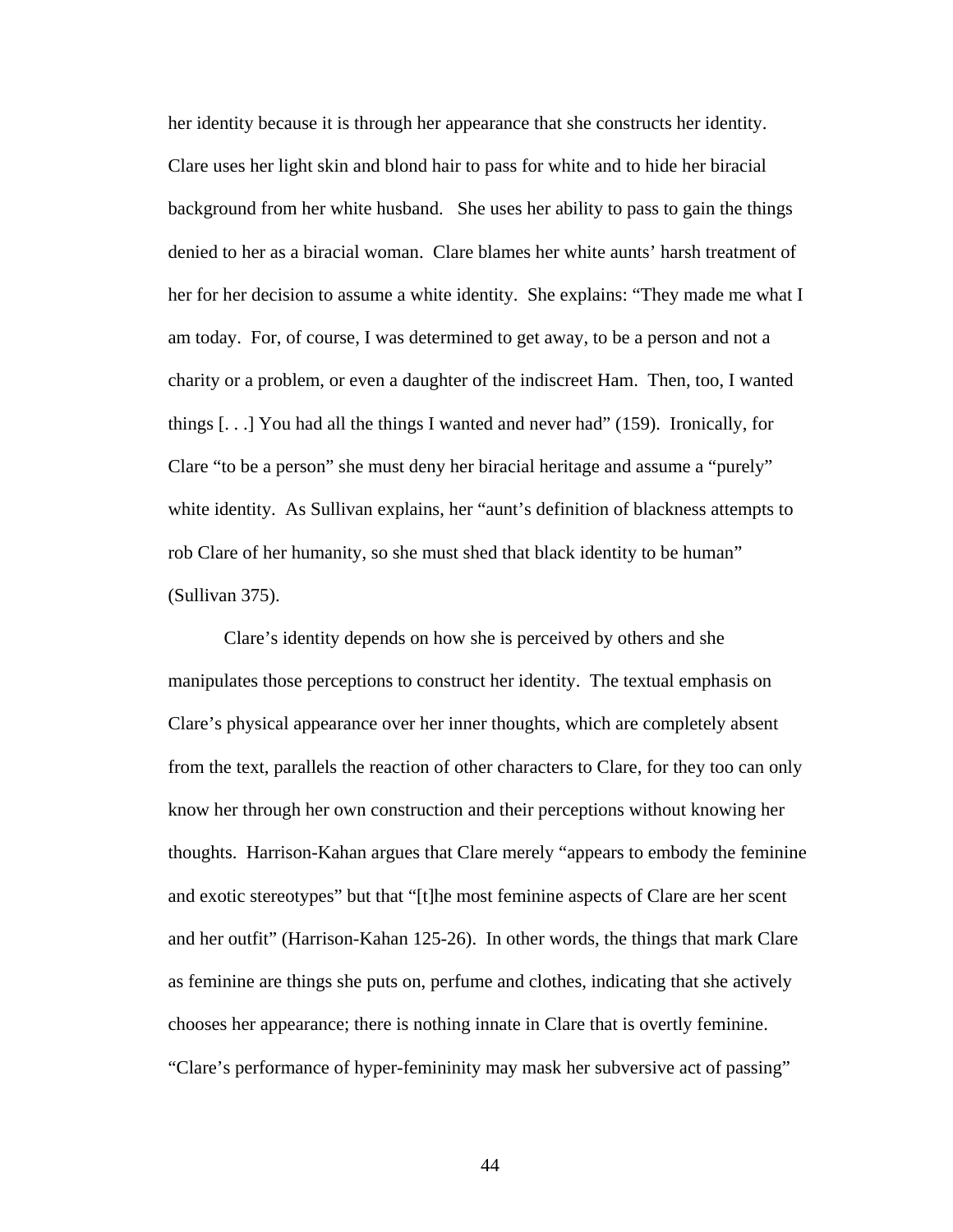her identity because it is through her appearance that she constructs her identity. Clare uses her light skin and blond hair to pass for white and to hide her biracial background from her white husband. She uses her ability to pass to gain the things denied to her as a biracial woman. Clare blames her white aunts' harsh treatment of her for her decision to assume a white identity. She explains: "They made me what I am today. For, of course, I was determined to get away, to be a person and not a charity or a problem, or even a daughter of the indiscreet Ham. Then, too, I wanted things [. . .] You had all the things I wanted and never had" (159). Ironically, for Clare "to be a person" she must deny her biracial heritage and assume a "purely" white identity. As Sullivan explains, her "aunt's definition of blackness attempts to rob Clare of her humanity, so she must shed that black identity to be human" (Sullivan 375).

Clare's identity depends on how she is perceived by others and she manipulates those perceptions to construct her identity. The textual emphasis on Clare's physical appearance over her inner thoughts, which are completely absent from the text, parallels the reaction of other characters to Clare, for they too can only know her through her own construction and their perceptions without knowing her thoughts. Harrison-Kahan argues that Clare merely "appears to embody the feminine and exotic stereotypes" but that "[t]he most feminine aspects of Clare are her scent and her outfit" (Harrison-Kahan 125-26). In other words, the things that mark Clare as feminine are things she puts on, perfume and clothes, indicating that she actively chooses her appearance; there is nothing innate in Clare that is overtly feminine. "Clare's performance of hyper-femininity may mask her subversive act of passing"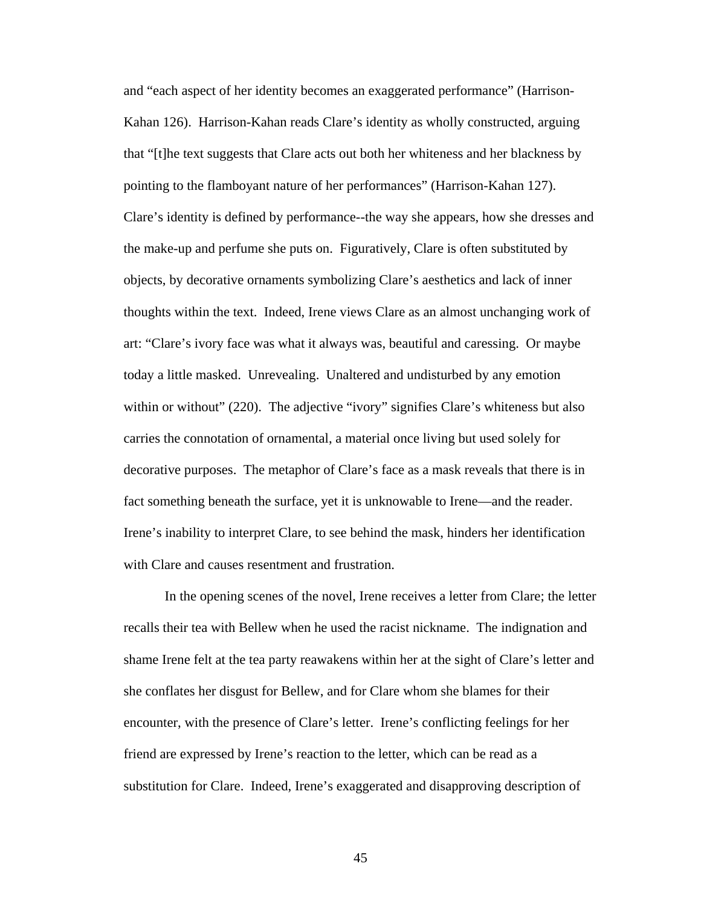and "each aspect of her identity becomes an exaggerated performance" (Harrison-Kahan 126). Harrison-Kahan reads Clare's identity as wholly constructed, arguing that "[t]he text suggests that Clare acts out both her whiteness and her blackness by pointing to the flamboyant nature of her performances" (Harrison-Kahan 127). Clare's identity is defined by performance--the way she appears, how she dresses and the make-up and perfume she puts on. Figuratively, Clare is often substituted by objects, by decorative ornaments symbolizing Clare's aesthetics and lack of inner thoughts within the text. Indeed, Irene views Clare as an almost unchanging work of art: "Clare's ivory face was what it always was, beautiful and caressing. Or maybe today a little masked. Unrevealing. Unaltered and undisturbed by any emotion within or without" (220). The adjective "ivory" signifies Clare's whiteness but also carries the connotation of ornamental, a material once living but used solely for decorative purposes. The metaphor of Clare's face as a mask reveals that there is in fact something beneath the surface, yet it is unknowable to Irene—and the reader. Irene's inability to interpret Clare, to see behind the mask, hinders her identification with Clare and causes resentment and frustration.

In the opening scenes of the novel, Irene receives a letter from Clare; the letter recalls their tea with Bellew when he used the racist nickname. The indignation and shame Irene felt at the tea party reawakens within her at the sight of Clare's letter and she conflates her disgust for Bellew, and for Clare whom she blames for their encounter, with the presence of Clare's letter. Irene's conflicting feelings for her friend are expressed by Irene's reaction to the letter, which can be read as a substitution for Clare. Indeed, Irene's exaggerated and disapproving description of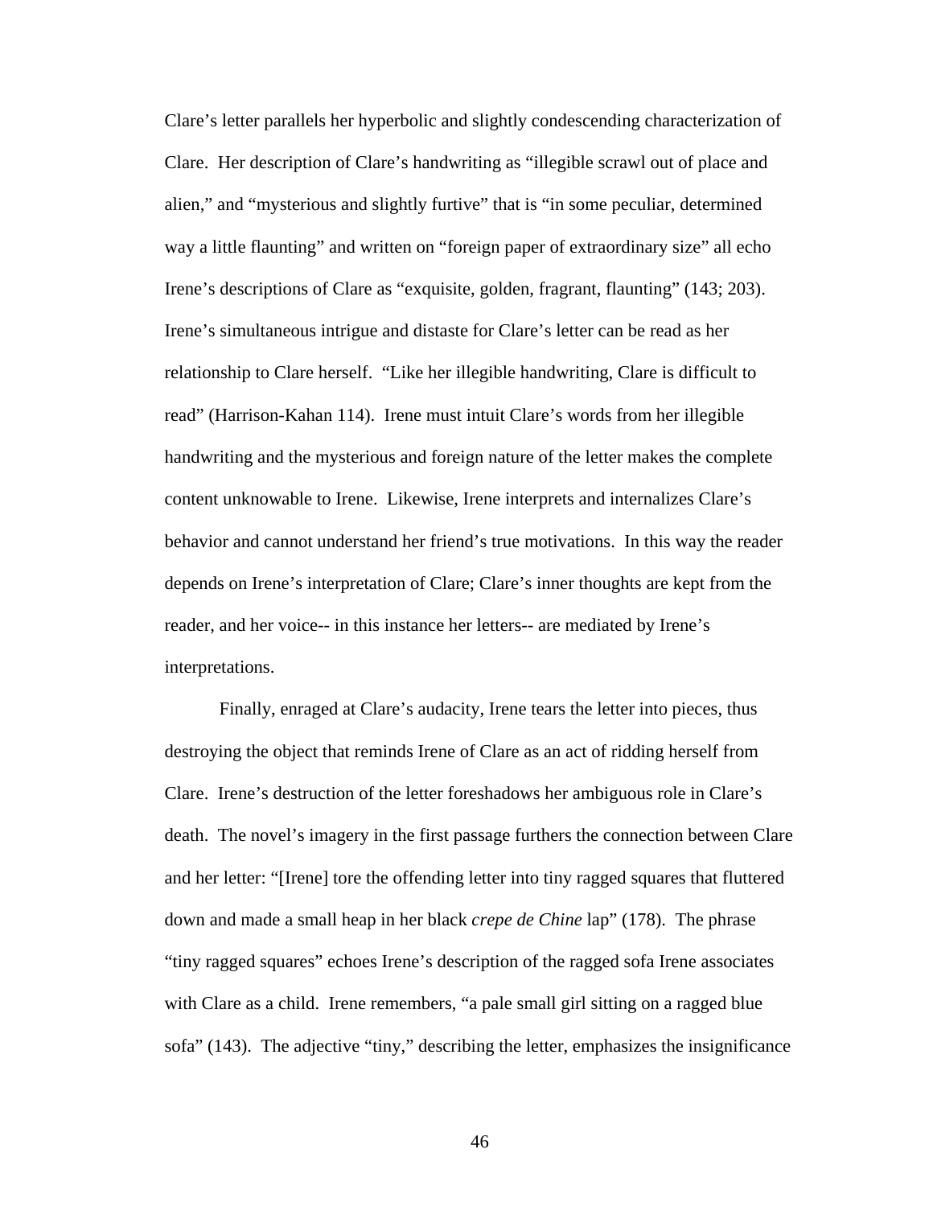Clare's letter parallels her hyperbolic and slightly condescending characterization of Clare. Her description of Clare's handwriting as "illegible scrawl out of place and alien," and "mysterious and slightly furtive" that is "in some peculiar, determined way a little flaunting" and written on "foreign paper of extraordinary size" all echo Irene's descriptions of Clare as "exquisite, golden, fragrant, flaunting" (143; 203). Irene's simultaneous intrigue and distaste for Clare's letter can be read as her relationship to Clare herself. "Like her illegible handwriting, Clare is difficult to read" (Harrison-Kahan 114). Irene must intuit Clare's words from her illegible handwriting and the mysterious and foreign nature of the letter makes the complete content unknowable to Irene. Likewise, Irene interprets and internalizes Clare's behavior and cannot understand her friend's true motivations. In this way the reader depends on Irene's interpretation of Clare; Clare's inner thoughts are kept from the reader, and her voice-- in this instance her letters-- are mediated by Irene's interpretations.

Finally, enraged at Clare's audacity, Irene tears the letter into pieces, thus destroying the object that reminds Irene of Clare as an act of ridding herself from Clare. Irene's destruction of the letter foreshadows her ambiguous role in Clare's death. The novel's imagery in the first passage furthers the connection between Clare and her letter: "[Irene] tore the offending letter into tiny ragged squares that fluttered down and made a small heap in her black *crepe de Chine* lap" (178). The phrase "tiny ragged squares" echoes Irene's description of the ragged sofa Irene associates with Clare as a child. Irene remembers, "a pale small girl sitting on a ragged blue sofa" (143). The adjective "tiny," describing the letter, emphasizes the insignificance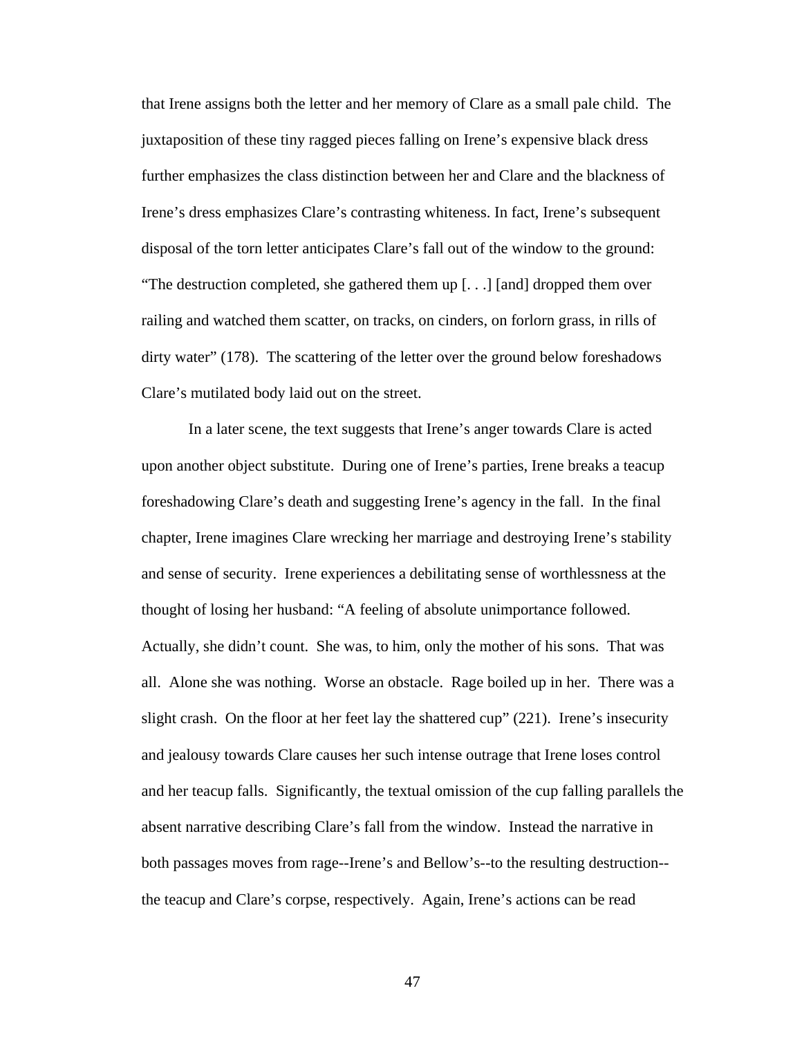that Irene assigns both the letter and her memory of Clare as a small pale child. The juxtaposition of these tiny ragged pieces falling on Irene's expensive black dress further emphasizes the class distinction between her and Clare and the blackness of Irene's dress emphasizes Clare's contrasting whiteness. In fact, Irene's subsequent disposal of the torn letter anticipates Clare's fall out of the window to the ground: "The destruction completed, she gathered them up [. . .] [and] dropped them over railing and watched them scatter, on tracks, on cinders, on forlorn grass, in rills of dirty water" (178). The scattering of the letter over the ground below foreshadows Clare's mutilated body laid out on the street.

In a later scene, the text suggests that Irene's anger towards Clare is acted upon another object substitute. During one of Irene's parties, Irene breaks a teacup foreshadowing Clare's death and suggesting Irene's agency in the fall. In the final chapter, Irene imagines Clare wrecking her marriage and destroying Irene's stability and sense of security. Irene experiences a debilitating sense of worthlessness at the thought of losing her husband: "A feeling of absolute unimportance followed. Actually, she didn't count. She was, to him, only the mother of his sons. That was all. Alone she was nothing. Worse an obstacle. Rage boiled up in her. There was a slight crash. On the floor at her feet lay the shattered cup" (221). Irene's insecurity and jealousy towards Clare causes her such intense outrage that Irene loses control and her teacup falls. Significantly, the textual omission of the cup falling parallels the absent narrative describing Clare's fall from the window. Instead the narrative in both passages moves from rage--Irene's and Bellow's--to the resulting destruction--the teacup and Clare's corpse, respectively. Again, Irene's actions can be read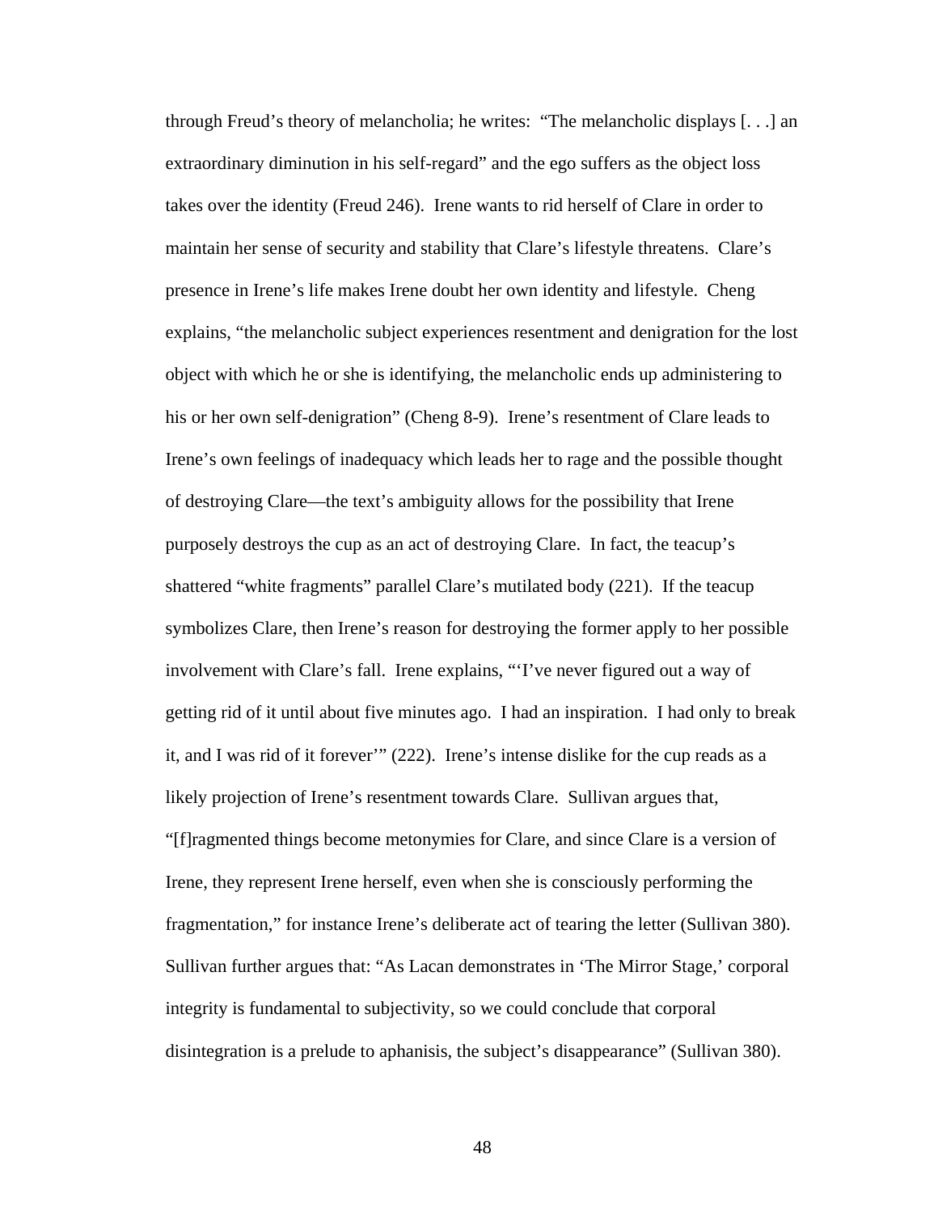through Freud's theory of melancholia; he writes: "The melancholic displays [. . .] an extraordinary diminution in his self-regard" and the ego suffers as the object loss takes over the identity (Freud 246). Irene wants to rid herself of Clare in order to maintain her sense of security and stability that Clare's lifestyle threatens. Clare's presence in Irene's life makes Irene doubt her own identity and lifestyle. Cheng explains, "the melancholic subject experiences resentment and denigration for the lost object with which he or she is identifying, the melancholic ends up administering to his or her own self-denigration" (Cheng 8-9). Irene's resentment of Clare leads to Irene's own feelings of inadequacy which leads her to rage and the possible thought of destroying Clare—the text's ambiguity allows for the possibility that Irene purposely destroys the cup as an act of destroying Clare. In fact, the teacup's shattered "white fragments" parallel Clare's mutilated body (221). If the teacup symbolizes Clare, then Irene's reason for destroying the former apply to her possible involvement with Clare's fall. Irene explains, "'I've never figured out a way of getting rid of it until about five minutes ago. I had an inspiration. I had only to break it, and I was rid of it forever'" (222). Irene's intense dislike for the cup reads as a likely projection of Irene's resentment towards Clare. Sullivan argues that, "[f]ragmented things become metonymies for Clare, and since Clare is a version of Irene, they represent Irene herself, even when she is consciously performing the fragmentation," for instance Irene's deliberate act of tearing the letter (Sullivan 380). Sullivan further argues that: "As Lacan demonstrates in 'The Mirror Stage,' corporal integrity is fundamental to subjectivity, so we could conclude that corporal disintegration is a prelude to aphanisis, the subject's disappearance" (Sullivan 380).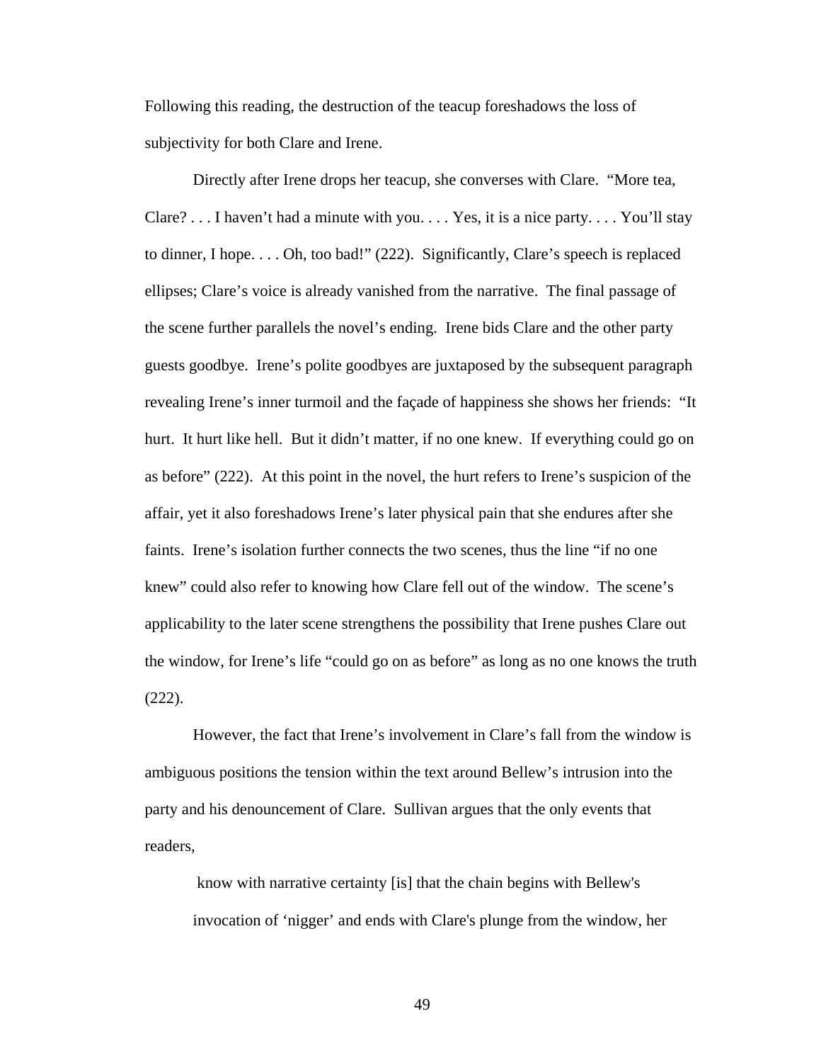Following this reading, the destruction of the teacup foreshadows the loss of subjectivity for both Clare and Irene.

Directly after Irene drops her teacup, she converses with Clare. "More tea, Clare? . . . I haven't had a minute with you. . . . Yes, it is a nice party. . . . You'll stay to dinner, I hope. . . . Oh, too bad!" (222). Significantly, Clare's speech is replaced ellipses; Clare's voice is already vanished from the narrative. The final passage of the scene further parallels the novel's ending. Irene bids Clare and the other party guests goodbye. Irene's polite goodbyes are juxtaposed by the subsequent paragraph revealing Irene's inner turmoil and the façade of happiness she shows her friends: "It hurt. It hurt like hell. But it didn't matter, if no one knew. If everything could go on as before" (222). At this point in the novel, the hurt refers to Irene's suspicion of the affair, yet it also foreshadows Irene's later physical pain that she endures after she faints. Irene's isolation further connects the two scenes, thus the line "if no one knew" could also refer to knowing how Clare fell out of the window. The scene's applicability to the later scene strengthens the possibility that Irene pushes Clare out the window, for Irene's life "could go on as before" as long as no one knows the truth (222).

However, the fact that Irene's involvement in Clare's fall from the window is ambiguous positions the tension within the text around Bellew's intrusion into the party and his denouncement of Clare. Sullivan argues that the only events that readers,

> know with narrative certainty [is] that the chain begins with Bellew's invocation of 'nigger' and ends with Clare's plunge from the window, her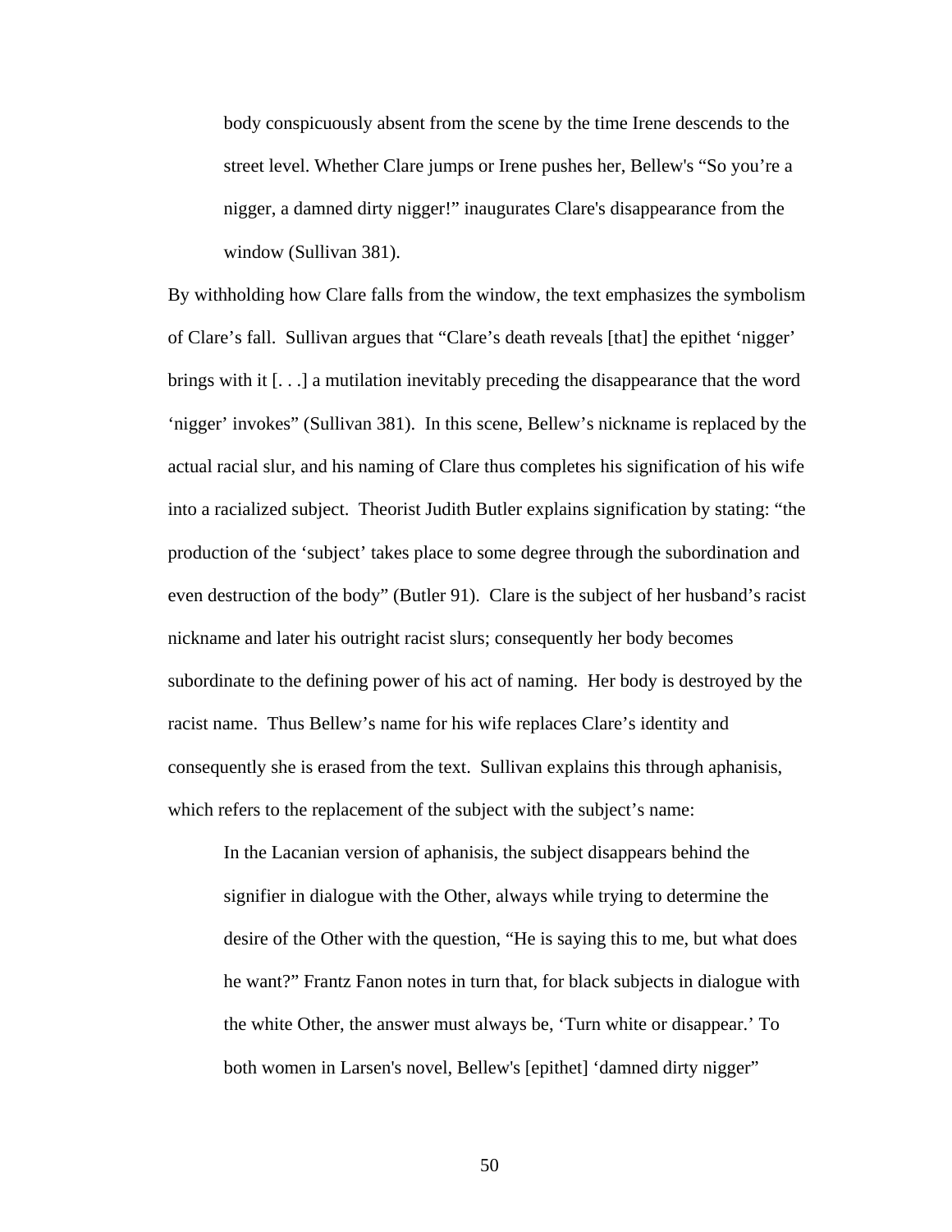> body conspicuously absent from the scene by the time Irene descends to the street level. Whether Clare jumps or Irene pushes her, Bellew's "So you're a nigger, a damned dirty nigger!" inaugurates Clare's disappearance from the window (Sullivan 381).

By withholding how Clare falls from the window, the text emphasizes the symbolism of Clare's fall. Sullivan argues that "Clare's death reveals [that] the epithet 'nigger' brings with it [. . .] a mutilation inevitably preceding the disappearance that the word 'nigger' invokes" (Sullivan 381). In this scene, Bellew's nickname is replaced by the actual racial slur, and his naming of Clare thus completes his signification of his wife into a racialized subject. Theorist Judith Butler explains signification by stating: "the production of the 'subject' takes place to some degree through the subordination and even destruction of the body" (Butler 91). Clare is the subject of her husband's racist nickname and later his outright racist slurs; consequently her body becomes subordinate to the defining power of his act of naming. Her body is destroyed by the racist name. Thus Bellew's name for his wife replaces Clare's identity and consequently she is erased from the text. Sullivan explains this through aphanisis, which refers to the replacement of the subject with the subject's name:

> In the Lacanian version of aphanisis, the subject disappears behind the signifier in dialogue with the Other, always while trying to determine the desire of the Other with the question, "He is saying this to me, but what does he want?" Frantz Fanon notes in turn that, for black subjects in dialogue with the white Other, the answer must always be, 'Turn white or disappear.' To both women in Larsen's novel, Bellew's [epithet] 'damned dirty nigger"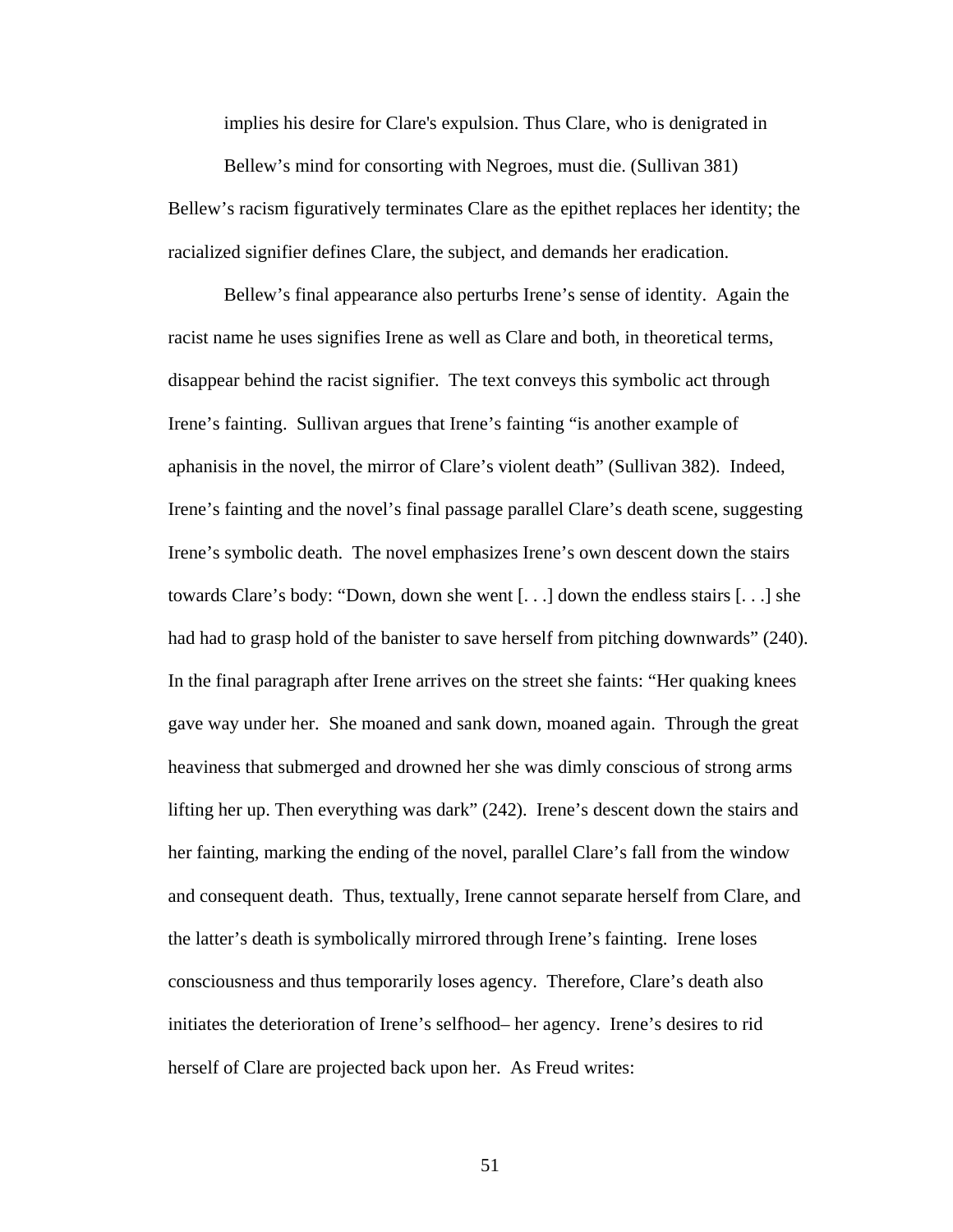> implies his desire for Clare's expulsion. Thus Clare, who is denigrated in Bellew's mind for consorting with Negroes, must die. (Sullivan 381)

Bellew's racism figuratively terminates Clare as the epithet replaces her identity; the racialized signifier defines Clare, the subject, and demands her eradication.

Bellew's final appearance also perturbs Irene's sense of identity. Again the racist name he uses signifies Irene as well as Clare and both, in theoretical terms, disappear behind the racist signifier. The text conveys this symbolic act through Irene's fainting. Sullivan argues that Irene's fainting "is another example of aphanisis in the novel, the mirror of Clare's violent death" (Sullivan 382). Indeed, Irene's fainting and the novel's final passage parallel Clare's death scene, suggesting Irene's symbolic death. The novel emphasizes Irene's own descent down the stairs towards Clare's body: "Down, down she went [. . .] down the endless stairs [. . .] she had had to grasp hold of the banister to save herself from pitching downwards" (240). In the final paragraph after Irene arrives on the street she faints: "Her quaking knees gave way under her. She moaned and sank down, moaned again. Through the great heaviness that submerged and drowned her she was dimly conscious of strong arms lifting her up. Then everything was dark" (242). Irene's descent down the stairs and her fainting, marking the ending of the novel, parallel Clare's fall from the window and consequent death. Thus, textually, Irene cannot separate herself from Clare, and the latter's death is symbolically mirrored through Irene's fainting. Irene loses consciousness and thus temporarily loses agency. Therefore, Clare's death also initiates the deterioration of Irene's selfhood– her agency. Irene's desires to rid herself of Clare are projected back upon her. As Freud writes: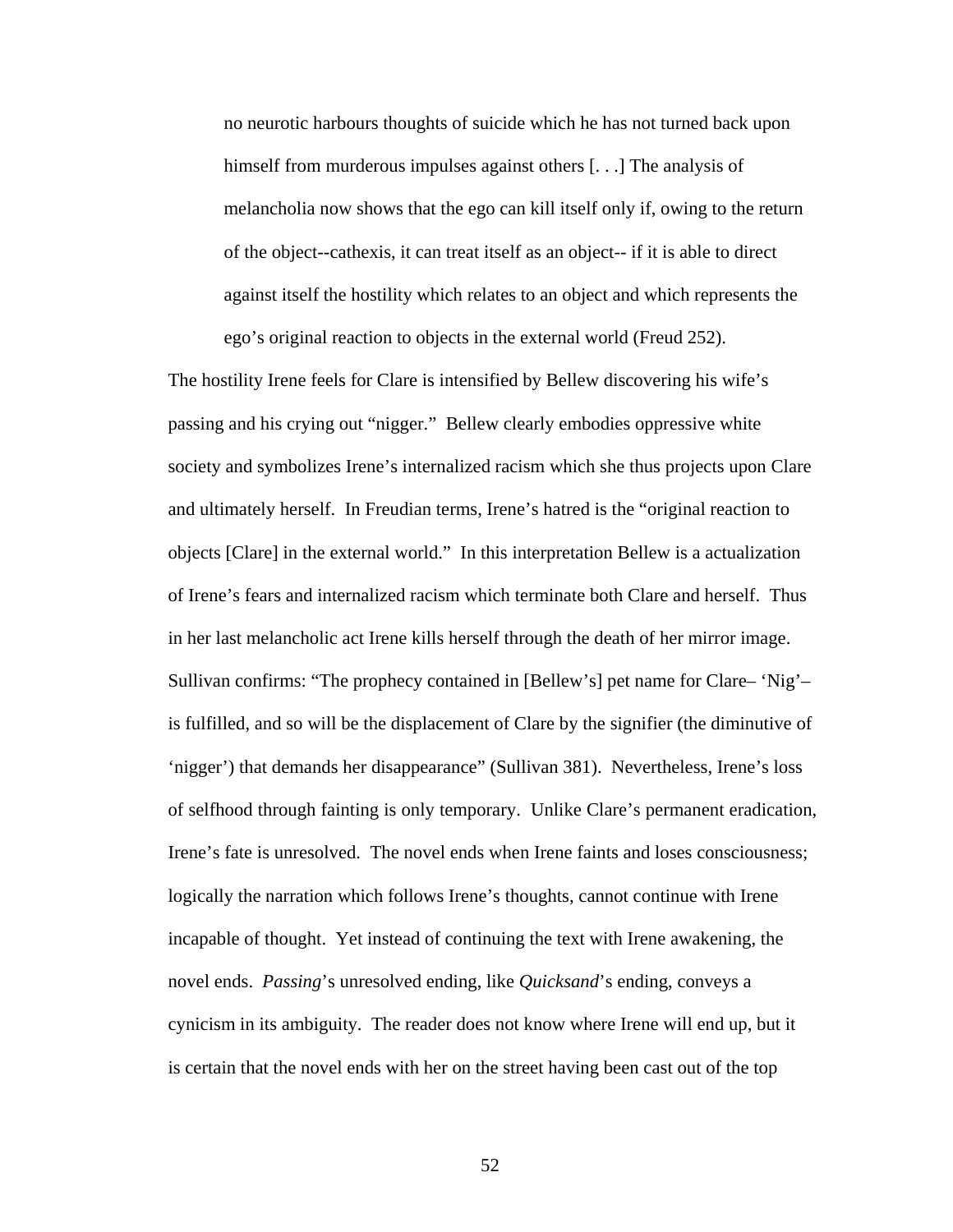> no neurotic harbours thoughts of suicide which he has not turned back upon himself from murderous impulses against others [. . .] The analysis of melancholia now shows that the ego can kill itself only if, owing to the return of the object--cathexis, it can treat itself as an object-- if it is able to direct against itself the hostility which relates to an object and which represents the ego's original reaction to objects in the external world (Freud 252).

The hostility Irene feels for Clare is intensified by Bellew discovering his wife's passing and his crying out "nigger." Bellew clearly embodies oppressive white society and symbolizes Irene's internalized racism which she thus projects upon Clare and ultimately herself. In Freudian terms, Irene's hatred is the "original reaction to objects [Clare] in the external world." In this interpretation Bellew is a actualization of Irene's fears and internalized racism which terminate both Clare and herself. Thus in her last melancholic act Irene kills herself through the death of her mirror image. Sullivan confirms: "The prophecy contained in [Bellew's] pet name for Clare– 'Nig'– is fulfilled, and so will be the displacement of Clare by the signifier (the diminutive of 'nigger') that demands her disappearance" (Sullivan 381). Nevertheless, Irene's loss of selfhood through fainting is only temporary. Unlike Clare's permanent eradication, Irene's fate is unresolved. The novel ends when Irene faints and loses consciousness; logically the narration which follows Irene's thoughts, cannot continue with Irene incapable of thought. Yet instead of continuing the text with Irene awakening, the novel ends. *Passing*'s unresolved ending, like *Quicksand*'s ending, conveys a cynicism in its ambiguity. The reader does not know where Irene will end up, but it is certain that the novel ends with her on the street having been cast out of the top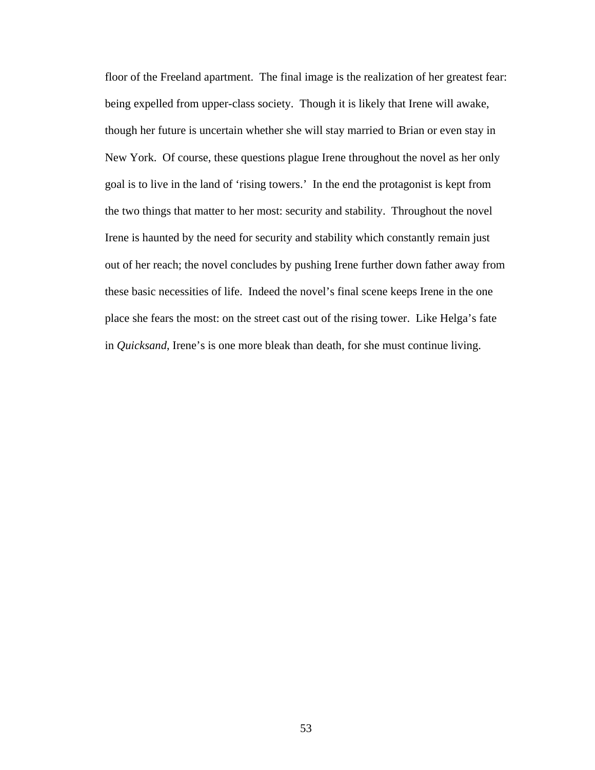floor of the Freeland apartment. The final image is the realization of her greatest fear: being expelled from upper-class society. Though it is likely that Irene will awake, though her future is uncertain whether she will stay married to Brian or even stay in New York. Of course, these questions plague Irene throughout the novel as her only goal is to live in the land of 'rising towers.' In the end the protagonist is kept from the two things that matter to her most: security and stability. Throughout the novel Irene is haunted by the need for security and stability which constantly remain just out of her reach; the novel concludes by pushing Irene further down father away from these basic necessities of life. Indeed the novel's final scene keeps Irene in the one place she fears the most: on the street cast out of the rising tower. Like Helga's fate in *Quicksand*, Irene's is one more bleak than death, for she must continue living.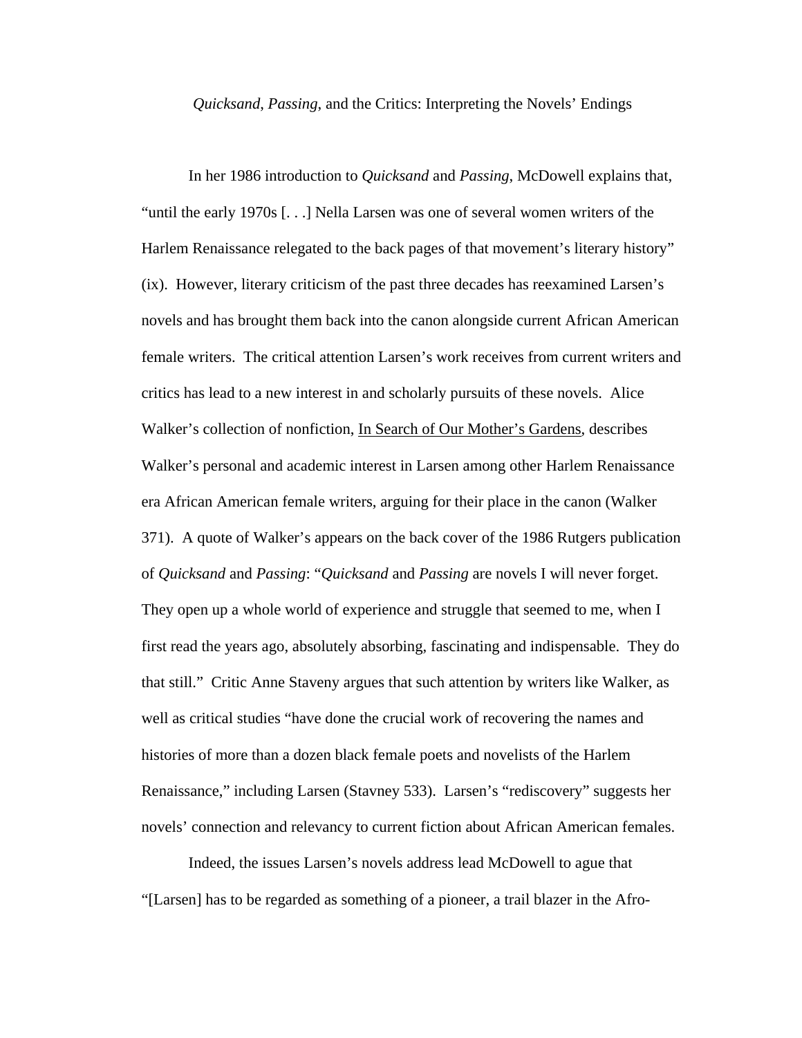*Quicksand*, *Passing*, and the Critics: Interpreting the Novels' Endings

In her 1986 introduction to *Quicksand* and *Passing*, McDowell explains that, "until the early 1970s [. . .] Nella Larsen was one of several women writers of the Harlem Renaissance relegated to the back pages of that movement's literary history" (ix). However, literary criticism of the past three decades has reexamined Larsen's novels and has brought them back into the canon alongside current African American female writers. The critical attention Larsen's work receives from current writers and critics has lead to a new interest in and scholarly pursuits of these novels. Alice Walker's collection of nonfiction, <u>In Search of Our Mother's Gardens</u>, describes Walker's personal and academic interest in Larsen among other Harlem Renaissance era African American female writers, arguing for their place in the canon (Walker 371). A quote of Walker's appears on the back cover of the 1986 Rutgers publication of *Quicksand* and *Passing*: "*Quicksand* and *Passing* are novels I will never forget. They open up a whole world of experience and struggle that seemed to me, when I first read the years ago, absolutely absorbing, fascinating and indispensable. They do that still." Critic Anne Staveny argues that such attention by writers like Walker, as well as critical studies "have done the crucial work of recovering the names and histories of more than a dozen black female poets and novelists of the Harlem Renaissance," including Larsen (Stavney 533). Larsen's "rediscovery" suggests her novels' connection and relevancy to current fiction about African American females.

Indeed, the issues Larsen's novels address lead McDowell to ague that "[Larsen] has to be regarded as something of a pioneer, a trail blazer in the Afro-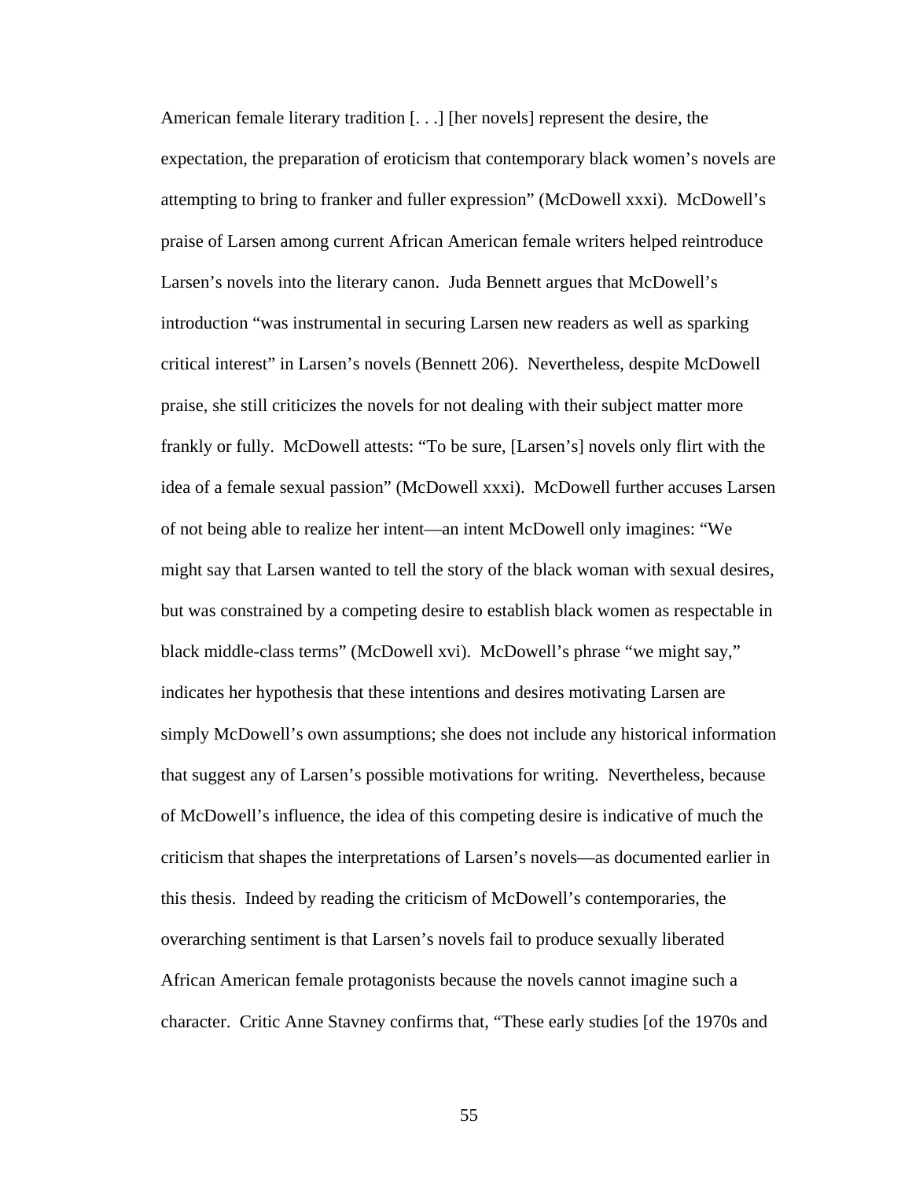American female literary tradition [. . .] [her novels] represent the desire, the expectation, the preparation of eroticism that contemporary black women's novels are attempting to bring to franker and fuller expression" (McDowell xxxi). McDowell's praise of Larsen among current African American female writers helped reintroduce Larsen's novels into the literary canon. Juda Bennett argues that McDowell's introduction "was instrumental in securing Larsen new readers as well as sparking critical interest" in Larsen's novels (Bennett 206). Nevertheless, despite McDowell praise, she still criticizes the novels for not dealing with their subject matter more frankly or fully. McDowell attests: "To be sure, [Larsen's] novels only flirt with the idea of a female sexual passion" (McDowell xxxi). McDowell further accuses Larsen of not being able to realize her intent—an intent McDowell only imagines: "We might say that Larsen wanted to tell the story of the black woman with sexual desires, but was constrained by a competing desire to establish black women as respectable in black middle-class terms" (McDowell xvi). McDowell's phrase "we might say," indicates her hypothesis that these intentions and desires motivating Larsen are simply McDowell's own assumptions; she does not include any historical information that suggest any of Larsen's possible motivations for writing. Nevertheless, because of McDowell's influence, the idea of this competing desire is indicative of much the criticism that shapes the interpretations of Larsen's novels—as documented earlier in this thesis. Indeed by reading the criticism of McDowell's contemporaries, the overarching sentiment is that Larsen's novels fail to produce sexually liberated African American female protagonists because the novels cannot imagine such a character. Critic Anne Stavney confirms that, "These early studies [of the 1970s and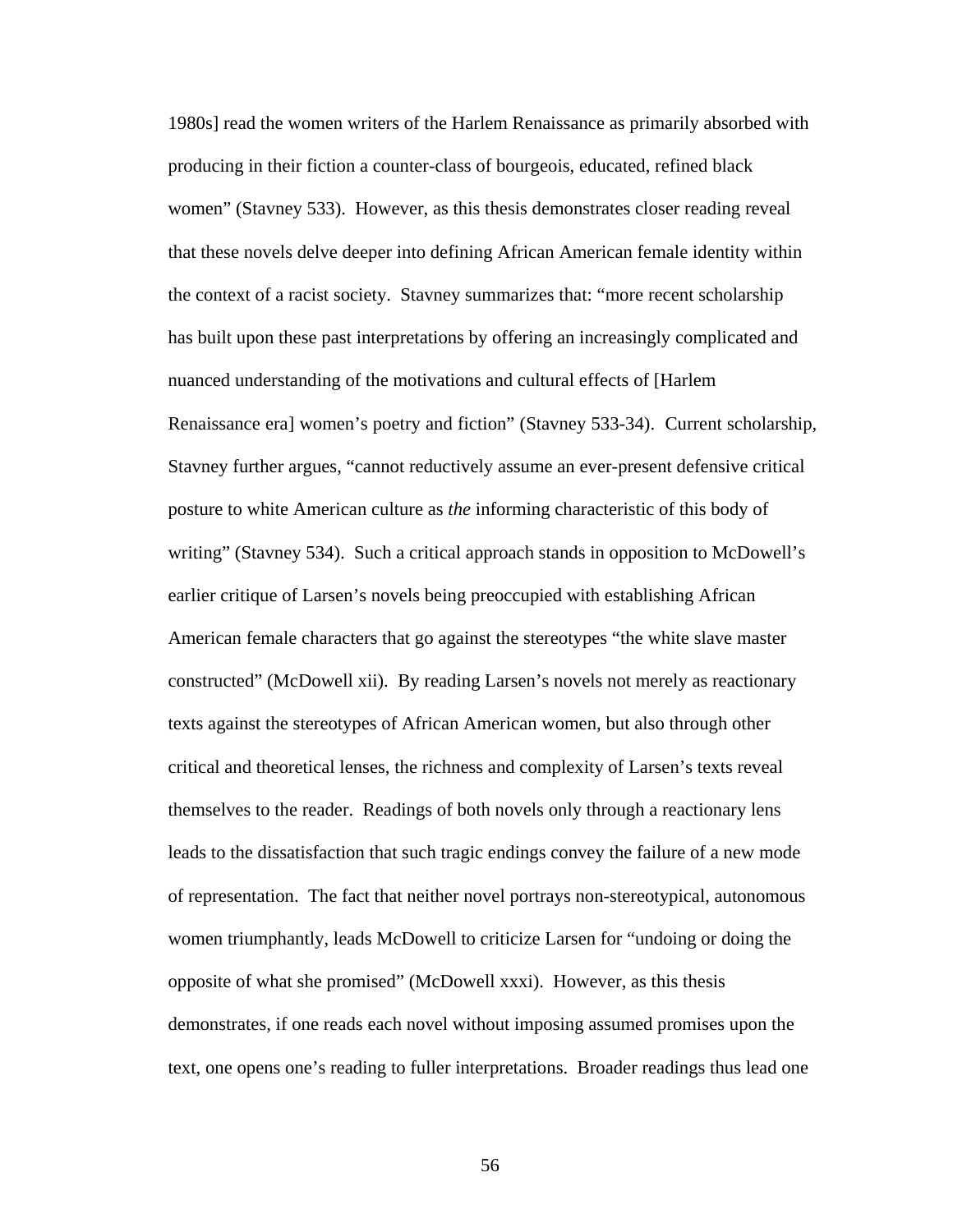1980s] read the women writers of the Harlem Renaissance as primarily absorbed with producing in their fiction a counter-class of bourgeois, educated, refined black women" (Stavney 533). However, as this thesis demonstrates closer reading reveal that these novels delve deeper into defining African American female identity within the context of a racist society. Stavney summarizes that: "more recent scholarship has built upon these past interpretations by offering an increasingly complicated and nuanced understanding of the motivations and cultural effects of [Harlem Renaissance era] women's poetry and fiction" (Stavney 533-34). Current scholarship, Stavney further argues, "cannot reductively assume an ever-present defensive critical posture to white American culture as *the* informing characteristic of this body of writing" (Stavney 534). Such a critical approach stands in opposition to McDowell's earlier critique of Larsen's novels being preoccupied with establishing African American female characters that go against the stereotypes "the white slave master constructed" (McDowell xii). By reading Larsen's novels not merely as reactionary texts against the stereotypes of African American women, but also through other critical and theoretical lenses, the richness and complexity of Larsen's texts reveal themselves to the reader. Readings of both novels only through a reactionary lens leads to the dissatisfaction that such tragic endings convey the failure of a new mode of representation. The fact that neither novel portrays non-stereotypical, autonomous women triumphantly, leads McDowell to criticize Larsen for "undoing or doing the opposite of what she promised" (McDowell xxxi). However, as this thesis demonstrates, if one reads each novel without imposing assumed promises upon the text, one opens one's reading to fuller interpretations. Broader readings thus lead one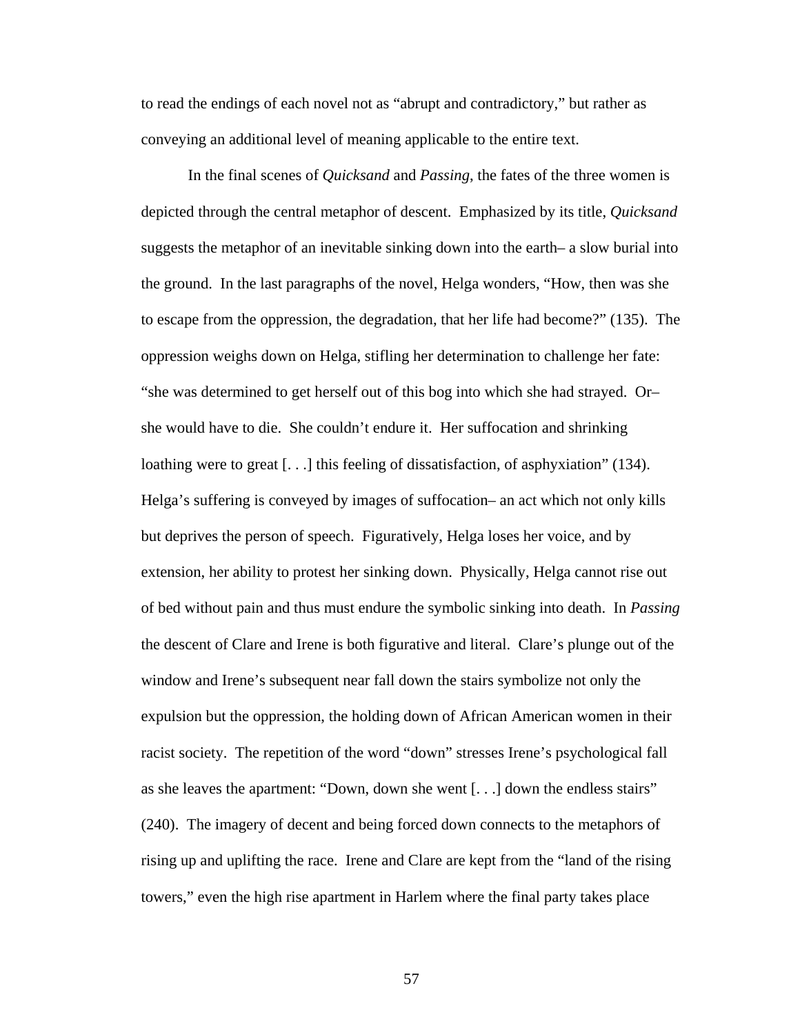to read the endings of each novel not as "abrupt and contradictory," but rather as conveying an additional level of meaning applicable to the entire text.

In the final scenes of *Quicksand* and *Passing*, the fates of the three women is depicted through the central metaphor of descent. Emphasized by its title, *Quicksand* suggests the metaphor of an inevitable sinking down into the earth– a slow burial into the ground. In the last paragraphs of the novel, Helga wonders, "How, then was she to escape from the oppression, the degradation, that her life had become?" (135). The oppression weighs down on Helga, stifling her determination to challenge her fate: "she was determined to get herself out of this bog into which she had strayed. Or– she would have to die. She couldn't endure it. Her suffocation and shrinking loathing were to great [. . .] this feeling of dissatisfaction, of asphyxiation" (134). Helga's suffering is conveyed by images of suffocation– an act which not only kills but deprives the person of speech. Figuratively, Helga loses her voice, and by extension, her ability to protest her sinking down. Physically, Helga cannot rise out of bed without pain and thus must endure the symbolic sinking into death. In *Passing* the descent of Clare and Irene is both figurative and literal. Clare's plunge out of the window and Irene's subsequent near fall down the stairs symbolize not only the expulsion but the oppression, the holding down of African American women in their racist society. The repetition of the word "down" stresses Irene's psychological fall as she leaves the apartment: "Down, down she went [. . .] down the endless stairs" (240). The imagery of decent and being forced down connects to the metaphors of rising up and uplifting the race. Irene and Clare are kept from the "land of the rising towers," even the high rise apartment in Harlem where the final party takes place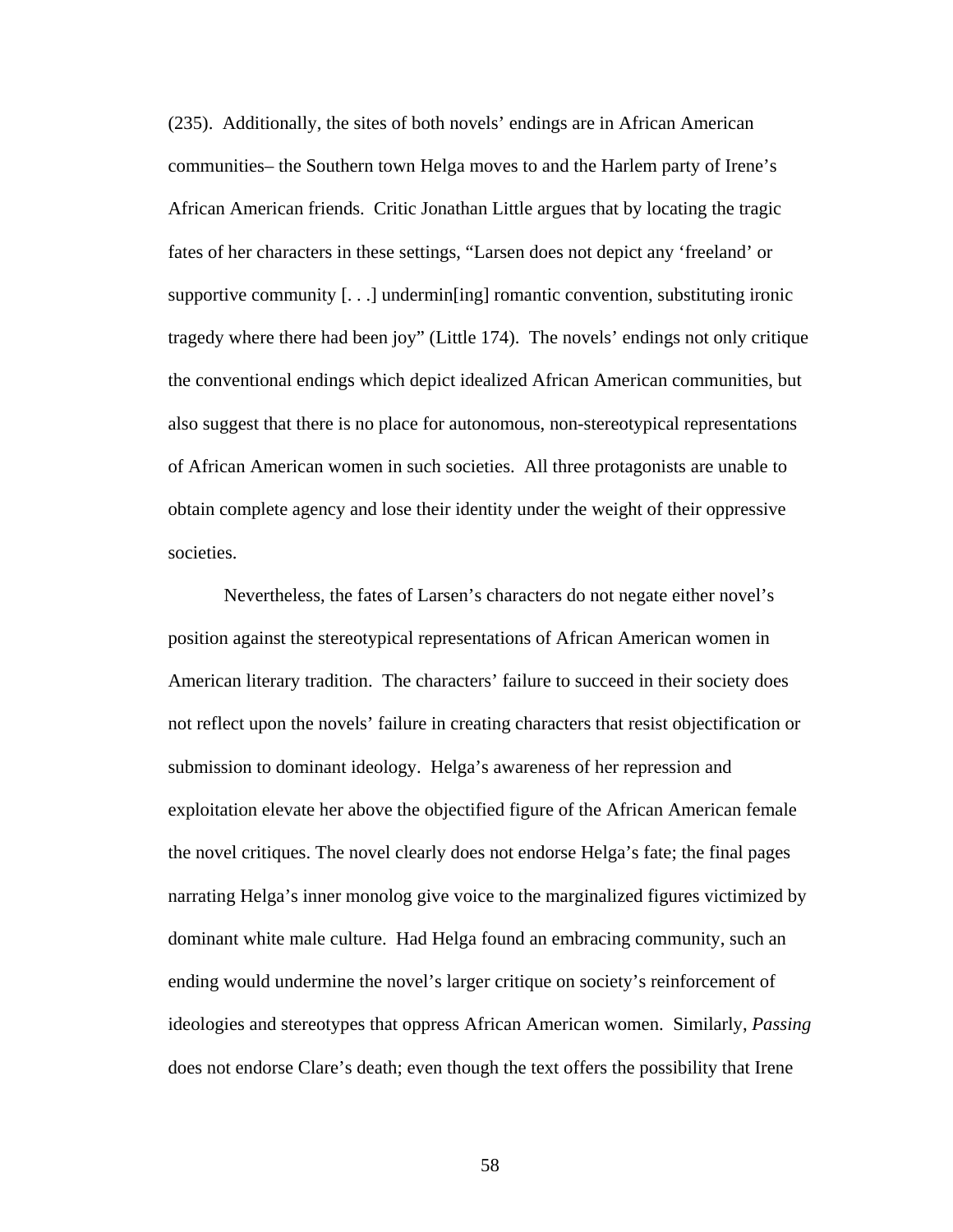(235). Additionally, the sites of both novels' endings are in African American communities– the Southern town Helga moves to and the Harlem party of Irene's African American friends. Critic Jonathan Little argues that by locating the tragic fates of her characters in these settings, "Larsen does not depict any 'freeland' or supportive community [. . .] undermin[ing] romantic convention, substituting ironic tragedy where there had been joy" (Little 174). The novels' endings not only critique the conventional endings which depict idealized African American communities, but also suggest that there is no place for autonomous, non-stereotypical representations of African American women in such societies. All three protagonists are unable to obtain complete agency and lose their identity under the weight of their oppressive societies.

Nevertheless, the fates of Larsen's characters do not negate either novel's position against the stereotypical representations of African American women in American literary tradition. The characters' failure to succeed in their society does not reflect upon the novels' failure in creating characters that resist objectification or submission to dominant ideology. Helga's awareness of her repression and exploitation elevate her above the objectified figure of the African American female the novel critiques. The novel clearly does not endorse Helga's fate; the final pages narrating Helga's inner monolog give voice to the marginalized figures victimized by dominant white male culture. Had Helga found an embracing community, such an ending would undermine the novel's larger critique on society's reinforcement of ideologies and stereotypes that oppress African American women. Similarly, *Passing* does not endorse Clare's death; even though the text offers the possibility that Irene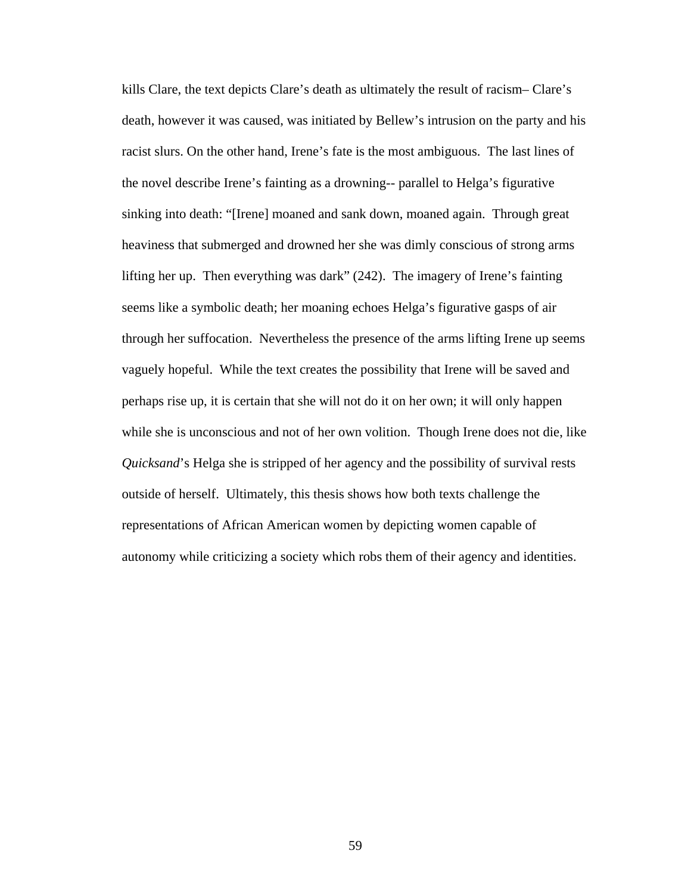kills Clare, the text depicts Clare's death as ultimately the result of racism– Clare's death, however it was caused, was initiated by Bellew's intrusion on the party and his racist slurs. On the other hand, Irene's fate is the most ambiguous. The last lines of the novel describe Irene's fainting as a drowning-- parallel to Helga's figurative sinking into death: "[Irene] moaned and sank down, moaned again. Through great heaviness that submerged and drowned her she was dimly conscious of strong arms lifting her up. Then everything was dark" (242). The imagery of Irene's fainting seems like a symbolic death; her moaning echoes Helga's figurative gasps of air through her suffocation. Nevertheless the presence of the arms lifting Irene up seems vaguely hopeful. While the text creates the possibility that Irene will be saved and perhaps rise up, it is certain that she will not do it on her own; it will only happen while she is unconscious and not of her own volition. Though Irene does not die, like *Quicksand*'s Helga she is stripped of her agency and the possibility of survival rests outside of herself. Ultimately, this thesis shows how both texts challenge the representations of African American women by depicting women capable of autonomy while criticizing a society which robs them of their agency and identities.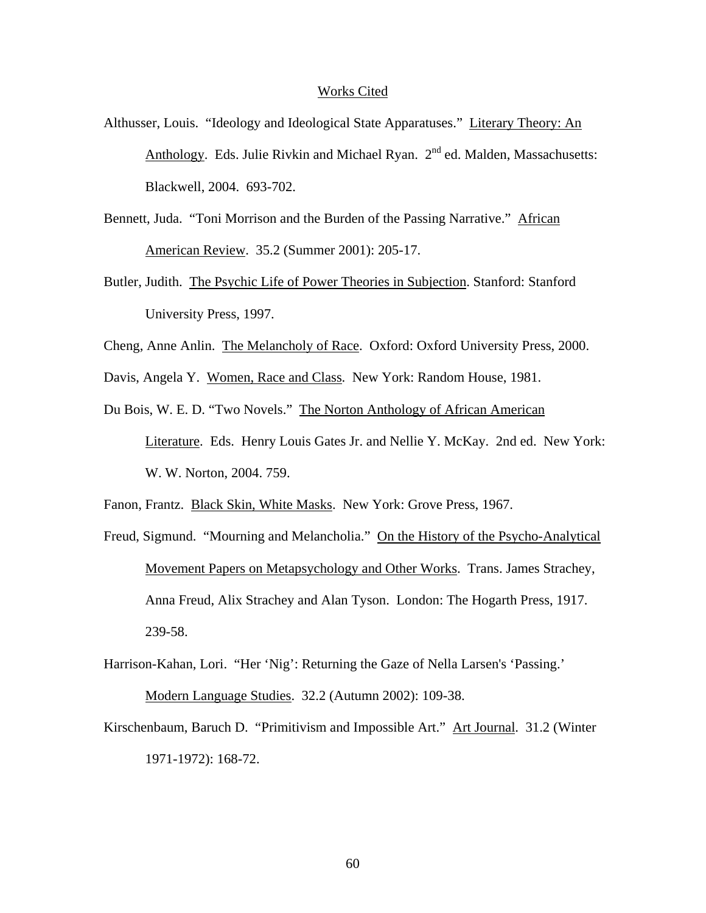## Works Cited

Althusser, Louis. "Ideology and Ideological State Apparatuses." Literary Theory: An Anthology. Eds. Julie Rivkin and Michael Ryan. 2nd ed. Malden, Massachusetts: Blackwell, 2004. 693-702.

Bennett, Juda. "Toni Morrison and the Burden of the Passing Narrative." African American Review. 35.2 (Summer 2001): 205-17.

Butler, Judith. The Psychic Life of Power Theories in Subjection. Stanford: Stanford University Press, 1997.

Cheng, Anne Anlin. The Melancholy of Race. Oxford: Oxford University Press, 2000.

Davis, Angela Y. Women, Race and Class. New York: Random House, 1981.

Du Bois, W. E. D. "Two Novels." The Norton Anthology of African American Literature. Eds. Henry Louis Gates Jr. and Nellie Y. McKay. 2nd ed. New York: W. W. Norton, 2004. 759.

Fanon, Frantz. Black Skin, White Masks. New York: Grove Press, 1967.

Freud, Sigmund. "Mourning and Melancholia." On the History of the Psycho-Analytical Movement Papers on Metapsychology and Other Works. Trans. James Strachey, Anna Freud, Alix Strachey and Alan Tyson. London: The Hogarth Press, 1917. 239-58.

Harrison-Kahan, Lori. "Her 'Nig': Returning the Gaze of Nella Larsen's 'Passing.' Modern Language Studies. 32.2 (Autumn 2002): 109-38.

Kirschenbaum, Baruch D. "Primitivism and Impossible Art." Art Journal. 31.2 (Winter 1971-1972): 168-72.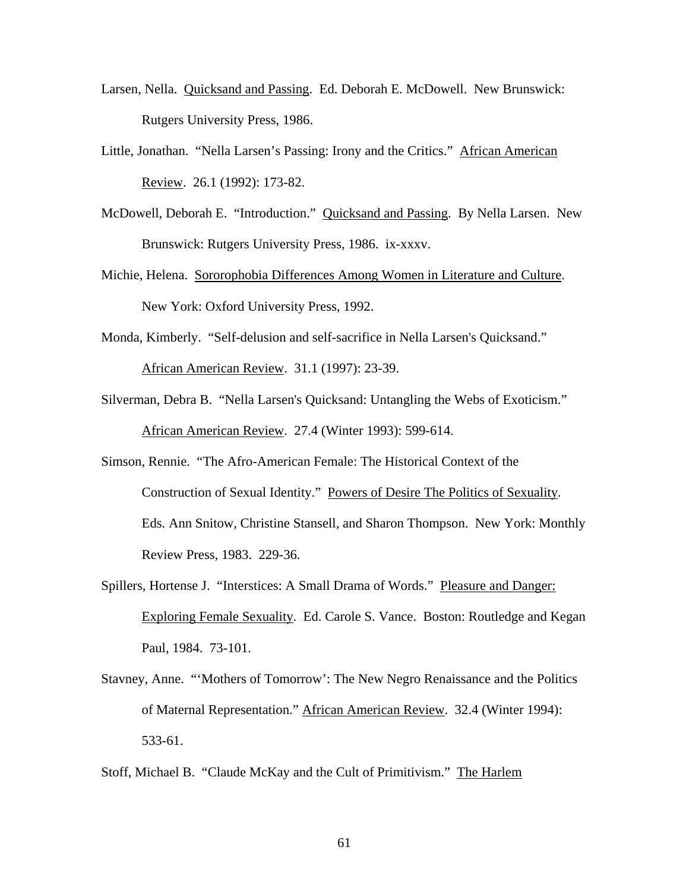Larsen, Nella. Quicksand and Passing. Ed. Deborah E. McDowell. New Brunswick: Rutgers University Press, 1986.

Little, Jonathan. "Nella Larsen's Passing: Irony and the Critics." African American Review. 26.1 (1992): 173-82.

McDowell, Deborah E. "Introduction." Quicksand and Passing. By Nella Larsen. New Brunswick: Rutgers University Press, 1986. ix-xxxv.

Michie, Helena. Sororophobia Differences Among Women in Literature and Culture. New York: Oxford University Press, 1992.

Monda, Kimberly. "Self-delusion and self-sacrifice in Nella Larsen's Quicksand." African American Review. 31.1 (1997): 23-39.

Silverman, Debra B. "Nella Larsen's Quicksand: Untangling the Webs of Exoticism." African American Review. 27.4 (Winter 1993): 599-614.

Simson, Rennie. "The Afro-American Female: The Historical Context of the Construction of Sexual Identity." Powers of Desire The Politics of Sexuality. Eds. Ann Snitow, Christine Stansell, and Sharon Thompson. New York: Monthly Review Press, 1983. 229-36.

Spillers, Hortense J. "Interstices: A Small Drama of Words." Pleasure and Danger: Exploring Female Sexuality. Ed. Carole S. Vance. Boston: Routledge and Kegan Paul, 1984. 73-101.

Stavney, Anne. "'Mothers of Tomorrow': The New Negro Renaissance and the Politics of Maternal Representation." African American Review. 32.4 (Winter 1994): 533-61.

Stoff, Michael B. "Claude McKay and the Cult of Primitivism." The Harlem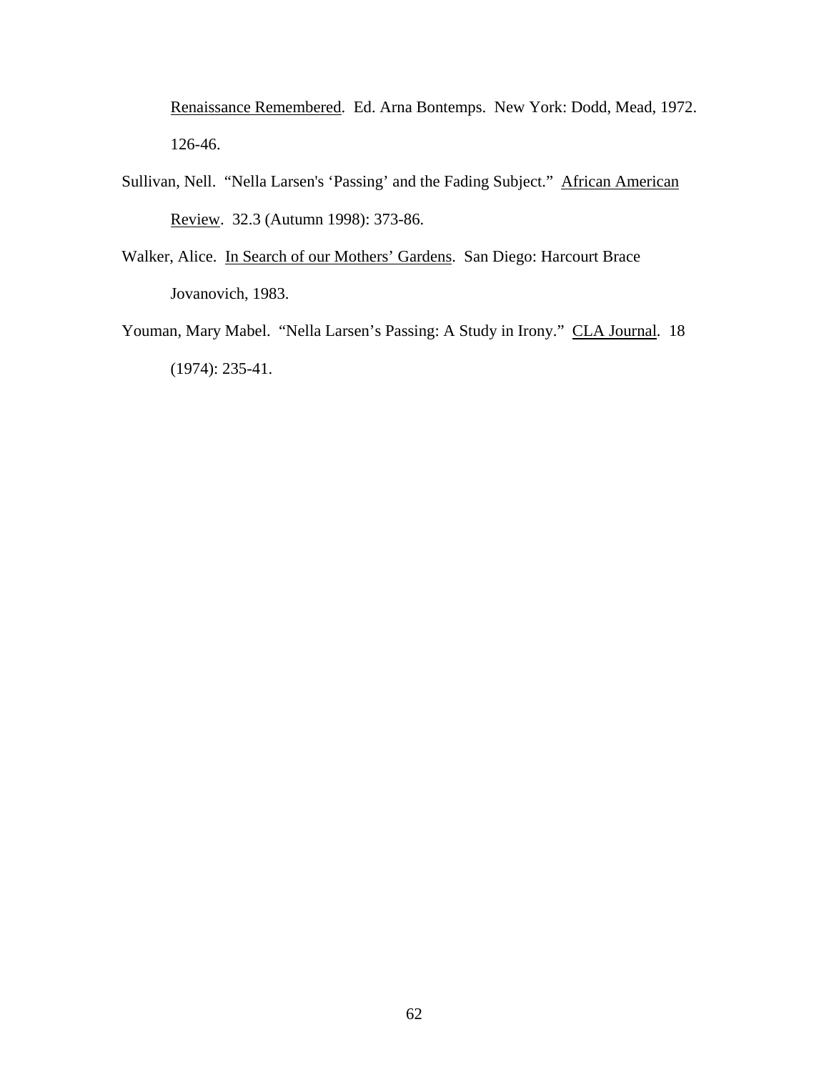Renaissance Remembered. Ed. Arna Bontemps. New York: Dodd, Mead, 1972. 126-46.

Sullivan, Nell. "Nella Larsen's 'Passing' and the Fading Subject." African American Review. 32.3 (Autumn 1998): 373-86.

Walker, Alice. In Search of our Mothers' Gardens. San Diego: Harcourt Brace Jovanovich, 1983.

Youman, Mary Mabel. "Nella Larsen's Passing: A Study in Irony." CLA Journal. 18 (1974): 235-41.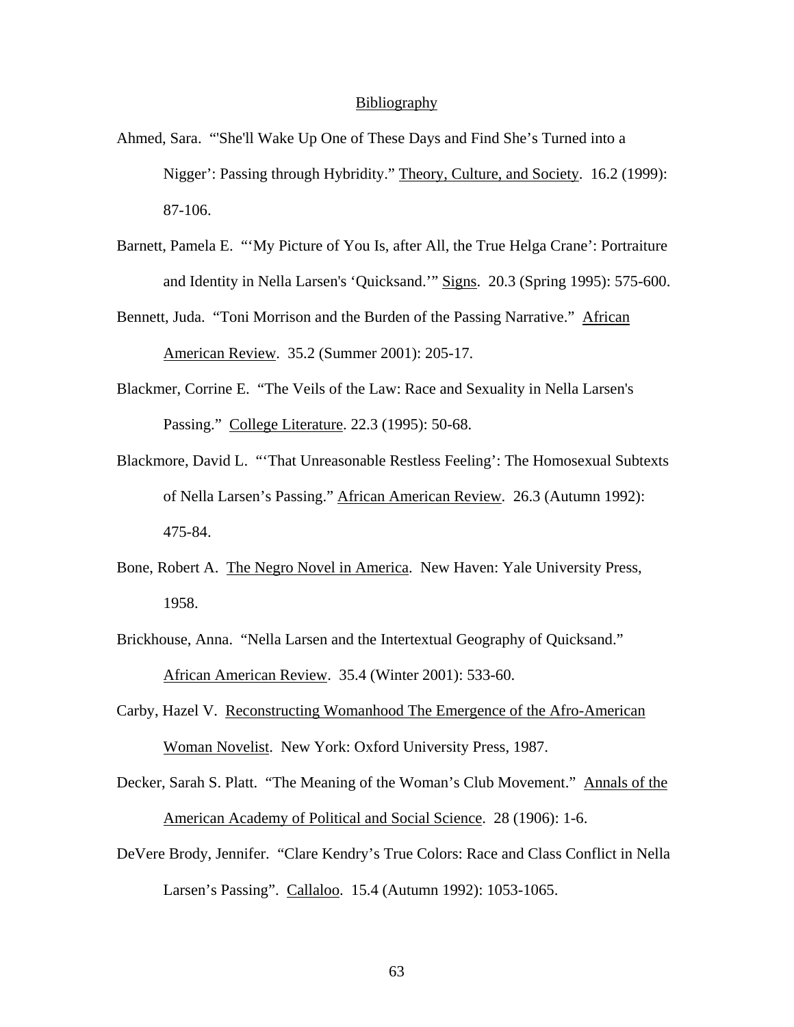## Bibliography

Ahmed, Sara. "'She'll Wake Up One of These Days and Find She's Turned into a Nigger': Passing through Hybridity." Theory, Culture, and Society. 16.2 (1999): 87-106.

Barnett, Pamela E. "'My Picture of You Is, after All, the True Helga Crane': Portraiture and Identity in Nella Larsen's 'Quicksand.'" Signs. 20.3 (Spring 1995): 575-600.

Bennett, Juda. "Toni Morrison and the Burden of the Passing Narrative." African American Review. 35.2 (Summer 2001): 205-17.

Blackmer, Corrine E. "The Veils of the Law: Race and Sexuality in Nella Larsen's Passing." College Literature. 22.3 (1995): 50-68.

Blackmore, David L. "'That Unreasonable Restless Feeling': The Homosexual Subtexts of Nella Larsen's Passing." African American Review. 26.3 (Autumn 1992): 475-84.

Bone, Robert A. The Negro Novel in America. New Haven: Yale University Press, 1958.

Brickhouse, Anna. "Nella Larsen and the Intertextual Geography of Quicksand." African American Review. 35.4 (Winter 2001): 533-60.

Carby, Hazel V. Reconstructing Womanhood The Emergence of the Afro-American Woman Novelist. New York: Oxford University Press, 1987.

Decker, Sarah S. Platt. "The Meaning of the Woman's Club Movement." Annals of the American Academy of Political and Social Science. 28 (1906): 1-6.

DeVere Brody, Jennifer. "Clare Kendry's True Colors: Race and Class Conflict in Nella Larsen's Passing". Callaloo. 15.4 (Autumn 1992): 1053-1065.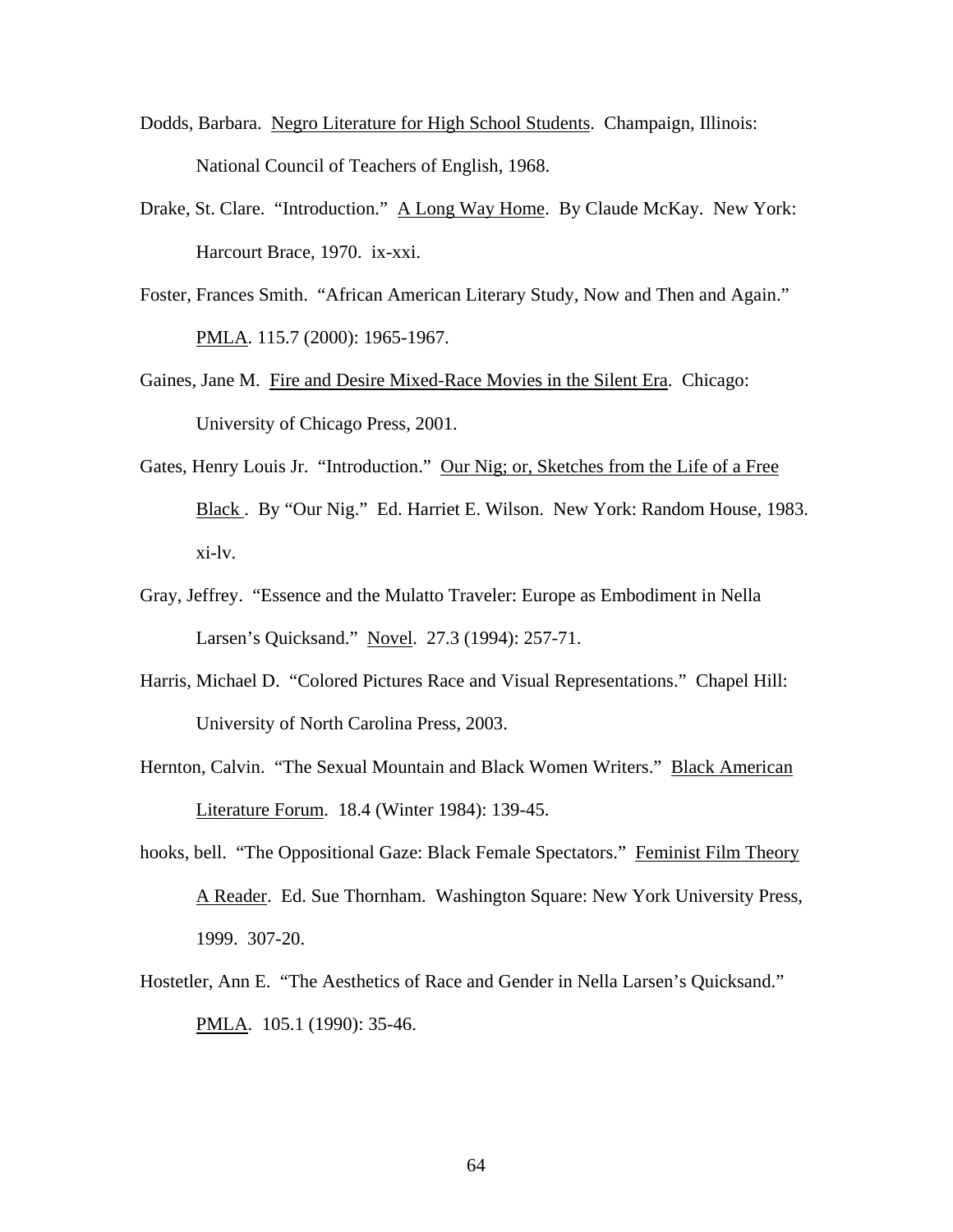Dodds, Barbara. Negro Literature for High School Students. Champaign, Illinois: National Council of Teachers of English, 1968.

Drake, St. Clare. "Introduction." A Long Way Home. By Claude McKay. New York: Harcourt Brace, 1970. ix-xxi.

Foster, Frances Smith. "African American Literary Study, Now and Then and Again." PMLA. 115.7 (2000): 1965-1967.

Gaines, Jane M. Fire and Desire Mixed-Race Movies in the Silent Era. Chicago: University of Chicago Press, 2001.

Gates, Henry Louis Jr. "Introduction." Our Nig; or, Sketches from the Life of a Free Black . By "Our Nig." Ed. Harriet E. Wilson. New York: Random House, 1983. xi-lv.

Gray, Jeffrey. "Essence and the Mulatto Traveler: Europe as Embodiment in Nella Larsen's Quicksand." Novel. 27.3 (1994): 257-71.

Harris, Michael D. "Colored Pictures Race and Visual Representations." Chapel Hill: University of North Carolina Press, 2003.

Hernton, Calvin. "The Sexual Mountain and Black Women Writers." Black American Literature Forum. 18.4 (Winter 1984): 139-45.

hooks, bell. "The Oppositional Gaze: Black Female Spectators." Feminist Film Theory A Reader. Ed. Sue Thornham. Washington Square: New York University Press, 1999. 307-20.

Hostetler, Ann E. "The Aesthetics of Race and Gender in Nella Larsen's Quicksand." PMLA. 105.1 (1990): 35-46.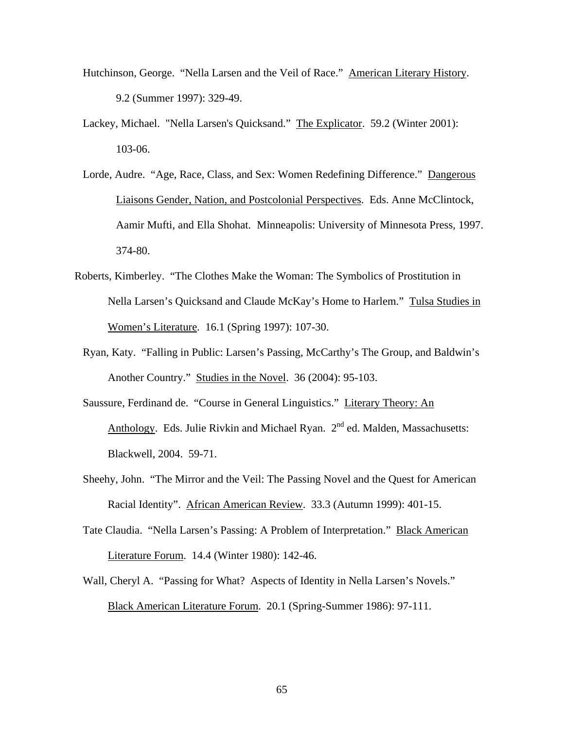Hutchinson, George. "Nella Larsen and the Veil of Race." American Literary History. 9.2 (Summer 1997): 329-49.

Lackey, Michael. "Nella Larsen's Quicksand." The Explicator. 59.2 (Winter 2001): 103-06.

Lorde, Audre. "Age, Race, Class, and Sex: Women Redefining Difference." Dangerous Liaisons Gender, Nation, and Postcolonial Perspectives. Eds. Anne McClintock, Aamir Mufti, and Ella Shohat. Minneapolis: University of Minnesota Press, 1997. 374-80.

Roberts, Kimberley. "The Clothes Make the Woman: The Symbolics of Prostitution in Nella Larsen's Quicksand and Claude McKay's Home to Harlem." Tulsa Studies in Women's Literature. 16.1 (Spring 1997): 107-30.

Ryan, Katy. "Falling in Public: Larsen's Passing, McCarthy's The Group, and Baldwin's Another Country." Studies in the Novel. 36 (2004): 95-103.

Saussure, Ferdinand de. "Course in General Linguistics." Literary Theory: An Anthology. Eds. Julie Rivkin and Michael Ryan. 2nd ed. Malden, Massachusetts: Blackwell, 2004. 59-71.

Sheehy, John. "The Mirror and the Veil: The Passing Novel and the Quest for American Racial Identity". African American Review. 33.3 (Autumn 1999): 401-15.

Tate Claudia. "Nella Larsen's Passing: A Problem of Interpretation." Black American Literature Forum. 14.4 (Winter 1980): 142-46.

Wall, Cheryl A. "Passing for What? Aspects of Identity in Nella Larsen's Novels." Black American Literature Forum. 20.1 (Spring-Summer 1986): 97-111.